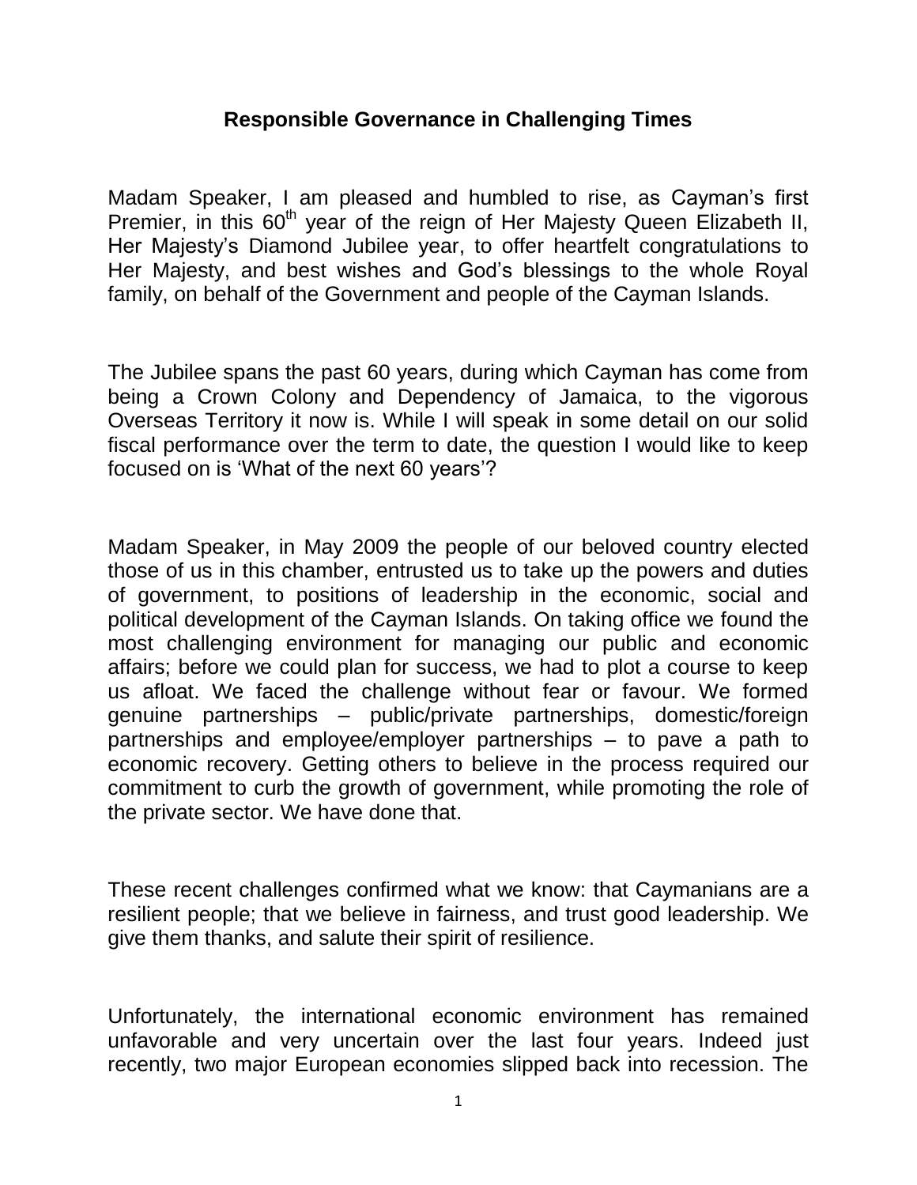## Responsible Governance in Challenging Times

Madam Speaker, I am pleased and humbled to rise, as Cayman's first Premier, in this $60^{th}$ year of the reign of Her Majesty Queen Elizabeth II, Her Majesty's Diamond Jubilee year, to offer heartfelt congratulations to Her Majesty, and best wishes and God's blessings to the whole Royal family, on behalf of the Government and people of the Cayman Islands.

The Jubilee spans the past 60 years, during which Cayman has come from being a Crown Colony and Dependency of Jamaica, to the vigorous Overseas Territory it now is. While I will speak in some detail on our solid fiscal performance over the term to date, the question I would like to keep focused on is 'What of the next 60 years'?

Madam Speaker, in May 2009 the people of our beloved country elected those of us in this chamber, entrusted us to take up the powers and duties of government, to positions of leadership in the economic, social and political development of the Cayman Islands. On taking office we found the most challenging environment for managing our public and economic affairs; before we could plan for success, we had to plot a course to keep us afloat. We faced the challenge without fear or favour. We formed genuine partnerships – public/private partnerships, domestic/foreign partnerships and employee/employer partnerships – to pave a path to economic recovery. Getting others to believe in the process required our commitment to curb the growth of government, while promoting the role of the private sector. We have done that.

These recent challenges confirmed what we know: that Caymanians are a resilient people; that we believe in fairness, and trust good leadership. We give them thanks, and salute their spirit of resilience.

Unfortunately, the international economic environment has remained unfavorable and very uncertain over the last four years. Indeed just recently, two major European economies slipped back into recession. The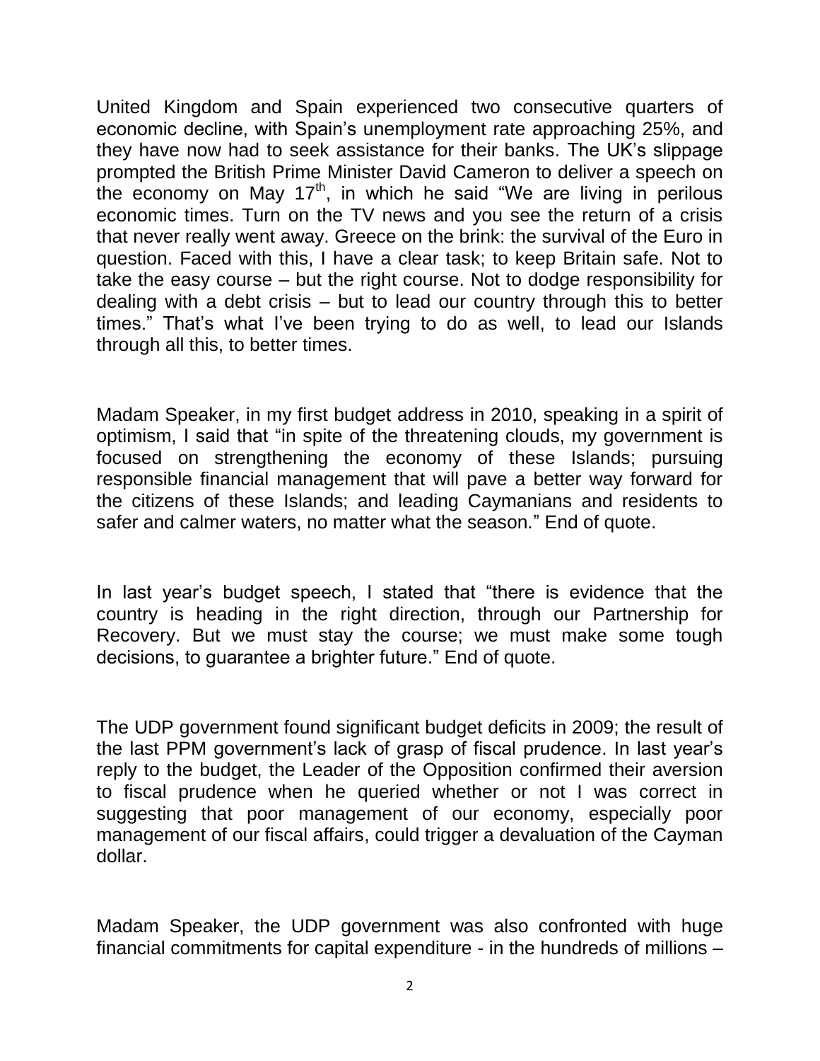United Kingdom and Spain experienced two consecutive quarters of economic decline, with Spain's unemployment rate approaching 25%, and they have now had to seek assistance for their banks. The UK's slippage prompted the British Prime Minister David Cameron to deliver a speech on the economy on May 17th, in which he said "We are living in perilous economic times. Turn on the TV news and you see the return of a crisis that never really went away. Greece on the brink: the survival of the Euro in question. Faced with this, I have a clear task; to keep Britain safe. Not to take the easy course – but the right course. Not to dodge responsibility for dealing with a debt crisis – but to lead our country through this to better times." That's what I've been trying to do as well, to lead our Islands through all this, to better times.

Madam Speaker, in my first budget address in 2010, speaking in a spirit of optimism, I said that "in spite of the threatening clouds, my government is focused on strengthening the economy of these Islands; pursuing responsible financial management that will pave a better way forward for the citizens of these Islands; and leading Caymanians and residents to safer and calmer waters, no matter what the season." End of quote.

In last year's budget speech, I stated that "there is evidence that the country is heading in the right direction, through our Partnership for Recovery. But we must stay the course; we must make some tough decisions, to guarantee a brighter future." End of quote.

The UDP government found significant budget deficits in 2009; the result of the last PPM government's lack of grasp of fiscal prudence. In last year's reply to the budget, the Leader of the Opposition confirmed their aversion to fiscal prudence when he queried whether or not I was correct in suggesting that poor management of our economy, especially poor management of our fiscal affairs, could trigger a devaluation of the Cayman dollar.

Madam Speaker, the UDP government was also confronted with huge financial commitments for capital expenditure - in the hundreds of millions –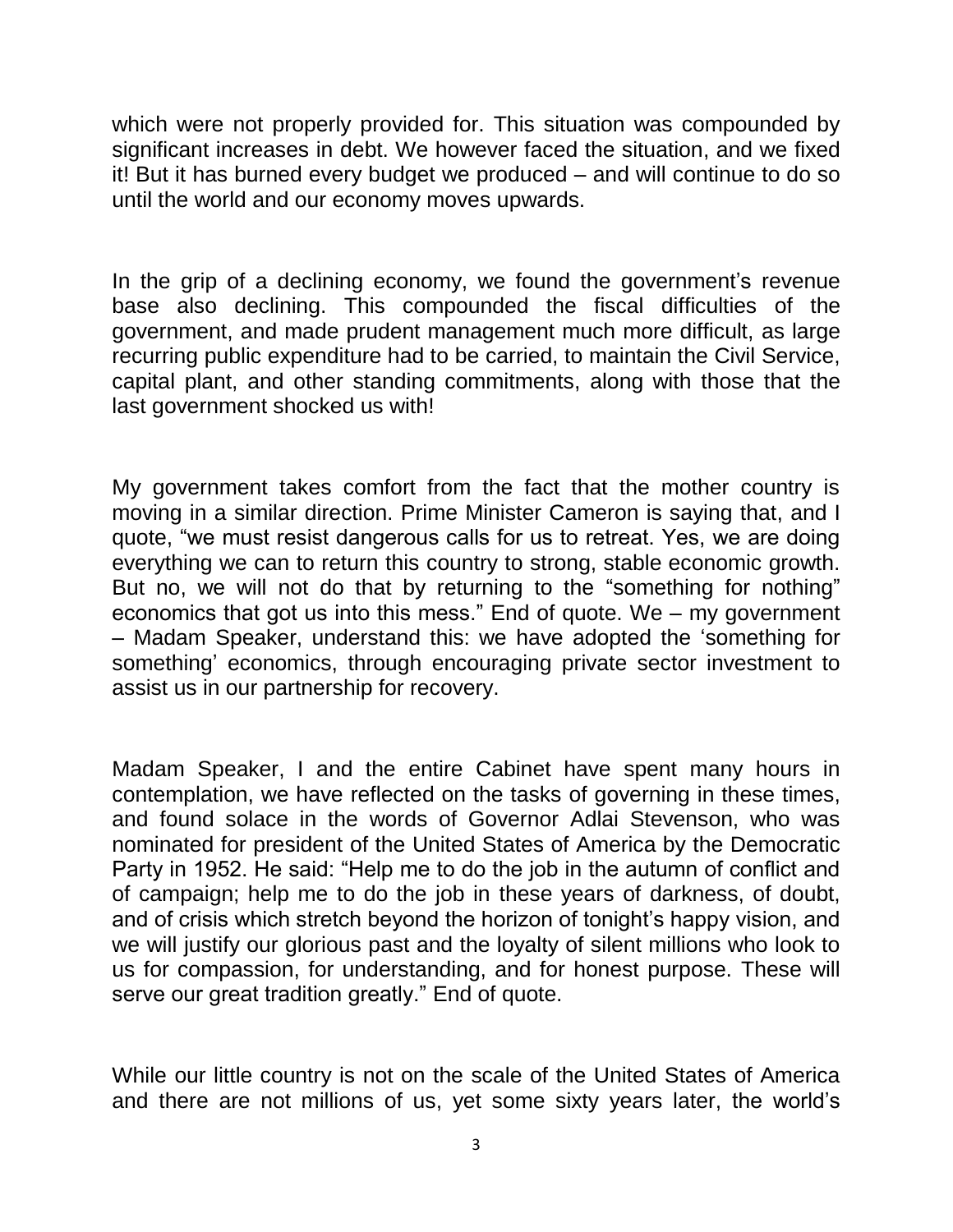which were not properly provided for. This situation was compounded by significant increases in debt. We however faced the situation, and we fixed it! But it has burned every budget we produced – and will continue to do so until the world and our economy moves upwards.

In the grip of a declining economy, we found the government's revenue base also declining. This compounded the fiscal difficulties of the government, and made prudent management much more difficult, as large recurring public expenditure had to be carried, to maintain the Civil Service, capital plant, and other standing commitments, along with those that the last government shocked us with!

My government takes comfort from the fact that the mother country is moving in a similar direction. Prime Minister Cameron is saying that, and I quote, "we must resist dangerous calls for us to retreat. Yes, we are doing everything we can to return this country to strong, stable economic growth. But no, we will not do that by returning to the "something for nothing" economics that got us into this mess." End of quote. We – my government – Madam Speaker, understand this: we have adopted the 'something for something' economics, through encouraging private sector investment to assist us in our partnership for recovery.

Madam Speaker, I and the entire Cabinet have spent many hours in contemplation, we have reflected on the tasks of governing in these times, and found solace in the words of Governor Adlai Stevenson, who was nominated for president of the United States of America by the Democratic Party in 1952. He said: "Help me to do the job in the autumn of conflict and of campaign; help me to do the job in these years of darkness, of doubt, and of crisis which stretch beyond the horizon of tonight's happy vision, and we will justify our glorious past and the loyalty of silent millions who look to us for compassion, for understanding, and for honest purpose. These will serve our great tradition greatly." End of quote.

While our little country is not on the scale of the United States of America and there are not millions of us, yet some sixty years later, the world's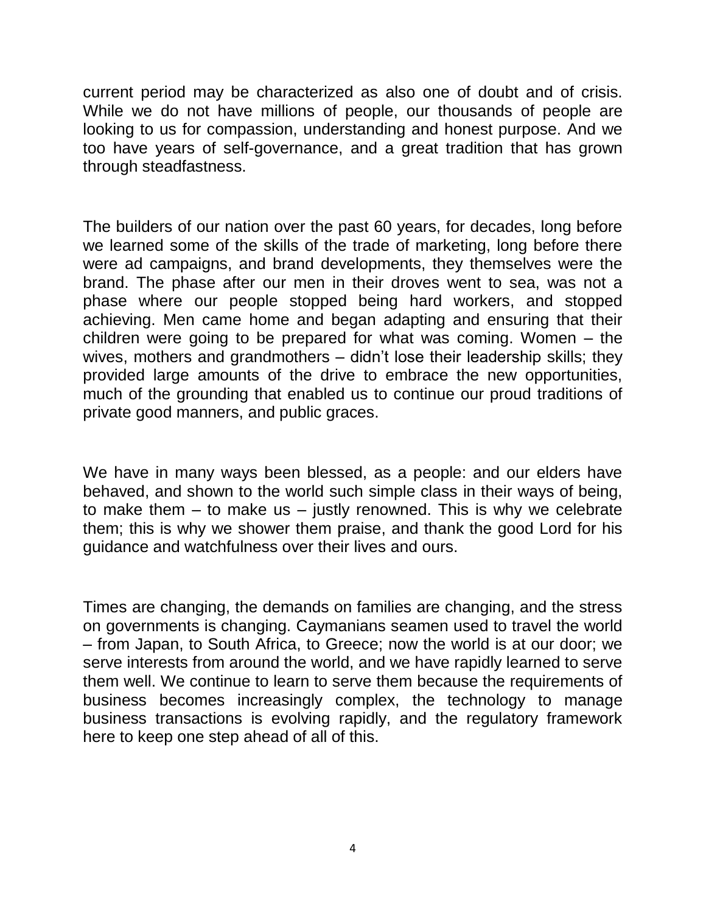current period may be characterized as also one of doubt and of crisis. While we do not have millions of people, our thousands of people are looking to us for compassion, understanding and honest purpose. And we too have years of self-governance, and a great tradition that has grown through steadfastness.

The builders of our nation over the past 60 years, for decades, long before we learned some of the skills of the trade of marketing, long before there were ad campaigns, and brand developments, they themselves were the brand. The phase after our men in their droves went to sea, was not a phase where our people stopped being hard workers, and stopped achieving. Men came home and began adapting and ensuring that their children were going to be prepared for what was coming. Women – the wives, mothers and grandmothers – didn't lose their leadership skills; they provided large amounts of the drive to embrace the new opportunities, much of the grounding that enabled us to continue our proud traditions of private good manners, and public graces.

We have in many ways been blessed, as a people: and our elders have behaved, and shown to the world such simple class in their ways of being, to make them – to make us – justly renowned. This is why we celebrate them; this is why we shower them praise, and thank the good Lord for his guidance and watchfulness over their lives and ours.

Times are changing, the demands on families are changing, and the stress on governments is changing. Caymanians seamen used to travel the world – from Japan, to South Africa, to Greece; now the world is at our door; we serve interests from around the world, and we have rapidly learned to serve them well. We continue to learn to serve them because the requirements of business becomes increasingly complex, the technology to manage business transactions is evolving rapidly, and the regulatory framework here to keep one step ahead of all of this.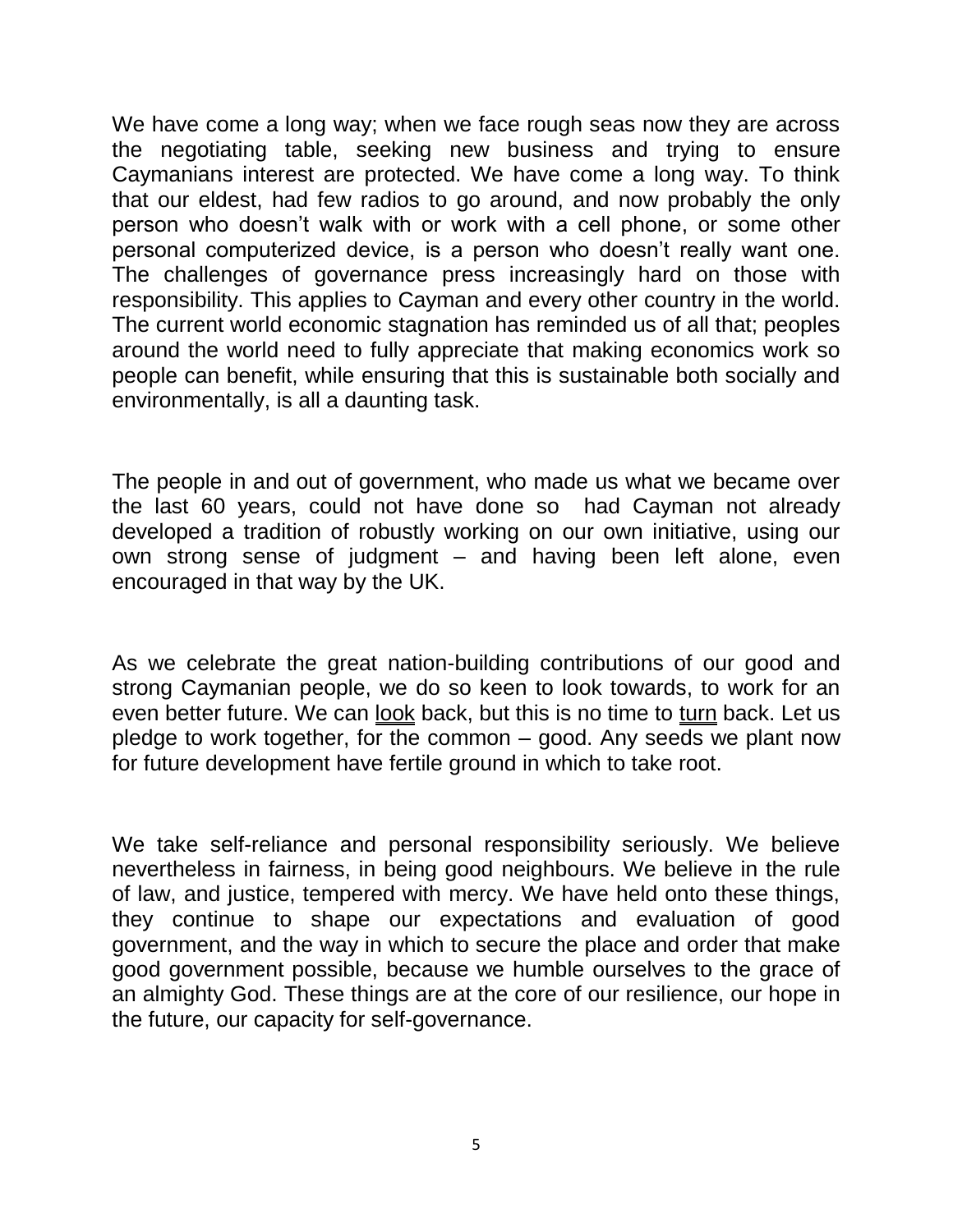We have come a long way; when we face rough seas now they are across the negotiating table, seeking new business and trying to ensure Caymanians interest are protected. We have come a long way. To think that our eldest, had few radios to go around, and now probably the only person who doesn't walk with or work with a cell phone, or some other personal computerized device, is a person who doesn't really want one. The challenges of governance press increasingly hard on those with responsibility. This applies to Cayman and every other country in the world. The current world economic stagnation has reminded us of all that; peoples around the world need to fully appreciate that making economics work so people can benefit, while ensuring that this is sustainable both socially and environmentally, is all a daunting task.

The people in and out of government, who made us what we became over the last 60 years, could not have done so had Cayman not already developed a tradition of robustly working on our own initiative, using our own strong sense of judgment – and having been left alone, even encouraged in that way by the UK.

As we celebrate the great nation-building contributions of our good and strong Caymanian people, we do so keen to look towards, to work for an even better future. We can <u>look</u> back, but this is no time to <u>turn</u> back. Let us pledge to work together, for the common – good. Any seeds we plant now for future development have fertile ground in which to take root.

We take self-reliance and personal responsibility seriously. We believe nevertheless in fairness, in being good neighbours. We believe in the rule of law, and justice, tempered with mercy. We have held onto these things, they continue to shape our expectations and evaluation of good government, and the way in which to secure the place and order that make good government possible, because we humble ourselves to the grace of an almighty God. These things are at the core of our resilience, our hope in the future, our capacity for self-governance.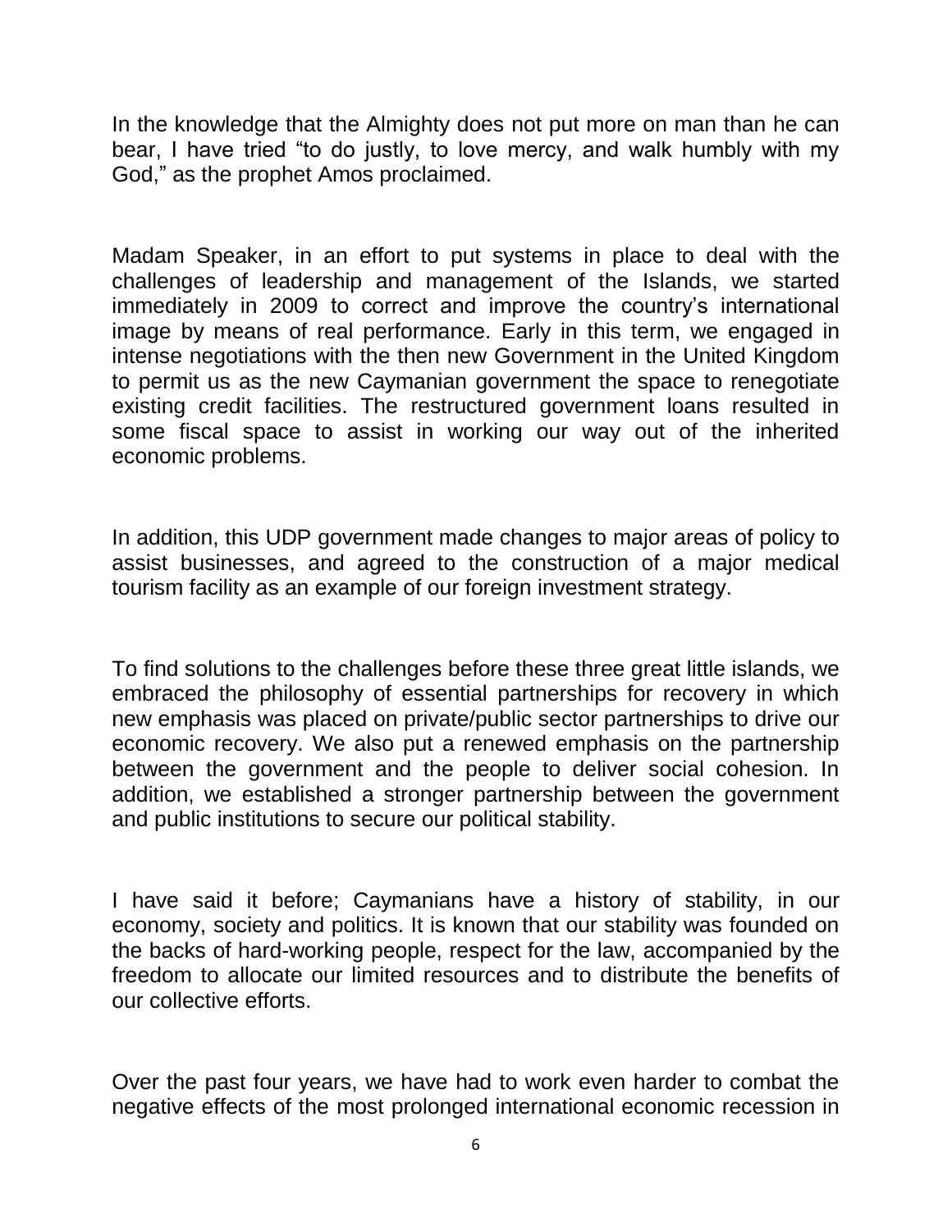In the knowledge that the Almighty does not put more on man than he can bear, I have tried "to do justly, to love mercy, and walk humbly with my God," as the prophet Amos proclaimed.

Madam Speaker, in an effort to put systems in place to deal with the challenges of leadership and management of the Islands, we started immediately in 2009 to correct and improve the country's international image by means of real performance. Early in this term, we engaged in intense negotiations with the then new Government in the United Kingdom to permit us as the new Caymanian government the space to renegotiate existing credit facilities. The restructured government loans resulted in some fiscal space to assist in working our way out of the inherited economic problems.

In addition, this UDP government made changes to major areas of policy to assist businesses, and agreed to the construction of a major medical tourism facility as an example of our foreign investment strategy.

To find solutions to the challenges before these three great little islands, we embraced the philosophy of essential partnerships for recovery in which new emphasis was placed on private/public sector partnerships to drive our economic recovery. We also put a renewed emphasis on the partnership between the government and the people to deliver social cohesion. In addition, we established a stronger partnership between the government and public institutions to secure our political stability.

I have said it before; Caymanians have a history of stability, in our economy, society and politics. It is known that our stability was founded on the backs of hard-working people, respect for the law, accompanied by the freedom to allocate our limited resources and to distribute the benefits of our collective efforts.

Over the past four years, we have had to work even harder to combat the negative effects of the most prolonged international economic recession in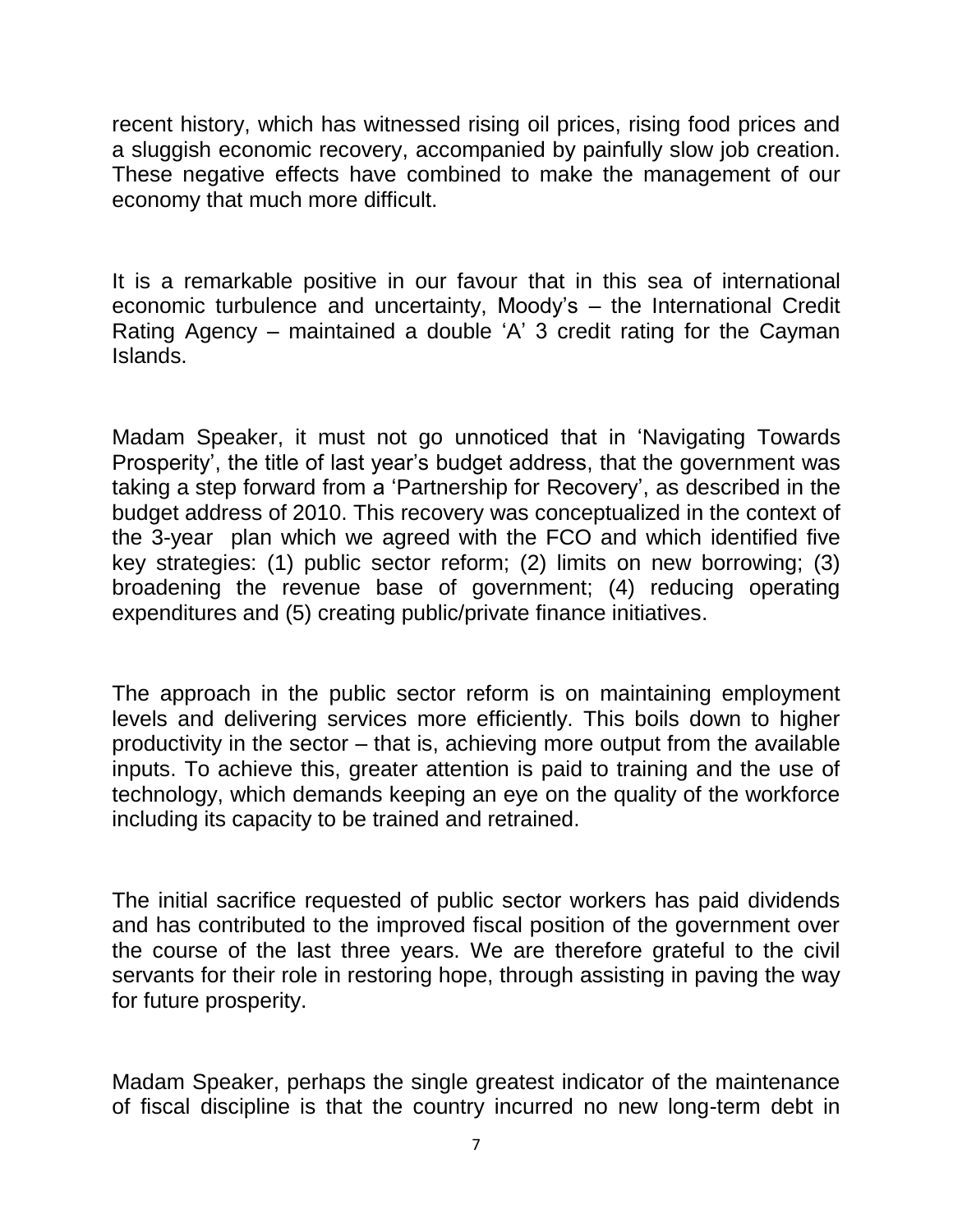recent history, which has witnessed rising oil prices, rising food prices and a sluggish economic recovery, accompanied by painfully slow job creation. These negative effects have combined to make the management of our economy that much more difficult.

It is a remarkable positive in our favour that in this sea of international economic turbulence and uncertainty, Moody's – the International Credit Rating Agency – maintained a double 'A' 3 credit rating for the Cayman Islands.

Madam Speaker, it must not go unnoticed that in 'Navigating Towards Prosperity', the title of last year's budget address, that the government was taking a step forward from a 'Partnership for Recovery', as described in the budget address of 2010. This recovery was conceptualized in the context of the 3-year plan which we agreed with the FCO and which identified five key strategies: (1) public sector reform; (2) limits on new borrowing; (3) broadening the revenue base of government; (4) reducing operating expenditures and (5) creating public/private finance initiatives.

The approach in the public sector reform is on maintaining employment levels and delivering services more efficiently. This boils down to higher productivity in the sector – that is, achieving more output from the available inputs. To achieve this, greater attention is paid to training and the use of technology, which demands keeping an eye on the quality of the workforce including its capacity to be trained and retrained.

The initial sacrifice requested of public sector workers has paid dividends and has contributed to the improved fiscal position of the government over the course of the last three years. We are therefore grateful to the civil servants for their role in restoring hope, through assisting in paving the way for future prosperity.

Madam Speaker, perhaps the single greatest indicator of the maintenance of fiscal discipline is that the country incurred no new long-term debt in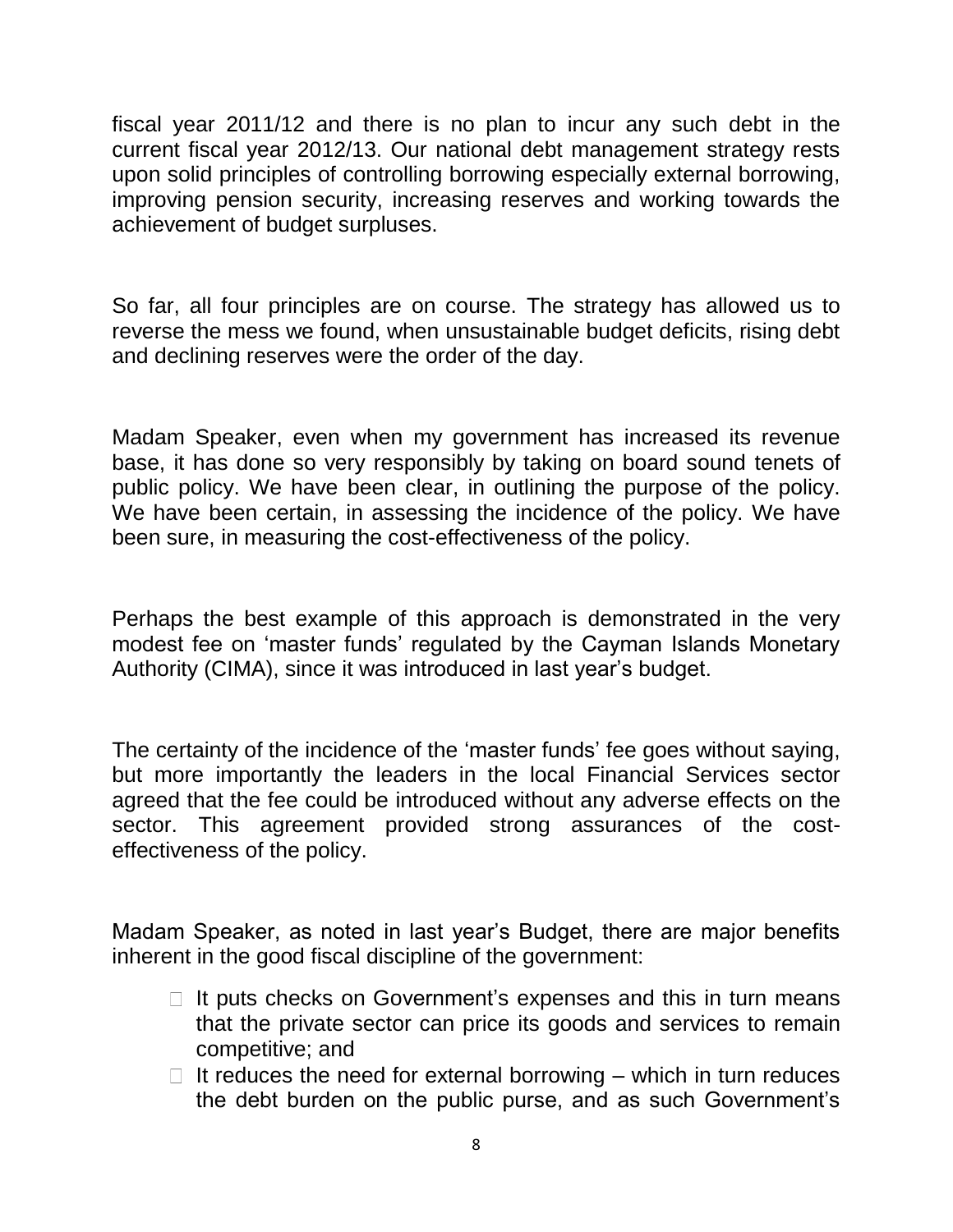fiscal year 2011/12 and there is no plan to incur any such debt in the current fiscal year 2012/13. Our national debt management strategy rests upon solid principles of controlling borrowing especially external borrowing, improving pension security, increasing reserves and working towards the achievement of budget surpluses.

So far, all four principles are on course. The strategy has allowed us to reverse the mess we found, when unsustainable budget deficits, rising debt and declining reserves were the order of the day.

Madam Speaker, even when my government has increased its revenue base, it has done so very responsibly by taking on board sound tenets of public policy. We have been clear, in outlining the purpose of the policy. We have been certain, in assessing the incidence of the policy. We have been sure, in measuring the cost-effectiveness of the policy.

Perhaps the best example of this approach is demonstrated in the very modest fee on 'master funds' regulated by the Cayman Islands Monetary Authority (CIMA), since it was introduced in last year's budget.

The certainty of the incidence of the 'master funds' fee goes without saying, but more importantly the leaders in the local Financial Services sector agreed that the fee could be introduced without any adverse effects on the sector. This agreement provided strong assurances of the cost-effectiveness of the policy.

Madam Speaker, as noted in last year's Budget, there are major benefits inherent in the good fiscal discipline of the government:

- It puts checks on Government's expenses and this in turn means that the private sector can price its goods and services to remain competitive; and
- It reduces the need for external borrowing – which in turn reduces the debt burden on the public purse, and as such Government's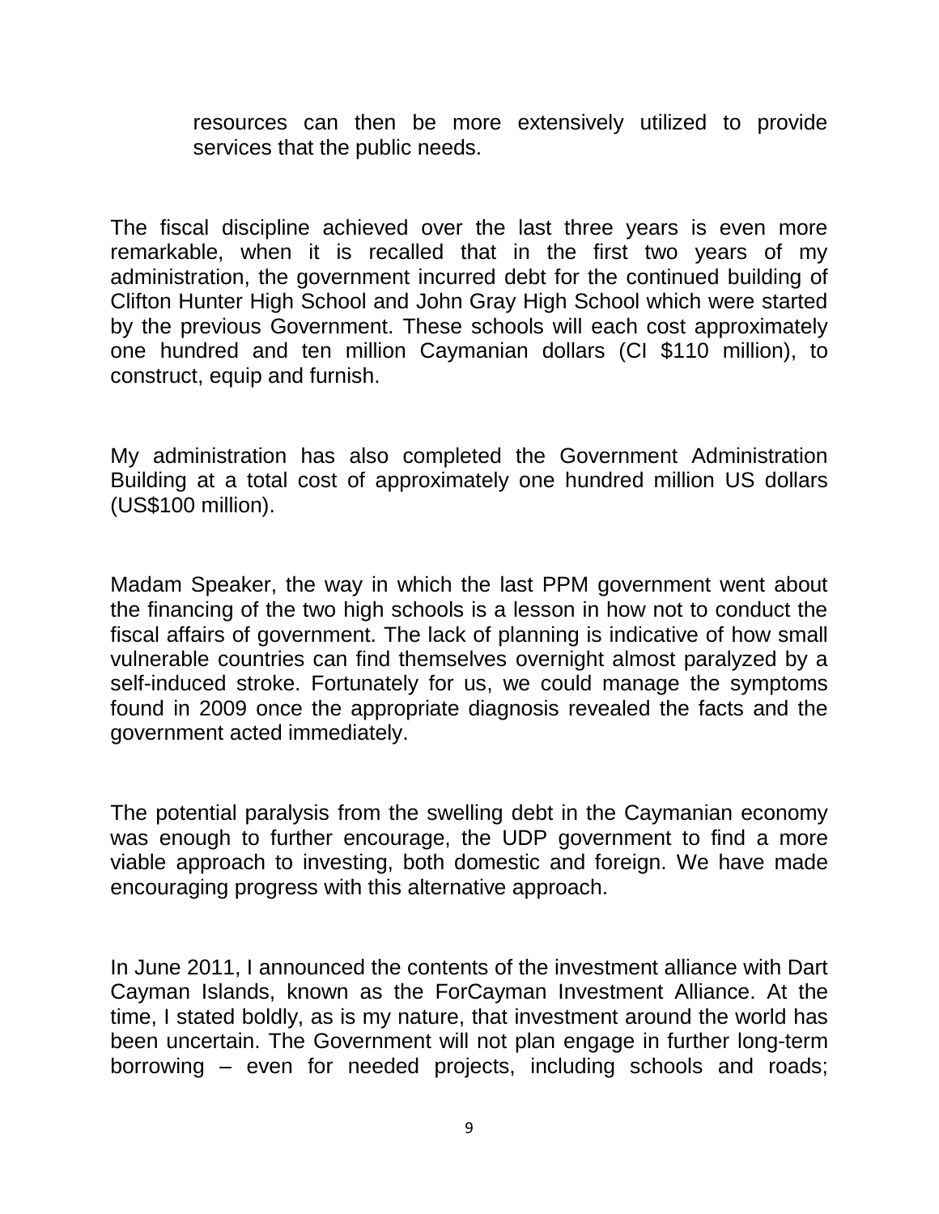resources can then be more extensively utilized to provide services that the public needs.

The fiscal discipline achieved over the last three years is even more remarkable, when it is recalled that in the first two years of my administration, the government incurred debt for the continued building of Clifton Hunter High School and John Gray High School which were started by the previous Government. These schools will each cost approximately one hundred and ten million Caymanian dollars (CI $110 million), to construct, equip and furnish.

My administration has also completed the Government Administration Building at a total cost of approximately one hundred million US dollars (US$100 million).

Madam Speaker, the way in which the last PPM government went about the financing of the two high schools is a lesson in how not to conduct the fiscal affairs of government. The lack of planning is indicative of how small vulnerable countries can find themselves overnight almost paralyzed by a self-induced stroke. Fortunately for us, we could manage the symptoms found in 2009 once the appropriate diagnosis revealed the facts and the government acted immediately.

The potential paralysis from the swelling debt in the Caymanian economy was enough to further encourage, the UDP government to find a more viable approach to investing, both domestic and foreign. We have made encouraging progress with this alternative approach.

In June 2011, I announced the contents of the investment alliance with Dart Cayman Islands, known as the ForCayman Investment Alliance. At the time, I stated boldly, as is my nature, that investment around the world has been uncertain. The Government will not plan engage in further long-term borrowing – even for needed projects, including schools and roads;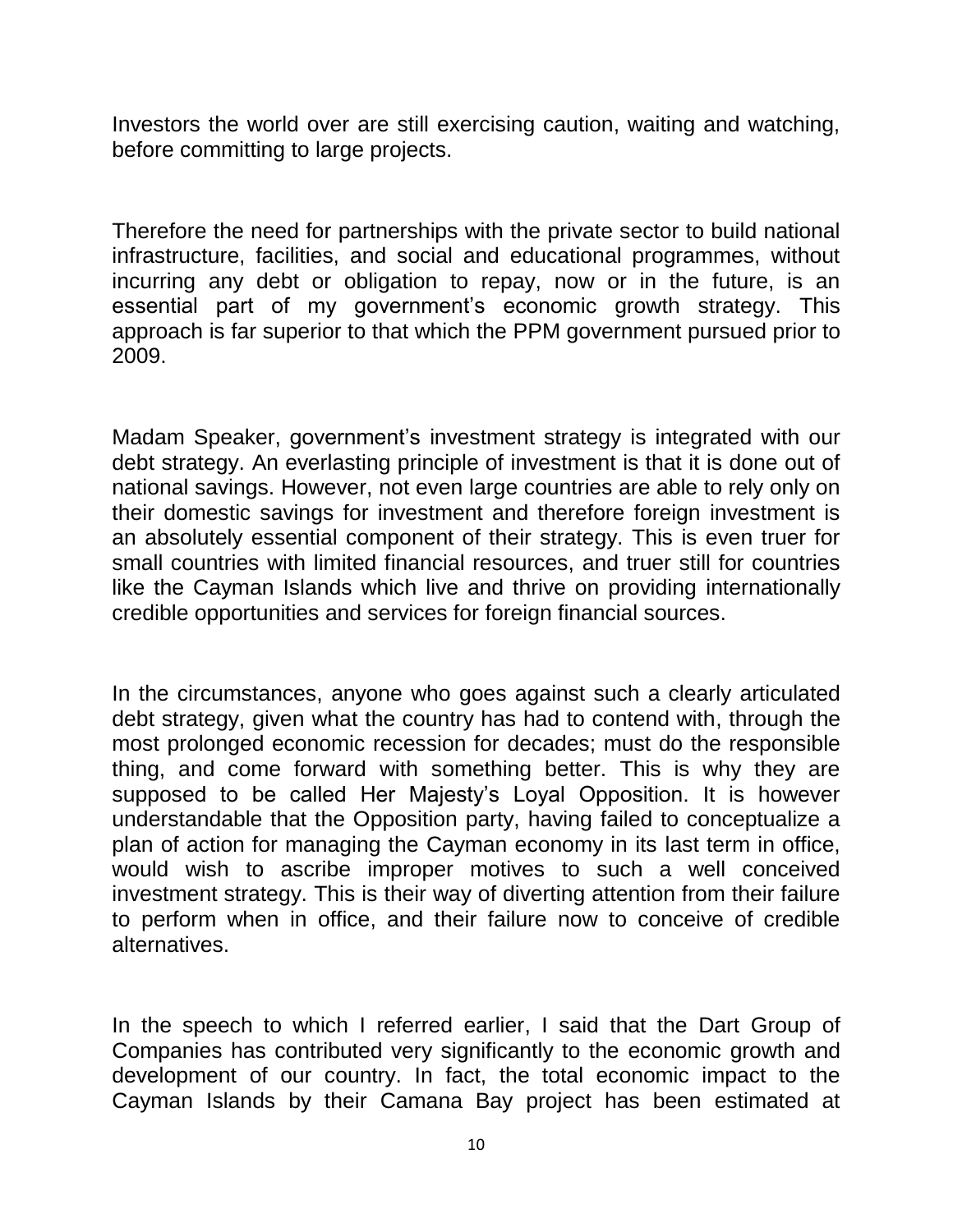Investors the world over are still exercising caution, waiting and watching, before committing to large projects.

Therefore the need for partnerships with the private sector to build national infrastructure, facilities, and social and educational programmes, without incurring any debt or obligation to repay, now or in the future, is an essential part of my government's economic growth strategy. This approach is far superior to that which the PPM government pursued prior to 2009.

Madam Speaker, government's investment strategy is integrated with our debt strategy. An everlasting principle of investment is that it is done out of national savings. However, not even large countries are able to rely only on their domestic savings for investment and therefore foreign investment is an absolutely essential component of their strategy. This is even truer for small countries with limited financial resources, and truer still for countries like the Cayman Islands which live and thrive on providing internationally credible opportunities and services for foreign financial sources.

In the circumstances, anyone who goes against such a clearly articulated debt strategy, given what the country has had to contend with, through the most prolonged economic recession for decades; must do the responsible thing, and come forward with something better. This is why they are supposed to be called Her Majesty's Loyal Opposition. It is however understandable that the Opposition party, having failed to conceptualize a plan of action for managing the Cayman economy in its last term in office, would wish to ascribe improper motives to such a well conceived investment strategy. This is their way of diverting attention from their failure to perform when in office, and their failure now to conceive of credible alternatives.

In the speech to which I referred earlier, I said that the Dart Group of Companies has contributed very significantly to the economic growth and development of our country. In fact, the total economic impact to the Cayman Islands by their Camana Bay project has been estimated at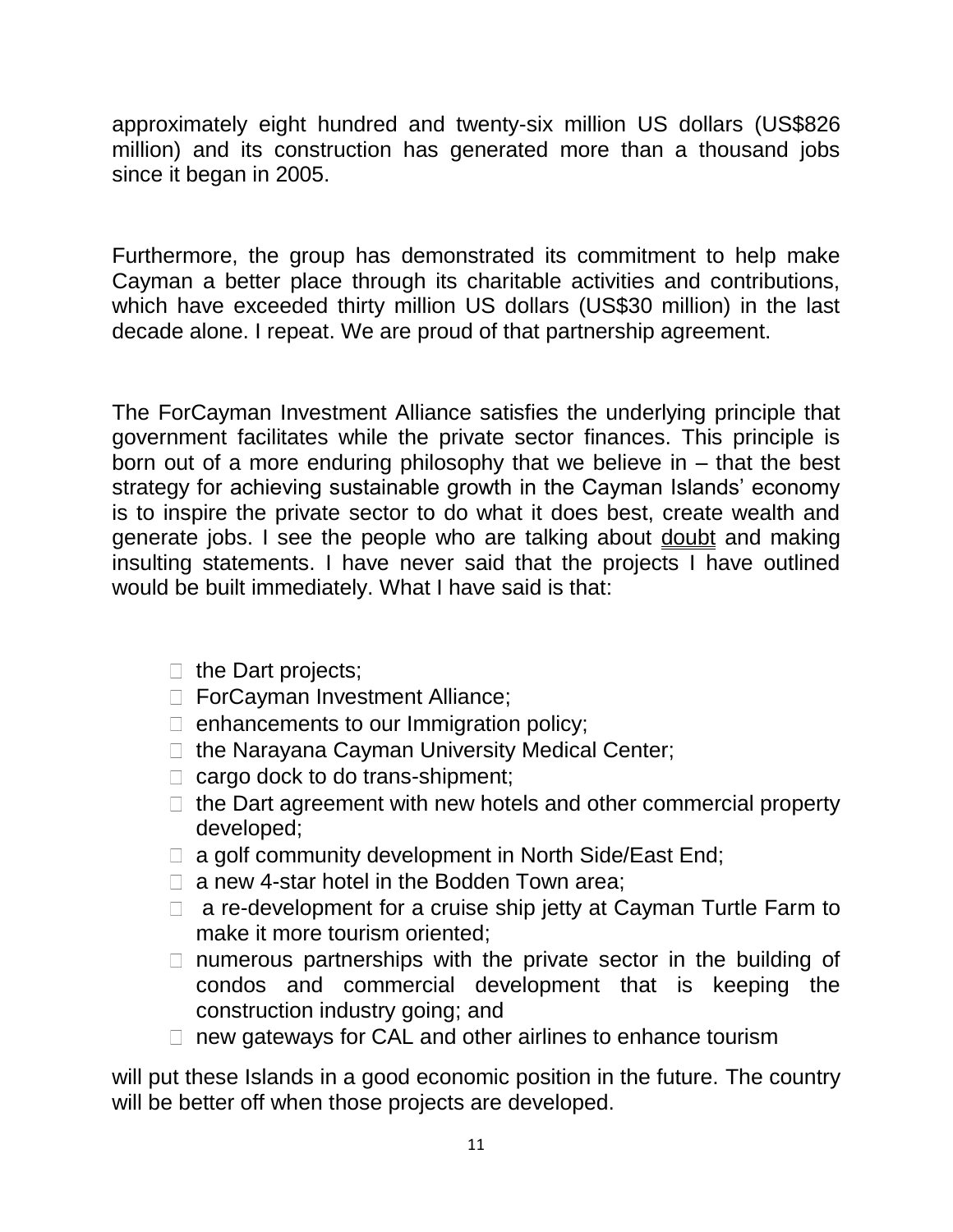approximately eight hundred and twenty-six million US dollars (US$826 million) and its construction has generated more than a thousand jobs since it began in 2005.

Furthermore, the group has demonstrated its commitment to help make Cayman a better place through its charitable activities and contributions, which have exceeded thirty million US dollars (US$30 million) in the last decade alone. I repeat. We are proud of that partnership agreement.

The ForCayman Investment Alliance satisfies the underlying principle that government facilitates while the private sector finances. This principle is born out of a more enduring philosophy that we believe in – that the best strategy for achieving sustainable growth in the Cayman Islands' economy is to inspire the private sector to do what it does best, create wealth and generate jobs. I see the people who are talking about doubt and making insulting statements. I have never said that the projects I have outlined would be built immediately. What I have said is that:

- the Dart projects;
- ForCayman Investment Alliance;
- enhancements to our Immigration policy;
- the Narayana Cayman University Medical Center;
- cargo dock to do trans-shipment;
- the Dart agreement with new hotels and other commercial property developed;
- a golf community development in North Side/East End;
- a new 4-star hotel in the Bodden Town area;
- a re-development for a cruise ship jetty at Cayman Turtle Farm to make it more tourism oriented;
- numerous partnerships with the private sector in the building of condos and commercial development that is keeping the construction industry going; and
- new gateways for CAL and other airlines to enhance tourism

will put these Islands in a good economic position in the future. The country will be better off when those projects are developed.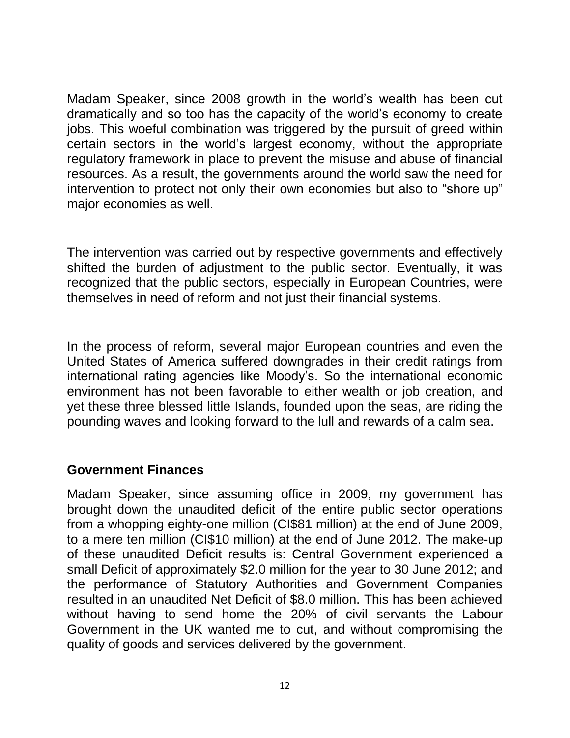Madam Speaker, since 2008 growth in the world's wealth has been cut dramatically and so too has the capacity of the world's economy to create jobs. This woeful combination was triggered by the pursuit of greed within certain sectors in the world's largest economy, without the appropriate regulatory framework in place to prevent the misuse and abuse of financial resources. As a result, the governments around the world saw the need for intervention to protect not only their own economies but also to "shore up" major economies as well.

The intervention was carried out by respective governments and effectively shifted the burden of adjustment to the public sector. Eventually, it was recognized that the public sectors, especially in European Countries, were themselves in need of reform and not just their financial systems.

In the process of reform, several major European countries and even the United States of America suffered downgrades in their credit ratings from international rating agencies like Moody's. So the international economic environment has not been favorable to either wealth or job creation, and yet these three blessed little Islands, founded upon the seas, are riding the pounding waves and looking forward to the lull and rewards of a calm sea.

## Government Finances

Madam Speaker, since assuming office in 2009, my government has brought down the unaudited deficit of the entire public sector operations from a whopping eighty-one million (CI$81 million) at the end of June 2009, to a mere ten million (CI$10 million) at the end of June 2012. The make-up of these unaudited Deficit results is: Central Government experienced a small Deficit of approximately $2.0 million for the year to 30 June 2012; and the performance of Statutory Authorities and Government Companies resulted in an unaudited Net Deficit of $8.0 million. This has been achieved without having to send home the 20% of civil servants the Labour Government in the UK wanted me to cut, and without compromising the quality of goods and services delivered by the government.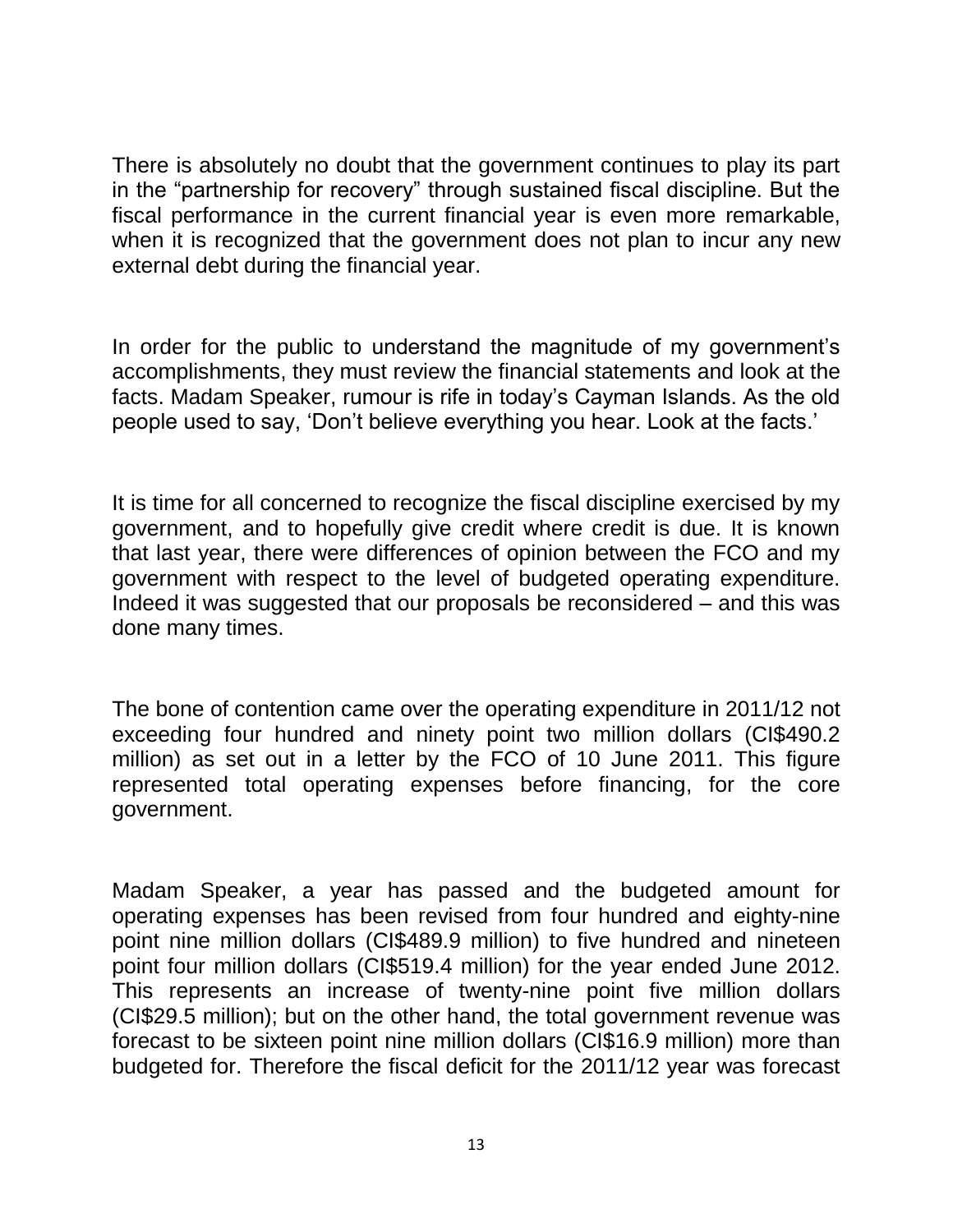There is absolutely no doubt that the government continues to play its part in the "partnership for recovery" through sustained fiscal discipline. But the fiscal performance in the current financial year is even more remarkable, when it is recognized that the government does not plan to incur any new external debt during the financial year.

In order for the public to understand the magnitude of my government's accomplishments, they must review the financial statements and look at the facts. Madam Speaker, rumour is rife in today's Cayman Islands. As the old people used to say, 'Don't believe everything you hear. Look at the facts.'

It is time for all concerned to recognize the fiscal discipline exercised by my government, and to hopefully give credit where credit is due. It is known that last year, there were differences of opinion between the FCO and my government with respect to the level of budgeted operating expenditure. Indeed it was suggested that our proposals be reconsidered – and this was done many times.

The bone of contention came over the operating expenditure in 2011/12 not exceeding four hundred and ninety point two million dollars (CI$490.2 million) as set out in a letter by the FCO of 10 June 2011. This figure represented total operating expenses before financing, for the core government.

Madam Speaker, a year has passed and the budgeted amount for operating expenses has been revised from four hundred and eighty-nine point nine million dollars (CI$489.9 million) to five hundred and nineteen point four million dollars (CI$519.4 million) for the year ended June 2012. This represents an increase of twenty-nine point five million dollars (CI$29.5 million); but on the other hand, the total government revenue was forecast to be sixteen point nine million dollars (CI$16.9 million) more than budgeted for. Therefore the fiscal deficit for the 2011/12 year was forecast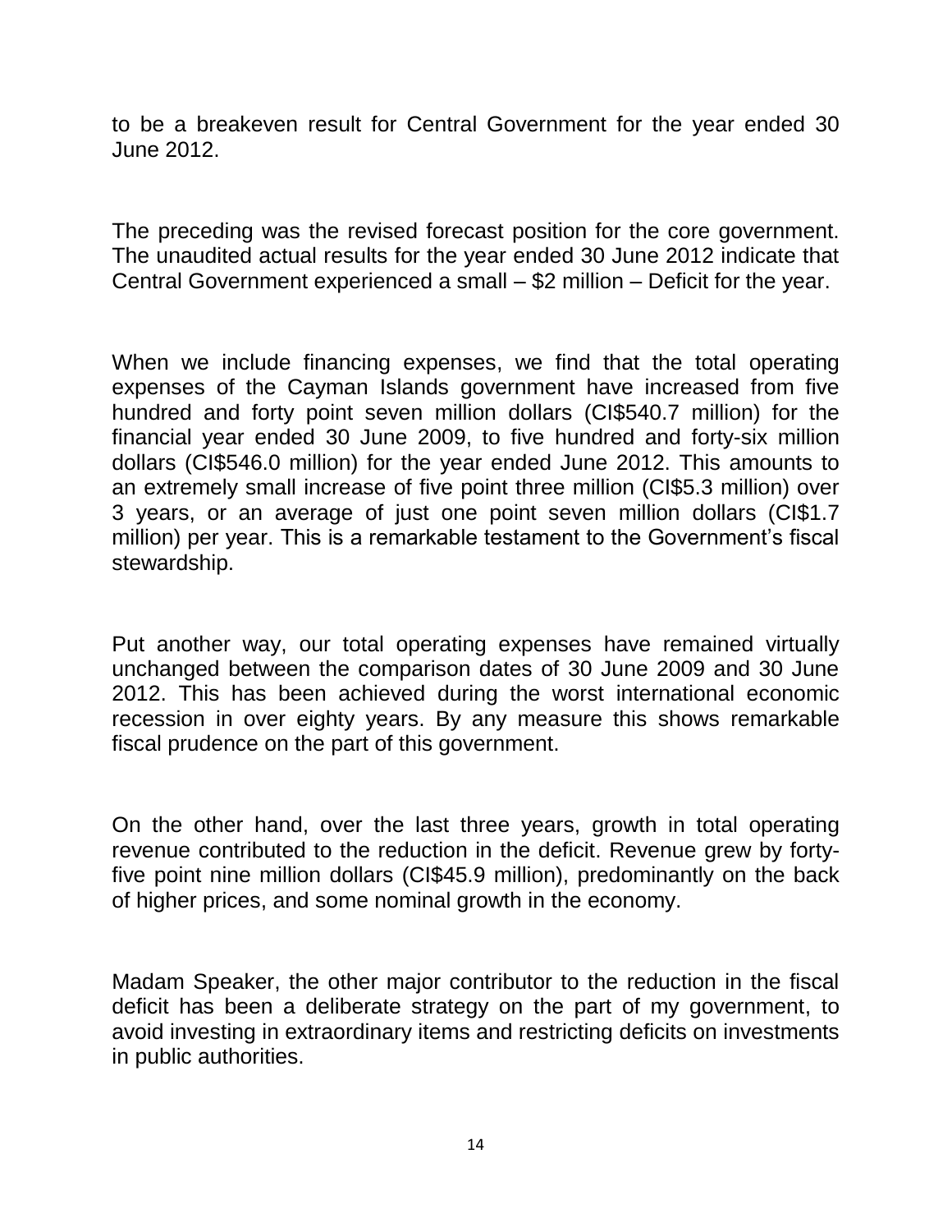to be a breakeven result for Central Government for the year ended 30 June 2012.

The preceding was the revised forecast position for the core government. The unaudited actual results for the year ended 30 June 2012 indicate that Central Government experienced a small – $2 million – Deficit for the year.

When we include financing expenses, we find that the total operating expenses of the Cayman Islands government have increased from five hundred and forty point seven million dollars (CI$540.7 million) for the financial year ended 30 June 2009, to five hundred and forty-six million dollars (CI$546.0 million) for the year ended June 2012. This amounts to an extremely small increase of five point three million (CI$5.3 million) over 3 years, or an average of just one point seven million dollars (CI$1.7 million) per year. This is a remarkable testament to the Government's fiscal stewardship.

Put another way, our total operating expenses have remained virtually unchanged between the comparison dates of 30 June 2009 and 30 June 2012. This has been achieved during the worst international economic recession in over eighty years. By any measure this shows remarkable fiscal prudence on the part of this government.

On the other hand, over the last three years, growth in total operating revenue contributed to the reduction in the deficit. Revenue grew by forty-five point nine million dollars (CI$45.9 million), predominantly on the back of higher prices, and some nominal growth in the economy.

Madam Speaker, the other major contributor to the reduction in the fiscal deficit has been a deliberate strategy on the part of my government, to avoid investing in extraordinary items and restricting deficits on investments in public authorities.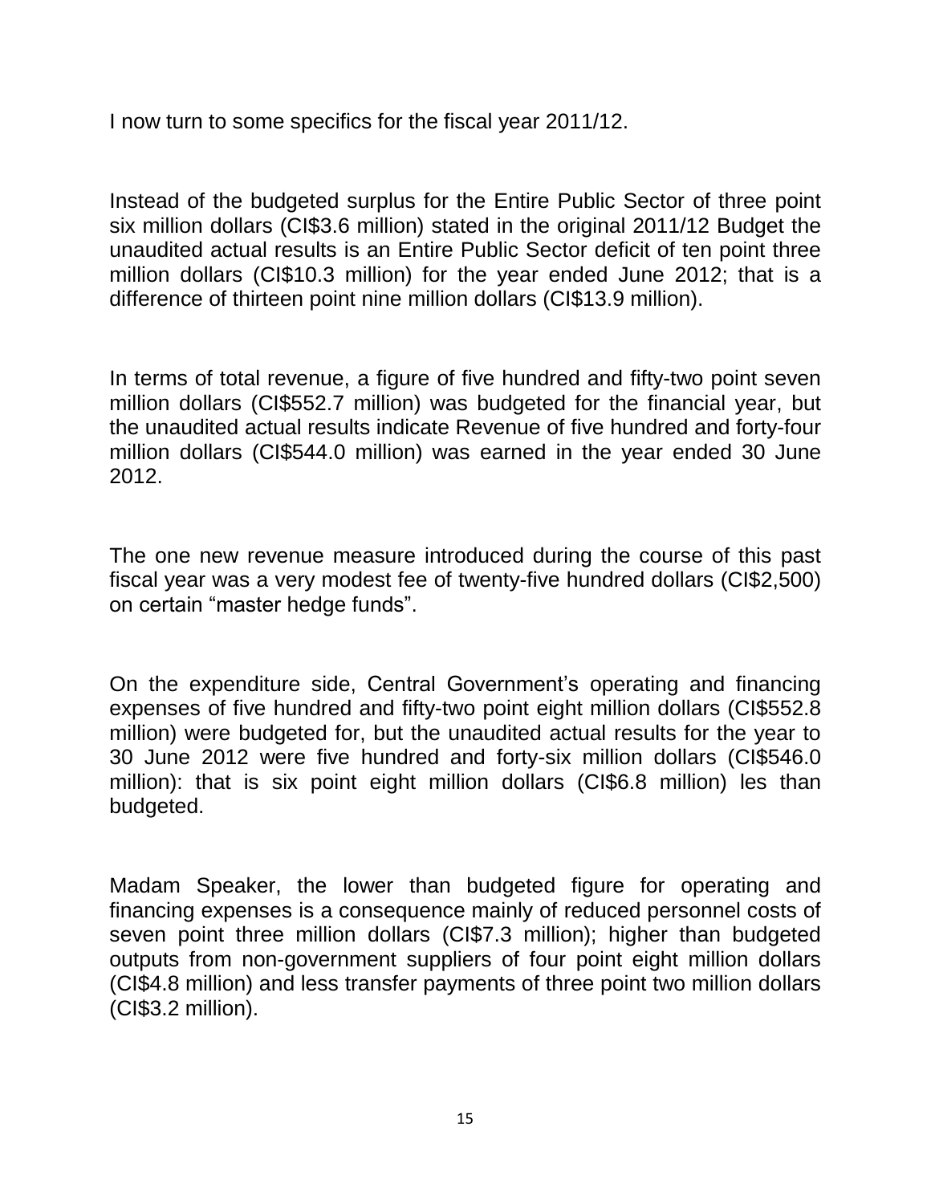I now turn to some specifics for the fiscal year 2011/12.

Instead of the budgeted surplus for the Entire Public Sector of three point six million dollars (CI$3.6 million) stated in the original 2011/12 Budget the unaudited actual results is an Entire Public Sector deficit of ten point three million dollars (CI$10.3 million) for the year ended June 2012; that is a difference of thirteen point nine million dollars (CI$13.9 million).

In terms of total revenue, a figure of five hundred and fifty-two point seven million dollars (CI$552.7 million) was budgeted for the financial year, but the unaudited actual results indicate Revenue of five hundred and forty-four million dollars (CI$544.0 million) was earned in the year ended 30 June 2012.

The one new revenue measure introduced during the course of this past fiscal year was a very modest fee of twenty-five hundred dollars (CI$2,500) on certain "master hedge funds".

On the expenditure side, Central Government's operating and financing expenses of five hundred and fifty-two point eight million dollars (CI$552.8 million) were budgeted for, but the unaudited actual results for the year to 30 June 2012 were five hundred and forty-six million dollars (CI$546.0 million): that is six point eight million dollars (CI$6.8 million) les than budgeted.

Madam Speaker, the lower than budgeted figure for operating and financing expenses is a consequence mainly of reduced personnel costs of seven point three million dollars (CI$7.3 million); higher than budgeted outputs from non-government suppliers of four point eight million dollars (CI$4.8 million) and less transfer payments of three point two million dollars (CI$3.2 million).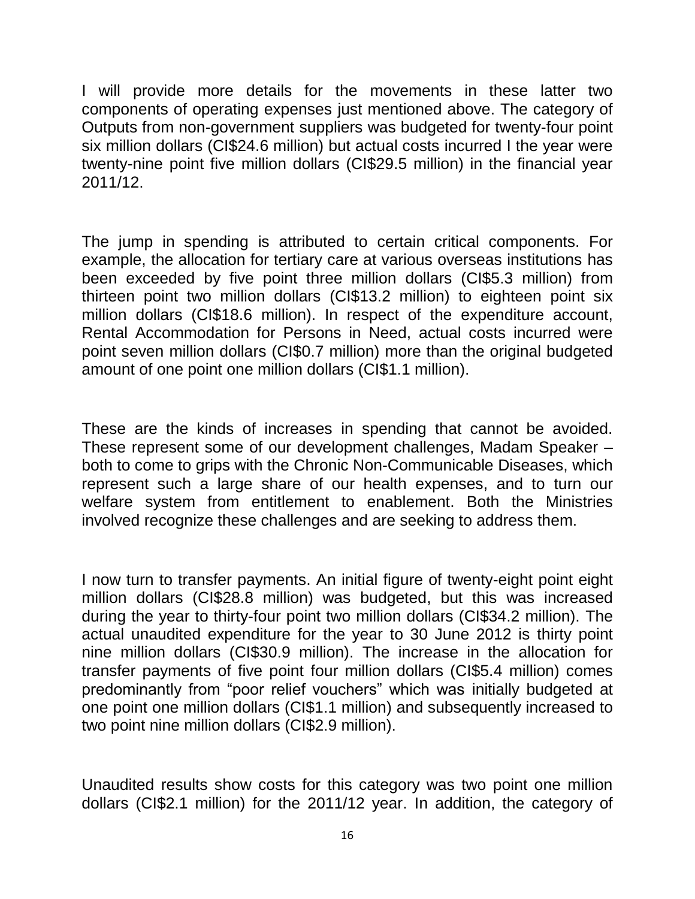I will provide more details for the movements in these latter two components of operating expenses just mentioned above. The category of Outputs from non-government suppliers was budgeted for twenty-four point six million dollars (CI$24.6 million) but actual costs incurred I the year were twenty-nine point five million dollars (CI$29.5 million) in the financial year 2011/12.

The jump in spending is attributed to certain critical components. For example, the allocation for tertiary care at various overseas institutions has been exceeded by five point three million dollars (CI$5.3 million) from thirteen point two million dollars (CI$13.2 million) to eighteen point six million dollars (CI$18.6 million). In respect of the expenditure account, Rental Accommodation for Persons in Need, actual costs incurred were point seven million dollars (CI$0.7 million) more than the original budgeted amount of one point one million dollars (CI$1.1 million).

These are the kinds of increases in spending that cannot be avoided. These represent some of our development challenges, Madam Speaker – both to come to grips with the Chronic Non-Communicable Diseases, which represent such a large share of our health expenses, and to turn our welfare system from entitlement to enablement. Both the Ministries involved recognize these challenges and are seeking to address them.

I now turn to transfer payments. An initial figure of twenty-eight point eight million dollars (CI$28.8 million) was budgeted, but this was increased during the year to thirty-four point two million dollars (CI$34.2 million). The actual unaudited expenditure for the year to 30 June 2012 is thirty point nine million dollars (CI$30.9 million). The increase in the allocation for transfer payments of five point four million dollars (CI$5.4 million) comes predominantly from "poor relief vouchers" which was initially budgeted at one point one million dollars (CI$1.1 million) and subsequently increased to two point nine million dollars (CI$2.9 million).

Unaudited results show costs for this category was two point one million dollars (CI$2.1 million) for the 2011/12 year. In addition, the category of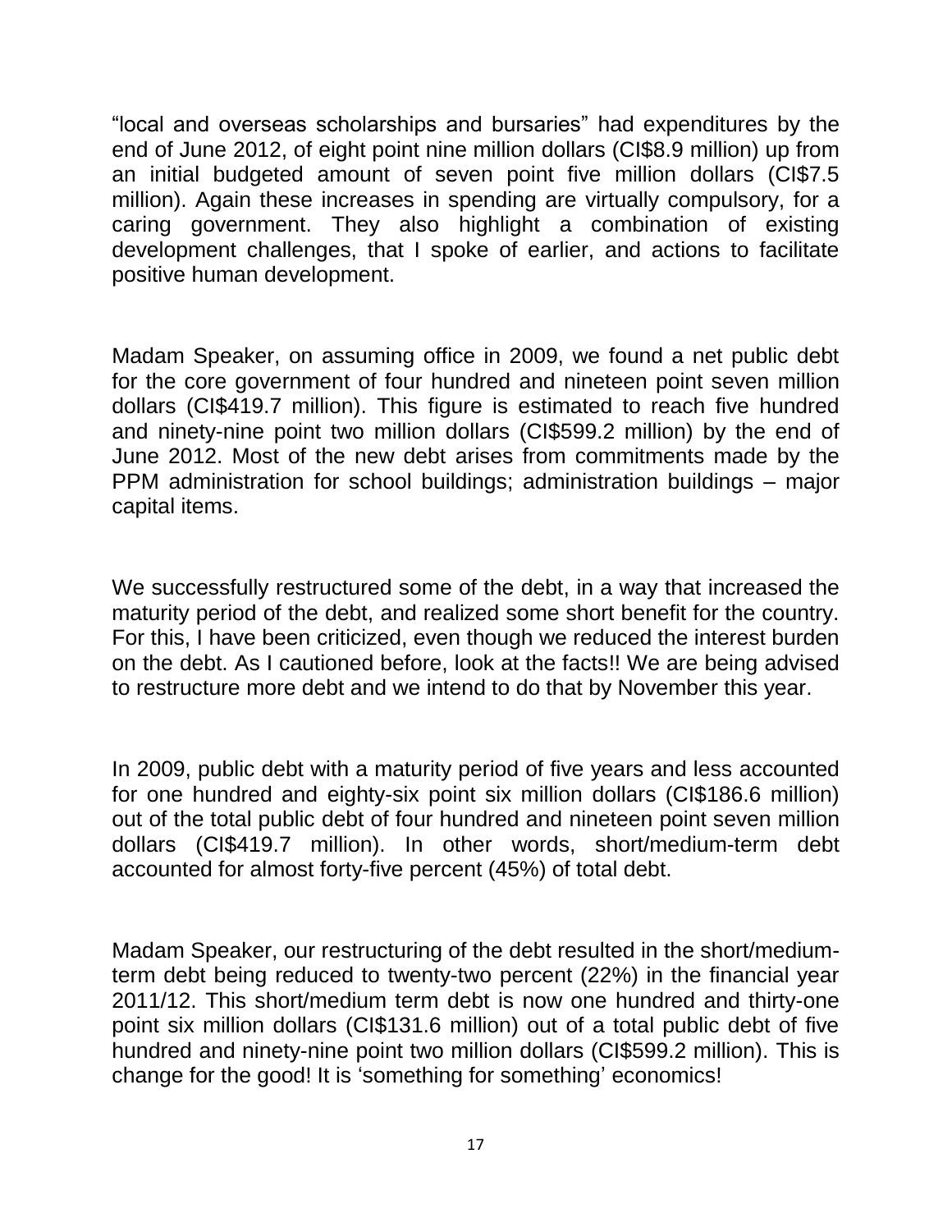“local and overseas scholarships and bursaries” had expenditures by the end of June 2012, of eight point nine million dollars (CI$8.9 million) up from an initial budgeted amount of seven point five million dollars (CI$7.5 million). Again these increases in spending are virtually compulsory, for a caring government. They also highlight a combination of existing development challenges, that I spoke of earlier, and actions to facilitate positive human development.

Madam Speaker, on assuming office in 2009, we found a net public debt for the core government of four hundred and nineteen point seven million dollars (CI$419.7 million). This figure is estimated to reach five hundred and ninety-nine point two million dollars (CI$599.2 million) by the end of June 2012. Most of the new debt arises from commitments made by the PPM administration for school buildings; administration buildings – major capital items.

We successfully restructured some of the debt, in a way that increased the maturity period of the debt, and realized some short benefit for the country. For this, I have been criticized, even though we reduced the interest burden on the debt. As I cautioned before, look at the facts!! We are being advised to restructure more debt and we intend to do that by November this year.

In 2009, public debt with a maturity period of five years and less accounted for one hundred and eighty-six point six million dollars (CI$186.6 million) out of the total public debt of four hundred and nineteen point seven million dollars (CI$419.7 million). In other words, short/medium-term debt accounted for almost forty-five percent (45%) of total debt.

Madam Speaker, our restructuring of the debt resulted in the short/medium-term debt being reduced to twenty-two percent (22%) in the financial year 2011/12. This short/medium term debt is now one hundred and thirty-one point six million dollars (CI$131.6 million) out of a total public debt of five hundred and ninety-nine point two million dollars (CI$599.2 million). This is change for the good! It is ‘something for something’ economics!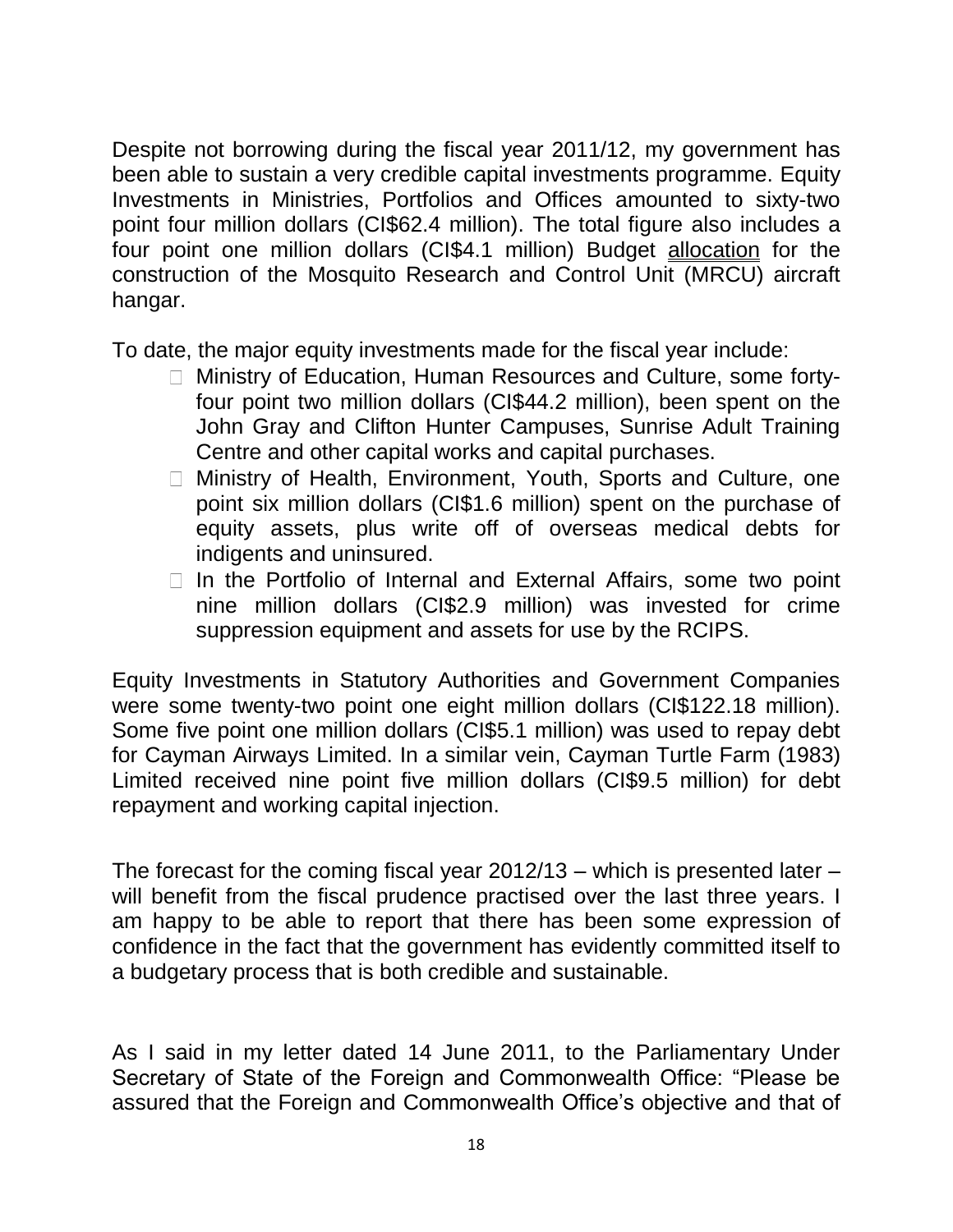Despite not borrowing during the fiscal year 2011/12, my government has been able to sustain a very credible capital investments programme. Equity Investments in Ministries, Portfolios and Offices amounted to sixty-two point four million dollars (CI$62.4 million). The total figure also includes a four point one million dollars (CI$4.1 million) Budget allocation for the construction of the Mosquito Research and Control Unit (MRCU) aircraft hangar.

To date, the major equity investments made for the fiscal year include:

- Ministry of Education, Human Resources and Culture, some forty-four point two million dollars (CI$44.2 million), been spent on the John Gray and Clifton Hunter Campuses, Sunrise Adult Training Centre and other capital works and capital purchases.
- Ministry of Health, Environment, Youth, Sports and Culture, one point six million dollars (CI$1.6 million) spent on the purchase of equity assets, plus write off of overseas medical debts for indigents and uninsured.
- In the Portfolio of Internal and External Affairs, some two point nine million dollars (CI$2.9 million) was invested for crime suppression equipment and assets for use by the RCIPS.

Equity Investments in Statutory Authorities and Government Companies were some twenty-two point one eight million dollars (CI$122.18 million). Some five point one million dollars (CI$5.1 million) was used to repay debt for Cayman Airways Limited. In a similar vein, Cayman Turtle Farm (1983) Limited received nine point five million dollars (CI$9.5 million) for debt repayment and working capital injection.

The forecast for the coming fiscal year 2012/13 – which is presented later – will benefit from the fiscal prudence practised over the last three years. I am happy to be able to report that there has been some expression of confidence in the fact that the government has evidently committed itself to a budgetary process that is both credible and sustainable.

As I said in my letter dated 14 June 2011, to the Parliamentary Under Secretary of State of the Foreign and Commonwealth Office: "Please be assured that the Foreign and Commonwealth Office's objective and that of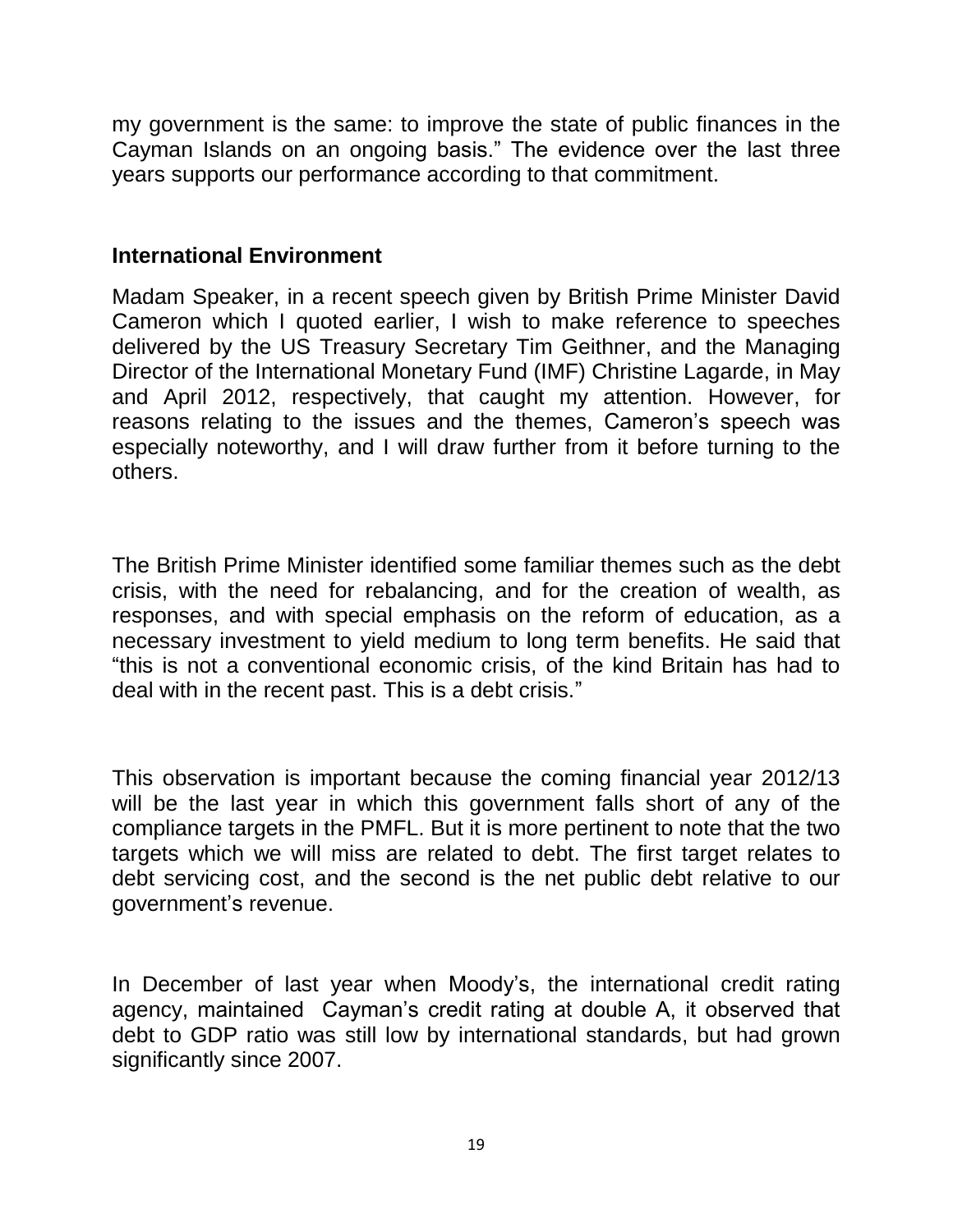my government is the same: to improve the state of public finances in the Cayman Islands on an ongoing basis." The evidence over the last three years supports our performance according to that commitment.

## International Environment

Madam Speaker, in a recent speech given by British Prime Minister David Cameron which I quoted earlier, I wish to make reference to speeches delivered by the US Treasury Secretary Tim Geithner, and the Managing Director of the International Monetary Fund (IMF) Christine Lagarde, in May and April 2012, respectively, that caught my attention. However, for reasons relating to the issues and the themes, Cameron's speech was especially noteworthy, and I will draw further from it before turning to the others.

The British Prime Minister identified some familiar themes such as the debt crisis, with the need for rebalancing, and for the creation of wealth, as responses, and with special emphasis on the reform of education, as a necessary investment to yield medium to long term benefits. He said that "this is not a conventional economic crisis, of the kind Britain has had to deal with in the recent past. This is a debt crisis."

This observation is important because the coming financial year 2012/13 will be the last year in which this government falls short of any of the compliance targets in the PMFL. But it is more pertinent to note that the two targets which we will miss are related to debt. The first target relates to debt servicing cost, and the second is the net public debt relative to our government's revenue.

In December of last year when Moody's, the international credit rating agency, maintained Cayman's credit rating at double A, it observed that debt to GDP ratio was still low by international standards, but had grown significantly since 2007.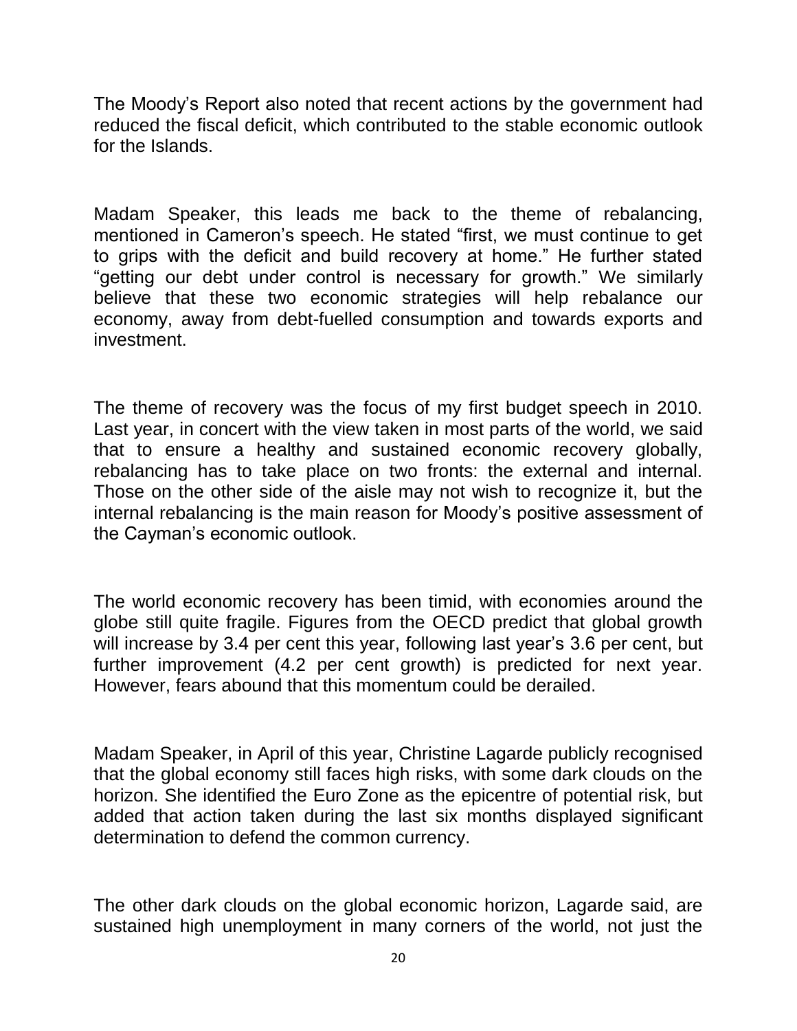The Moody's Report also noted that recent actions by the government had reduced the fiscal deficit, which contributed to the stable economic outlook for the Islands.

Madam Speaker, this leads me back to the theme of rebalancing, mentioned in Cameron's speech. He stated "first, we must continue to get to grips with the deficit and build recovery at home." He further stated "getting our debt under control is necessary for growth." We similarly believe that these two economic strategies will help rebalance our economy, away from debt-fuelled consumption and towards exports and investment.

The theme of recovery was the focus of my first budget speech in 2010. Last year, in concert with the view taken in most parts of the world, we said that to ensure a healthy and sustained economic recovery globally, rebalancing has to take place on two fronts: the external and internal. Those on the other side of the aisle may not wish to recognize it, but the internal rebalancing is the main reason for Moody's positive assessment of the Cayman's economic outlook.

The world economic recovery has been timid, with economies around the globe still quite fragile. Figures from the OECD predict that global growth will increase by 3.4 per cent this year, following last year's 3.6 per cent, but further improvement (4.2 per cent growth) is predicted for next year. However, fears abound that this momentum could be derailed.

Madam Speaker, in April of this year, Christine Lagarde publicly recognised that the global economy still faces high risks, with some dark clouds on the horizon. She identified the Euro Zone as the epicentre of potential risk, but added that action taken during the last six months displayed significant determination to defend the common currency.

The other dark clouds on the global economic horizon, Lagarde said, are sustained high unemployment in many corners of the world, not just the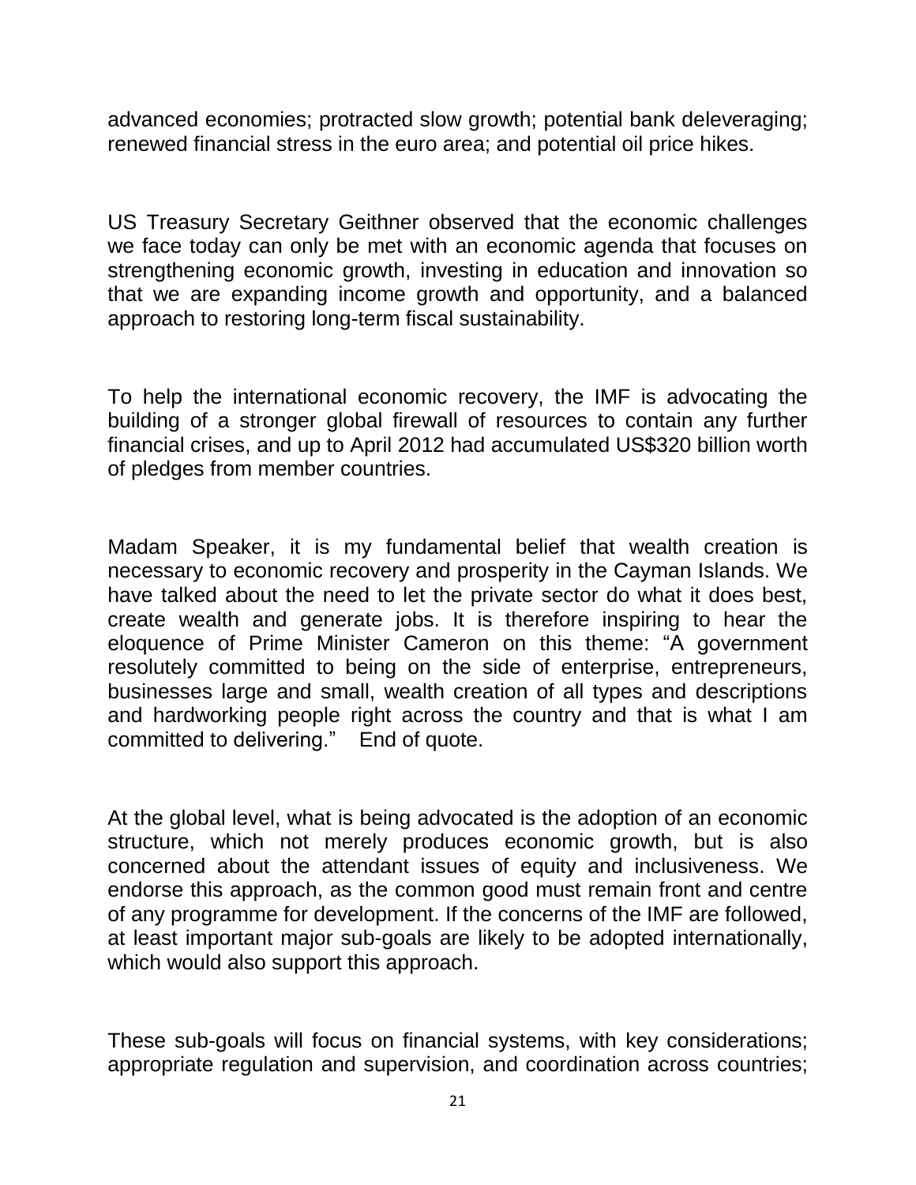advanced economies; protracted slow growth; potential bank deleveraging; renewed financial stress in the euro area; and potential oil price hikes.

US Treasury Secretary Geithner observed that the economic challenges we face today can only be met with an economic agenda that focuses on strengthening economic growth, investing in education and innovation so that we are expanding income growth and opportunity, and a balanced approach to restoring long-term fiscal sustainability.

To help the international economic recovery, the IMF is advocating the building of a stronger global firewall of resources to contain any further financial crises, and up to April 2012 had accumulated US$320 billion worth of pledges from member countries.

Madam Speaker, it is my fundamental belief that wealth creation is necessary to economic recovery and prosperity in the Cayman Islands. We have talked about the need to let the private sector do what it does best, create wealth and generate jobs. It is therefore inspiring to hear the eloquence of Prime Minister Cameron on this theme: "A government resolutely committed to being on the side of enterprise, entrepreneurs, businesses large and small, wealth creation of all types and descriptions and hardworking people right across the country and that is what I am committed to delivering." End of quote.

At the global level, what is being advocated is the adoption of an economic structure, which not merely produces economic growth, but is also concerned about the attendant issues of equity and inclusiveness. We endorse this approach, as the common good must remain front and centre of any programme for development. If the concerns of the IMF are followed, at least important major sub-goals are likely to be adopted internationally, which would also support this approach.

These sub-goals will focus on financial systems, with key considerations; appropriate regulation and supervision, and coordination across countries;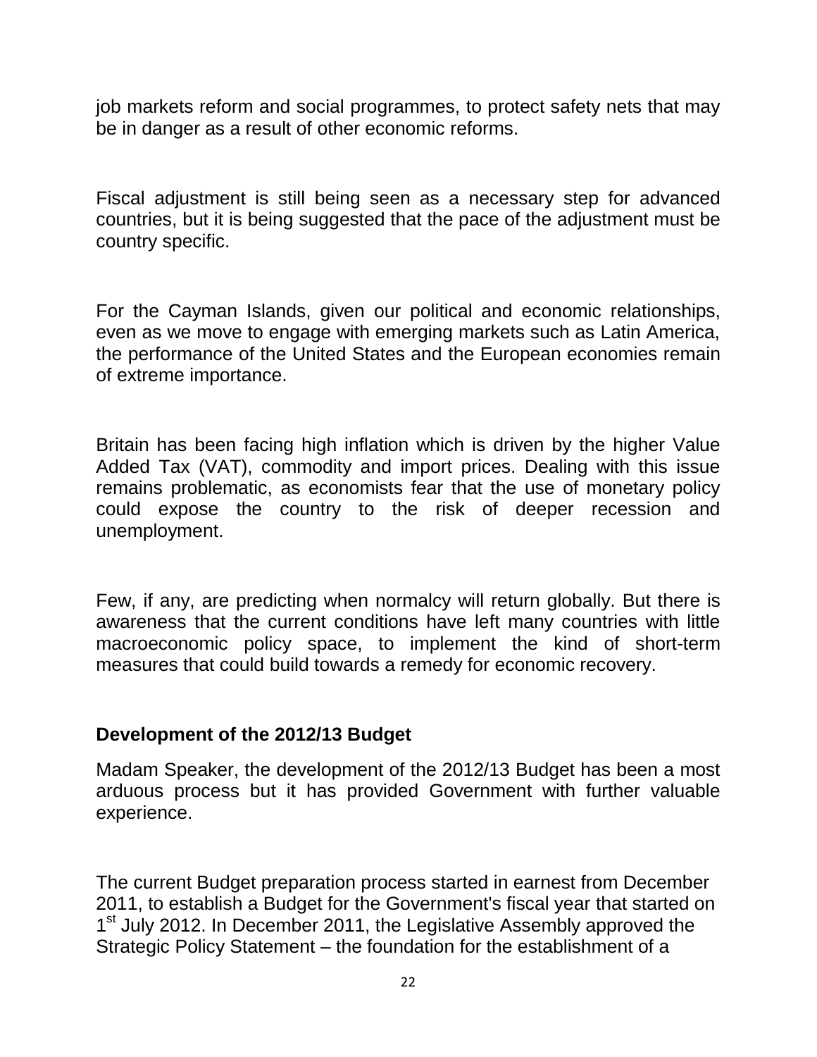job markets reform and social programmes, to protect safety nets that may be in danger as a result of other economic reforms.

Fiscal adjustment is still being seen as a necessary step for advanced countries, but it is being suggested that the pace of the adjustment must be country specific.

For the Cayman Islands, given our political and economic relationships, even as we move to engage with emerging markets such as Latin America, the performance of the United States and the European economies remain of extreme importance.

Britain has been facing high inflation which is driven by the higher Value Added Tax (VAT), commodity and import prices. Dealing with this issue remains problematic, as economists fear that the use of monetary policy could expose the country to the risk of deeper recession and unemployment.

Few, if any, are predicting when normalcy will return globally. But there is awareness that the current conditions have left many countries with little macroeconomic policy space, to implement the kind of short-term measures that could build towards a remedy for economic recovery.

## Development of the 2012/13 Budget

Madam Speaker, the development of the 2012/13 Budget has been a most arduous process but it has provided Government with further valuable experience.

The current Budget preparation process started in earnest from December 2011, to establish a Budget for the Government's fiscal year that started on 1st July 2012. In December 2011, the Legislative Assembly approved the Strategic Policy Statement – the foundation for the establishment of a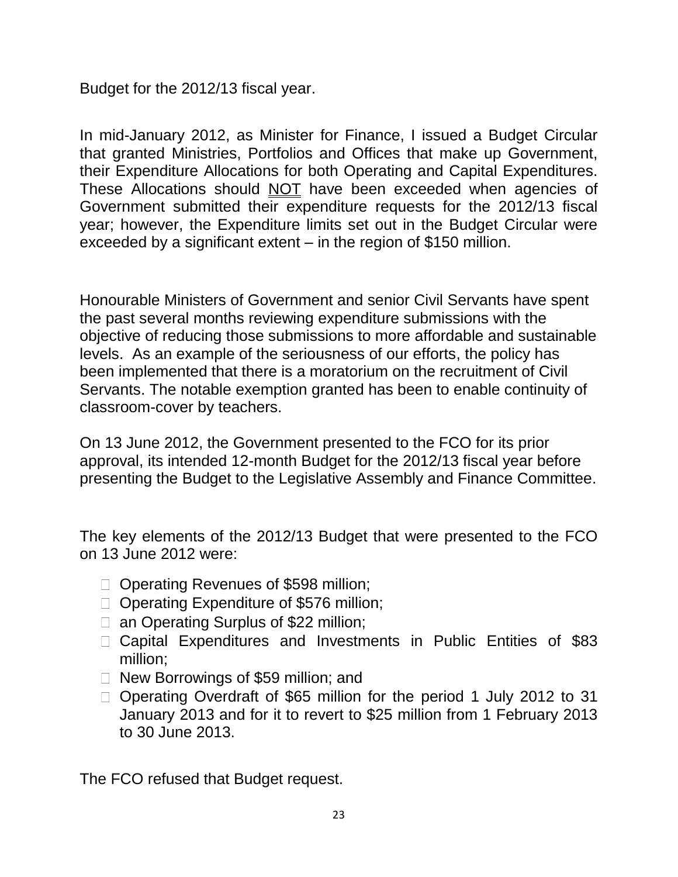Budget for the 2012/13 fiscal year.

In mid-January 2012, as Minister for Finance, I issued a Budget Circular that granted Ministries, Portfolios and Offices that make up Government, their Expenditure Allocations for both Operating and Capital Expenditures. These Allocations should <u>NOT</u> have been exceeded when agencies of Government submitted their expenditure requests for the 2012/13 fiscal year; however, the Expenditure limits set out in the Budget Circular were exceeded by a significant extent – in the region of $150 million.

Honourable Ministers of Government and senior Civil Servants have spent the past several months reviewing expenditure submissions with the objective of reducing those submissions to more affordable and sustainable levels. As an example of the seriousness of our efforts, the policy has been implemented that there is a moratorium on the recruitment of Civil Servants. The notable exemption granted has been to enable continuity of classroom-cover by teachers.

On 13 June 2012, the Government presented to the FCO for its prior approval, its intended 12-month Budget for the 2012/13 fiscal year before presenting the Budget to the Legislative Assembly and Finance Committee.

The key elements of the 2012/13 Budget that were presented to the FCO on 13 June 2012 were:

- Operating Revenues of $598 million;
- Operating Expenditure of $576 million;
- an Operating Surplus of $22 million;
- Capital Expenditures and Investments in Public Entities of $83 million;
- New Borrowings of $59 million; and
- Operating Overdraft of $65 million for the period 1 July 2012 to 31 January 2013 and for it to revert to $25 million from 1 February 2013 to 30 June 2013.

The FCO refused that Budget request.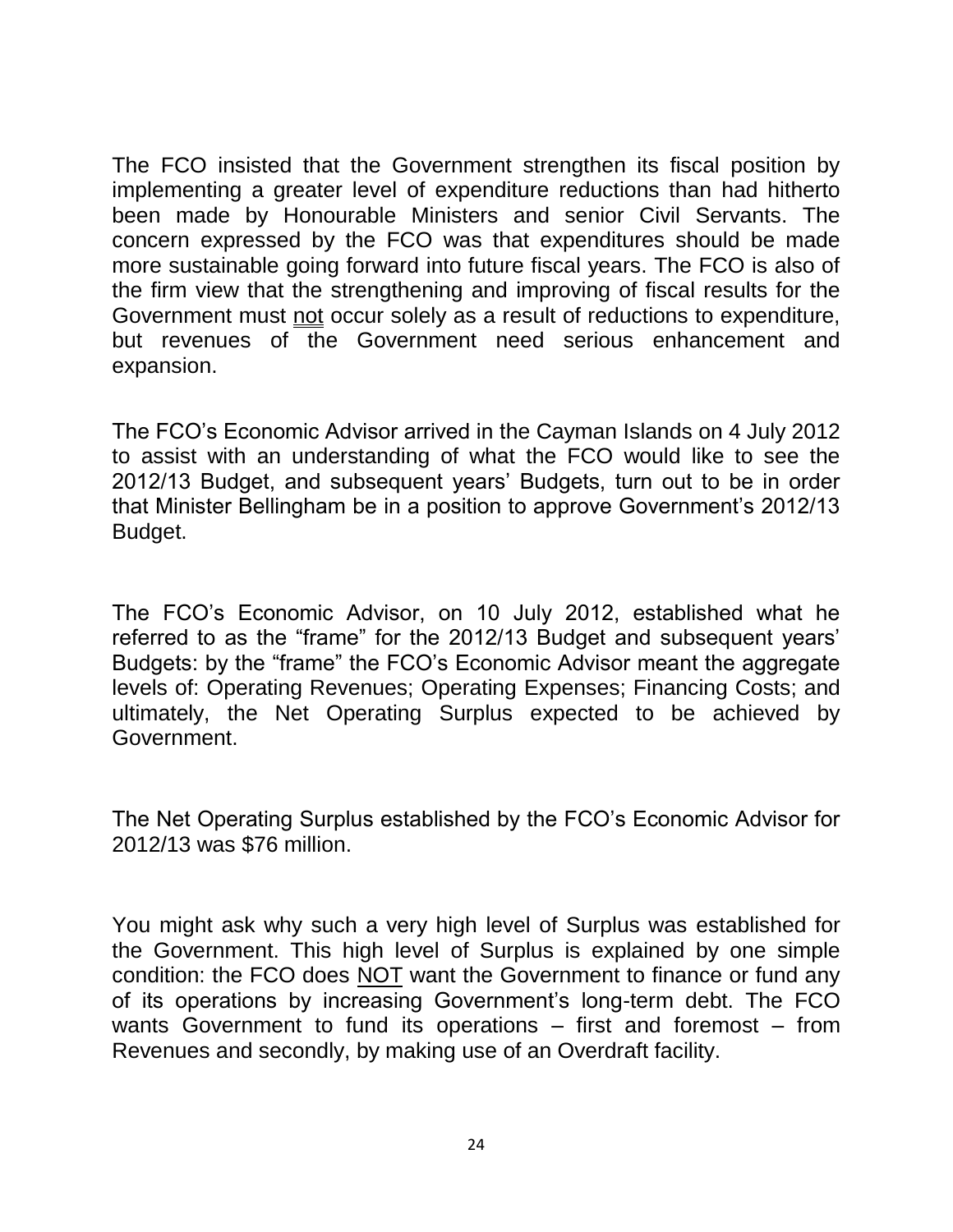The FCO insisted that the Government strengthen its fiscal position by implementing a greater level of expenditure reductions than had hitherto been made by Honourable Ministers and senior Civil Servants. The concern expressed by the FCO was that expenditures should be made more sustainable going forward into future fiscal years. The FCO is also of the firm view that the strengthening and improving of fiscal results for the Government must not occur solely as a result of reductions to expenditure, but revenues of the Government need serious enhancement and expansion.

The FCO's Economic Advisor arrived in the Cayman Islands on 4 July 2012 to assist with an understanding of what the FCO would like to see the 2012/13 Budget, and subsequent years' Budgets, turn out to be in order that Minister Bellingham be in a position to approve Government's 2012/13 Budget.

The FCO's Economic Advisor, on 10 July 2012, established what he referred to as the "frame" for the 2012/13 Budget and subsequent years' Budgets: by the "frame" the FCO's Economic Advisor meant the aggregate levels of: Operating Revenues; Operating Expenses; Financing Costs; and ultimately, the Net Operating Surplus expected to be achieved by Government.

The Net Operating Surplus established by the FCO's Economic Advisor for 2012/13 was $76 million.

You might ask why such a very high level of Surplus was established for the Government. This high level of Surplus is explained by one simple condition: the FCO does NOT want the Government to finance or fund any of its operations by increasing Government's long-term debt. The FCO wants Government to fund its operations – first and foremost – from Revenues and secondly, by making use of an Overdraft facility.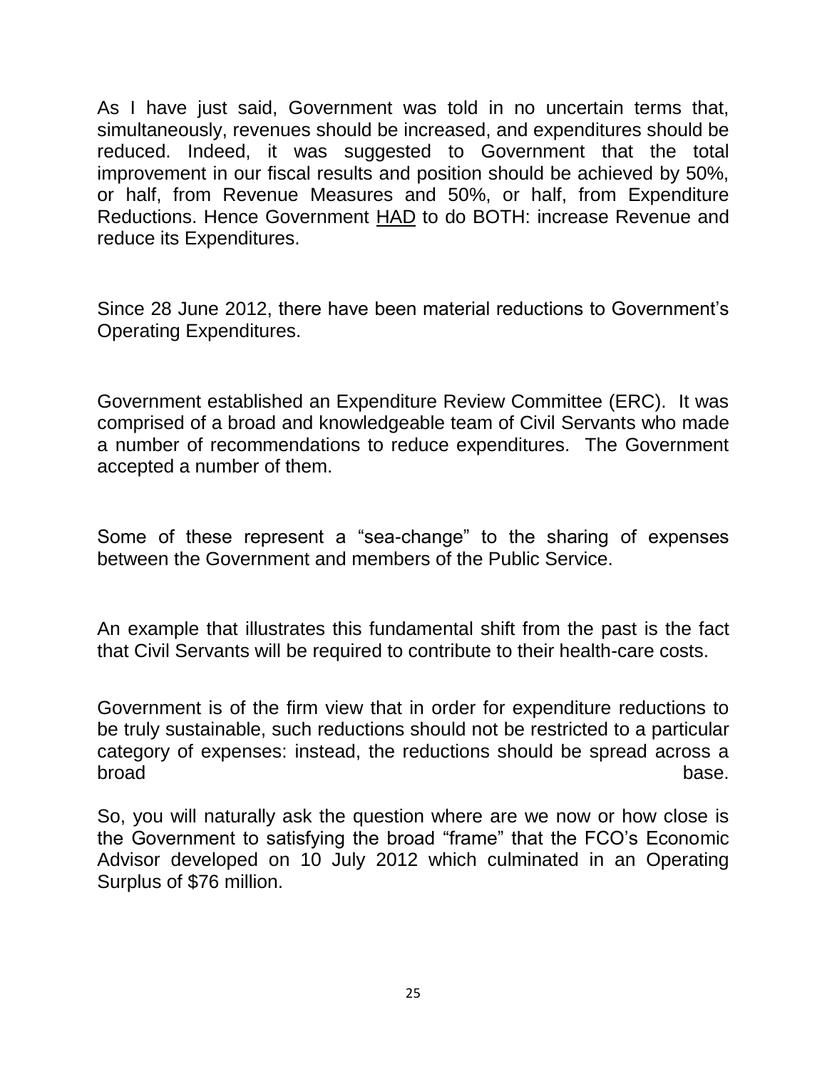As I have just said, Government was told in no uncertain terms that, simultaneously, revenues should be increased, and expenditures should be reduced. Indeed, it was suggested to Government that the total improvement in our fiscal results and position should be achieved by 50%, or half, from Revenue Measures and 50%, or half, from Expenditure Reductions. Hence Government <u>HAD</u> to do BOTH: increase Revenue and reduce its Expenditures.

Since 28 June 2012, there have been material reductions to Government's Operating Expenditures.

Government established an Expenditure Review Committee (ERC). It was comprised of a broad and knowledgeable team of Civil Servants who made a number of recommendations to reduce expenditures. The Government accepted a number of them.

Some of these represent a "sea-change" to the sharing of expenses between the Government and members of the Public Service.

An example that illustrates this fundamental shift from the past is the fact that Civil Servants will be required to contribute to their health-care costs.

Government is of the firm view that in order for expenditure reductions to be truly sustainable, such reductions should not be restricted to a particular category of expenses: instead, the reductions should be spread across a broad base.

So, you will naturally ask the question where are we now or how close is the Government to satisfying the broad "frame" that the FCO's Economic Advisor developed on 10 July 2012 which culminated in an Operating Surplus of $76 million.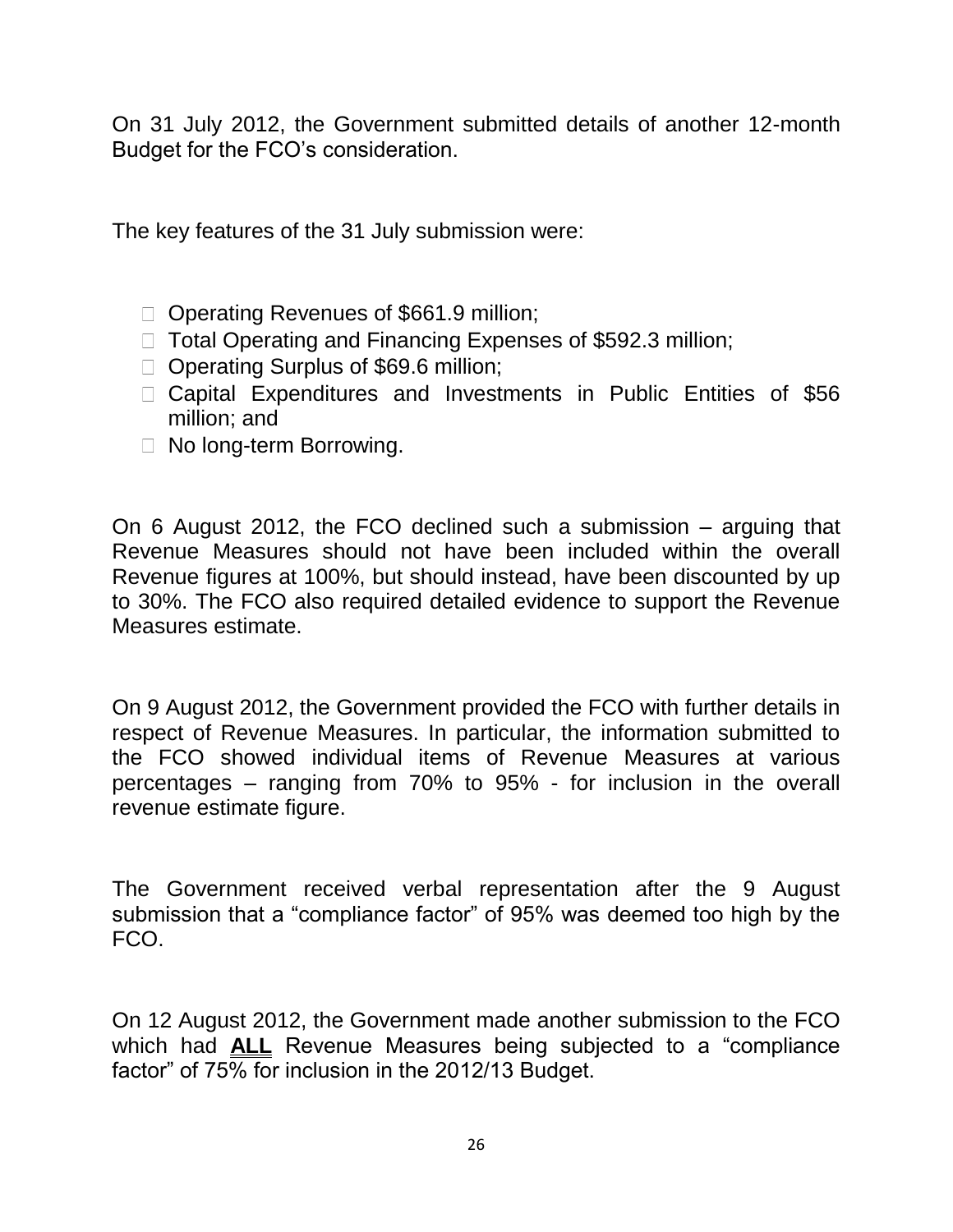On 31 July 2012, the Government submitted details of another 12-month Budget for the FCO's consideration.

The key features of the 31 July submission were:

- Operating Revenues of $661.9 million;
- Total Operating and Financing Expenses of $592.3 million;
- Operating Surplus of $69.6 million;
- Capital Expenditures and Investments in Public Entities of $56 million; and
- No long-term Borrowing.

On 6 August 2012, the FCO declined such a submission – arguing that Revenue Measures should not have been included within the overall Revenue figures at 100%, but should instead, have been discounted by up to 30%. The FCO also required detailed evidence to support the Revenue Measures estimate.

On 9 August 2012, the Government provided the FCO with further details in respect of Revenue Measures. In particular, the information submitted to the FCO showed individual items of Revenue Measures at various percentages – ranging from 70% to 95% - for inclusion in the overall revenue estimate figure.

The Government received verbal representation after the 9 August submission that a "compliance factor" of 95% was deemed too high by the FCO.

On 12 August 2012, the Government made another submission to the FCO which had **ALL** Revenue Measures being subjected to a "compliance factor" of 75% for inclusion in the 2012/13 Budget.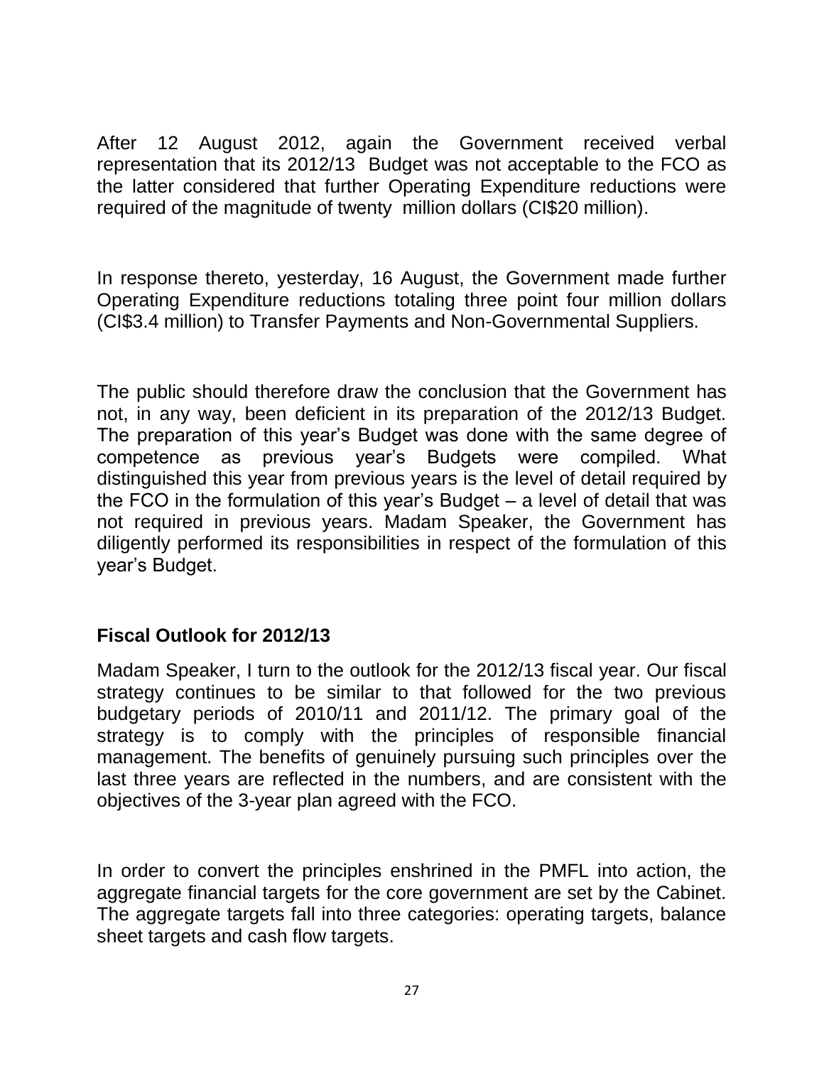After 12 August 2012, again the Government received verbal representation that its 2012/13 Budget was not acceptable to the FCO as the latter considered that further Operating Expenditure reductions were required of the magnitude of twenty million dollars (CI$20 million).

In response thereto, yesterday, 16 August, the Government made further Operating Expenditure reductions totaling three point four million dollars (CI$3.4 million) to Transfer Payments and Non-Governmental Suppliers.

The public should therefore draw the conclusion that the Government has not, in any way, been deficient in its preparation of the 2012/13 Budget. The preparation of this year's Budget was done with the same degree of competence as previous year's Budgets were compiled. What distinguished this year from previous years is the level of detail required by the FCO in the formulation of this year's Budget – a level of detail that was not required in previous years. Madam Speaker, the Government has diligently performed its responsibilities in respect of the formulation of this year's Budget.

## Fiscal Outlook for 2012/13

Madam Speaker, I turn to the outlook for the 2012/13 fiscal year. Our fiscal strategy continues to be similar to that followed for the two previous budgetary periods of 2010/11 and 2011/12. The primary goal of the strategy is to comply with the principles of responsible financial management. The benefits of genuinely pursuing such principles over the last three years are reflected in the numbers, and are consistent with the objectives of the 3-year plan agreed with the FCO.

In order to convert the principles enshrined in the PMFL into action, the aggregate financial targets for the core government are set by the Cabinet. The aggregate targets fall into three categories: operating targets, balance sheet targets and cash flow targets.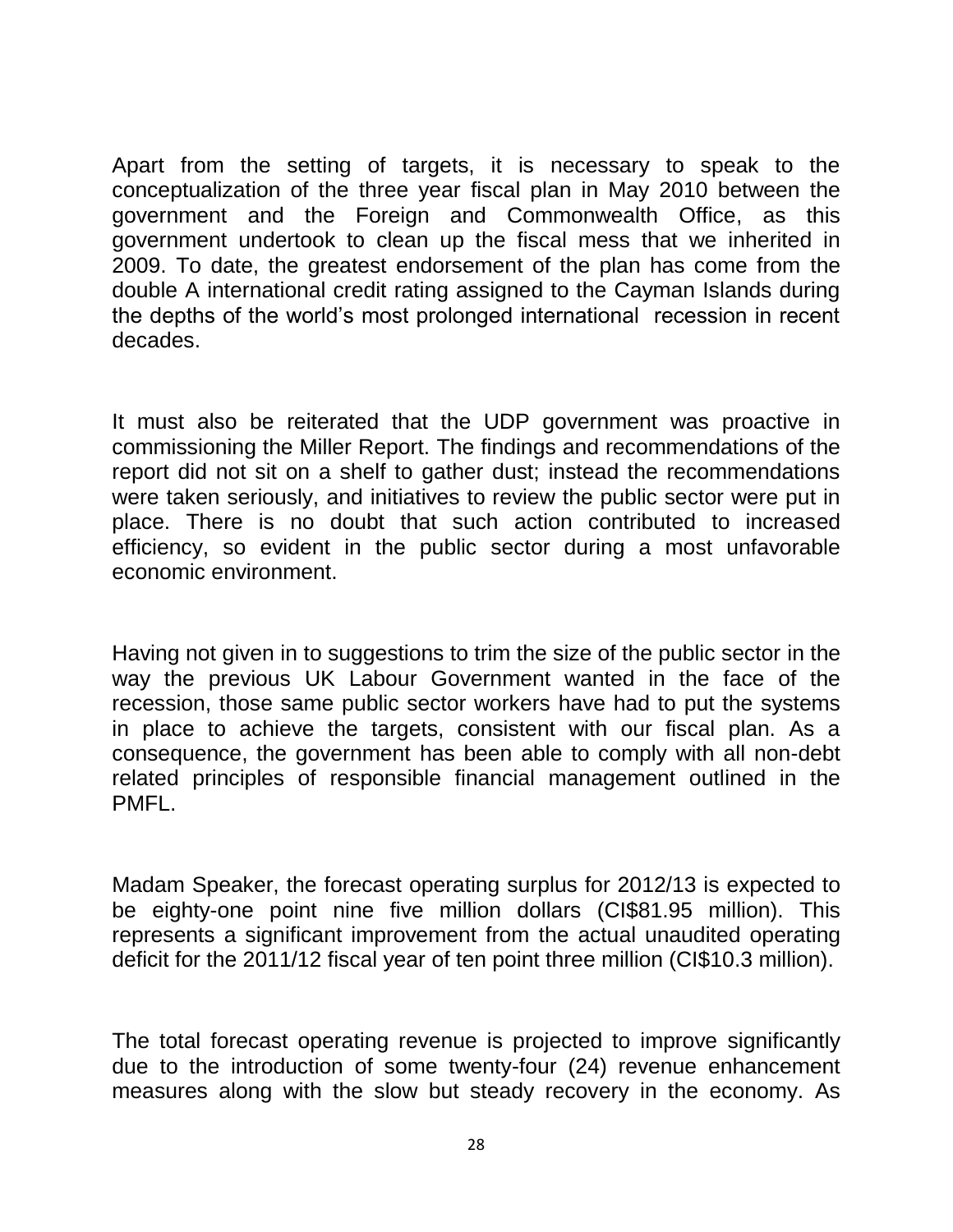Apart from the setting of targets, it is necessary to speak to the conceptualization of the three year fiscal plan in May 2010 between the government and the Foreign and Commonwealth Office, as this government undertook to clean up the fiscal mess that we inherited in 2009. To date, the greatest endorsement of the plan has come from the double A international credit rating assigned to the Cayman Islands during the depths of the world's most prolonged international recession in recent decades.

It must also be reiterated that the UDP government was proactive in commissioning the Miller Report. The findings and recommendations of the report did not sit on a shelf to gather dust; instead the recommendations were taken seriously, and initiatives to review the public sector were put in place. There is no doubt that such action contributed to increased efficiency, so evident in the public sector during a most unfavorable economic environment.

Having not given in to suggestions to trim the size of the public sector in the way the previous UK Labour Government wanted in the face of the recession, those same public sector workers have had to put the systems in place to achieve the targets, consistent with our fiscal plan. As a consequence, the government has been able to comply with all non-debt related principles of responsible financial management outlined in the PMFL.

Madam Speaker, the forecast operating surplus for 2012/13 is expected to be eighty-one point nine five million dollars (CI$81.95 million). This represents a significant improvement from the actual unaudited operating deficit for the 2011/12 fiscal year of ten point three million (CI$10.3 million).

The total forecast operating revenue is projected to improve significantly due to the introduction of some twenty-four (24) revenue enhancement measures along with the slow but steady recovery in the economy. As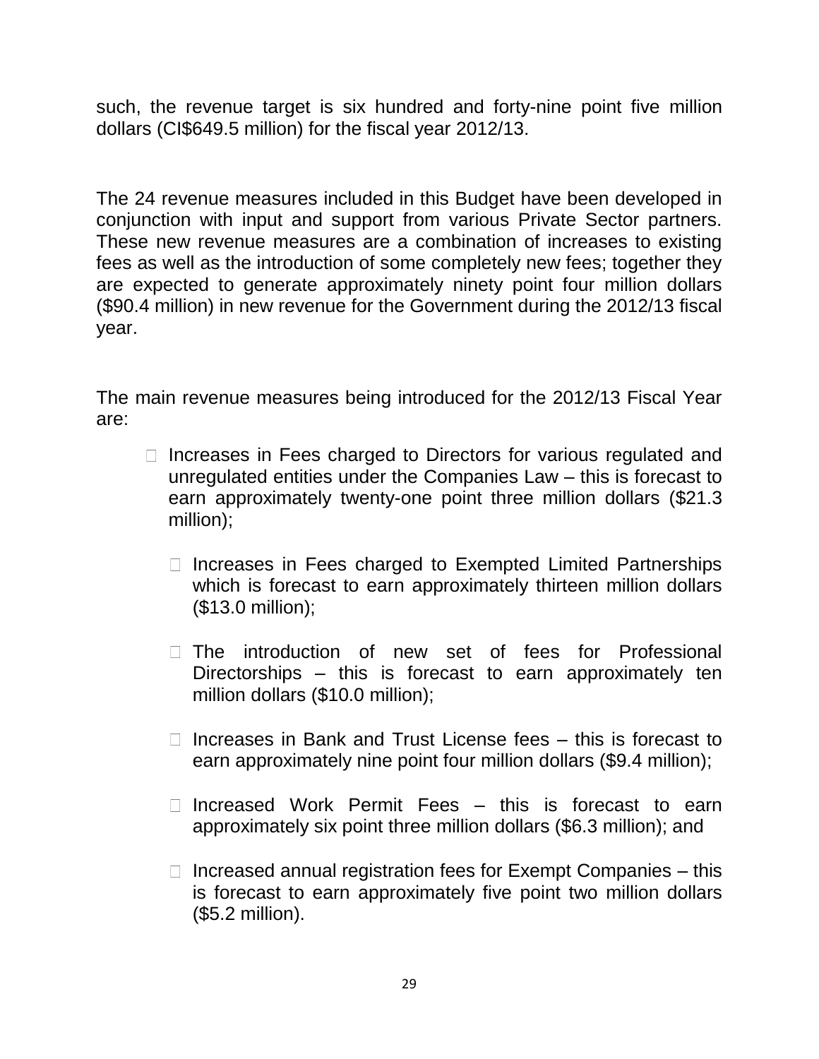such, the revenue target is six hundred and forty-nine point five million dollars (CI$649.5 million) for the fiscal year 2012/13.

The 24 revenue measures included in this Budget have been developed in conjunction with input and support from various Private Sector partners. These new revenue measures are a combination of increases to existing fees as well as the introduction of some completely new fees; together they are expected to generate approximately ninety point four million dollars ($90.4 million) in new revenue for the Government during the 2012/13 fiscal year.

The main revenue measures being introduced for the 2012/13 Fiscal Year are:

- Increases in Fees charged to Directors for various regulated and unregulated entities under the Companies Law – this is forecast to earn approximately twenty-one point three million dollars ($21.3 million);
  - Increases in Fees charged to Exempted Limited Partnerships which is forecast to earn approximately thirteen million dollars ($13.0 million);
  - The introduction of new set of fees for Professional Directorships – this is forecast to earn approximately ten million dollars ($10.0 million);
  - Increases in Bank and Trust License fees – this is forecast to earn approximately nine point four million dollars ($9.4 million);
  - Increased Work Permit Fees – this is forecast to earn approximately six point three million dollars ($6.3 million); and
  - Increased annual registration fees for Exempt Companies – this is forecast to earn approximately five point two million dollars ($5.2 million).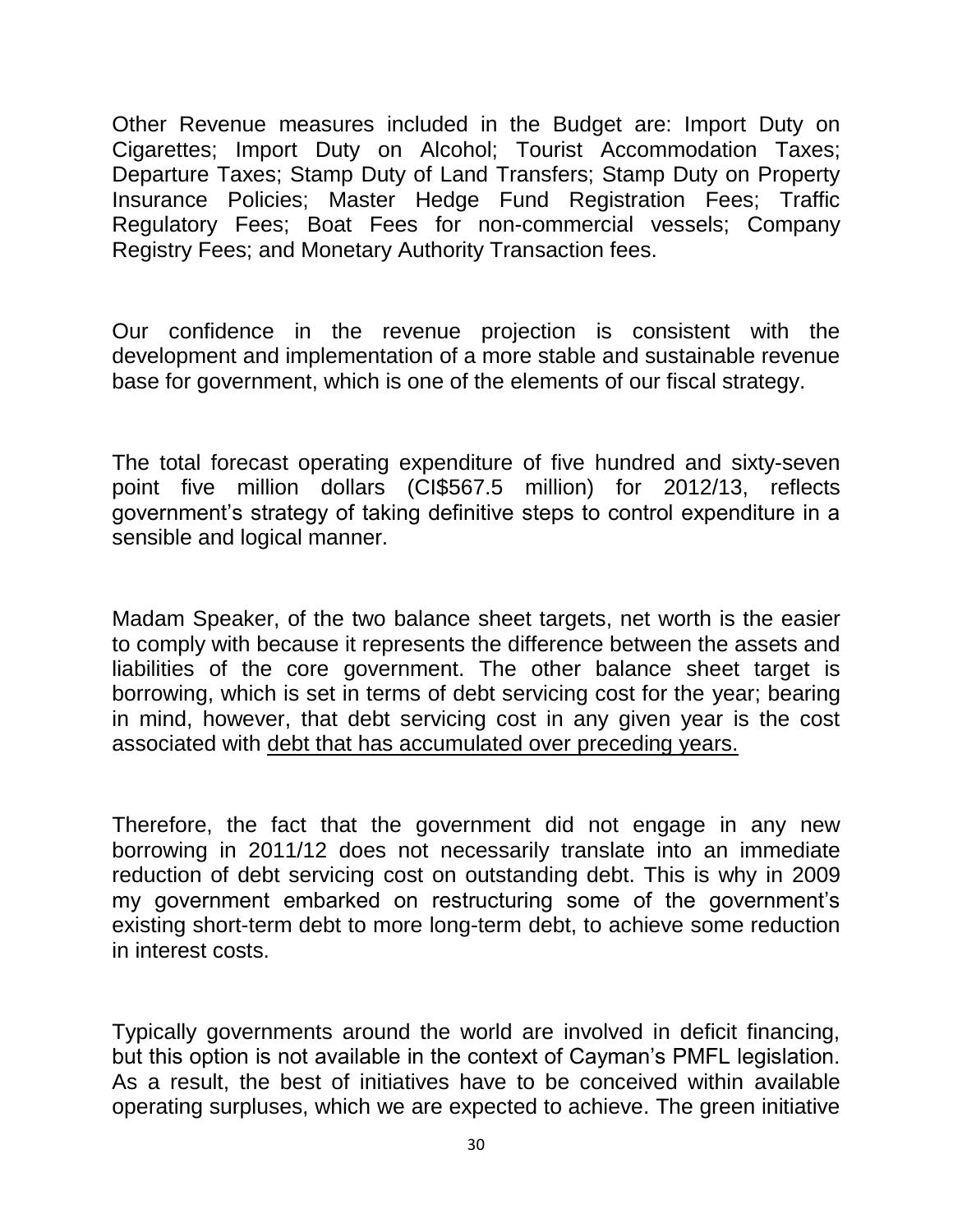Other Revenue measures included in the Budget are: Import Duty on Cigarettes; Import Duty on Alcohol; Tourist Accommodation Taxes; Departure Taxes; Stamp Duty of Land Transfers; Stamp Duty on Property Insurance Policies; Master Hedge Fund Registration Fees; Traffic Regulatory Fees; Boat Fees for non-commercial vessels; Company Registry Fees; and Monetary Authority Transaction fees.

Our confidence in the revenue projection is consistent with the development and implementation of a more stable and sustainable revenue base for government, which is one of the elements of our fiscal strategy.

The total forecast operating expenditure of five hundred and sixty-seven point five million dollars (CI$567.5 million) for 2012/13, reflects government's strategy of taking definitive steps to control expenditure in a sensible and logical manner.

Madam Speaker, of the two balance sheet targets, net worth is the easier to comply with because it represents the difference between the assets and liabilities of the core government. The other balance sheet target is borrowing, which is set in terms of debt servicing cost for the year; bearing in mind, however, that debt servicing cost in any given year is the cost associated with <u>debt that has accumulated over preceding years.</u>

Therefore, the fact that the government did not engage in any new borrowing in 2011/12 does not necessarily translate into an immediate reduction of debt servicing cost on outstanding debt. This is why in 2009 my government embarked on restructuring some of the government's existing short-term debt to more long-term debt, to achieve some reduction in interest costs.

Typically governments around the world are involved in deficit financing, but this option is not available in the context of Cayman's PMFL legislation. As a result, the best of initiatives have to be conceived within available operating surpluses, which we are expected to achieve. The green initiative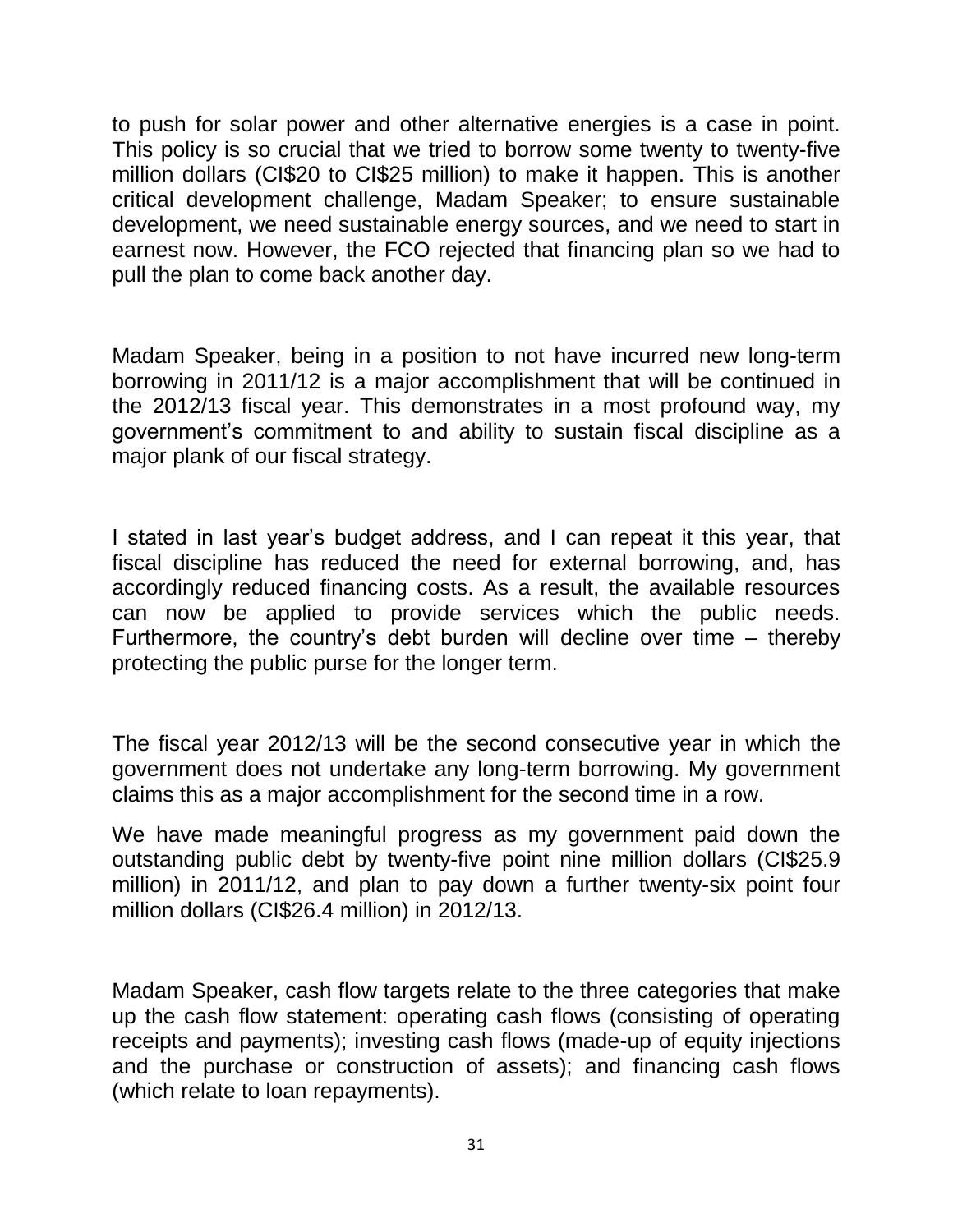to push for solar power and other alternative energies is a case in point. This policy is so crucial that we tried to borrow some twenty to twenty-five million dollars (CI$20 to CI$25 million) to make it happen. This is another critical development challenge, Madam Speaker; to ensure sustainable development, we need sustainable energy sources, and we need to start in earnest now. However, the FCO rejected that financing plan so we had to pull the plan to come back another day.

Madam Speaker, being in a position to not have incurred new long-term borrowing in 2011/12 is a major accomplishment that will be continued in the 2012/13 fiscal year. This demonstrates in a most profound way, my government's commitment to and ability to sustain fiscal discipline as a major plank of our fiscal strategy.

I stated in last year's budget address, and I can repeat it this year, that fiscal discipline has reduced the need for external borrowing, and, has accordingly reduced financing costs. As a result, the available resources can now be applied to provide services which the public needs. Furthermore, the country's debt burden will decline over time – thereby protecting the public purse for the longer term.

The fiscal year 2012/13 will be the second consecutive year in which the government does not undertake any long-term borrowing. My government claims this as a major accomplishment for the second time in a row.

We have made meaningful progress as my government paid down the outstanding public debt by twenty-five point nine million dollars (CI$25.9 million) in 2011/12, and plan to pay down a further twenty-six point four million dollars (CI$26.4 million) in 2012/13.

Madam Speaker, cash flow targets relate to the three categories that make up the cash flow statement: operating cash flows (consisting of operating receipts and payments); investing cash flows (made-up of equity injections and the purchase or construction of assets); and financing cash flows (which relate to loan repayments).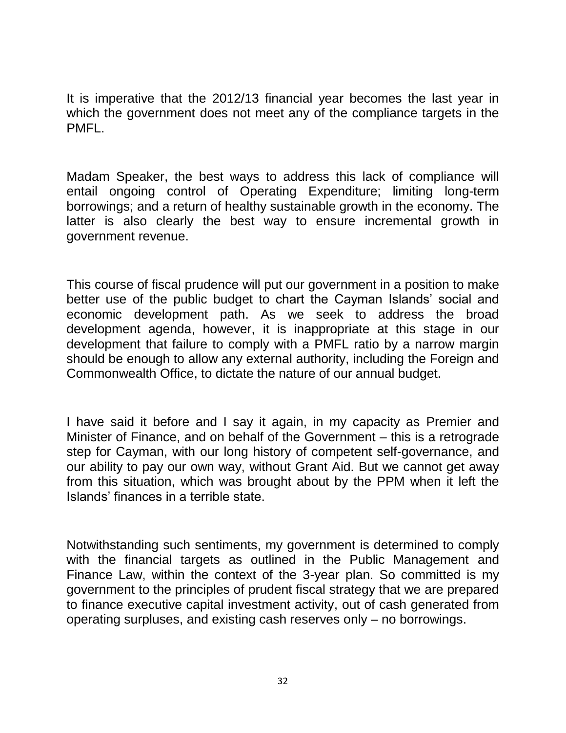It is imperative that the 2012/13 financial year becomes the last year in which the government does not meet any of the compliance targets in the PMFL.

Madam Speaker, the best ways to address this lack of compliance will entail ongoing control of Operating Expenditure; limiting long-term borrowings; and a return of healthy sustainable growth in the economy. The latter is also clearly the best way to ensure incremental growth in government revenue.

This course of fiscal prudence will put our government in a position to make better use of the public budget to chart the Cayman Islands' social and economic development path. As we seek to address the broad development agenda, however, it is inappropriate at this stage in our development that failure to comply with a PMFL ratio by a narrow margin should be enough to allow any external authority, including the Foreign and Commonwealth Office, to dictate the nature of our annual budget.

I have said it before and I say it again, in my capacity as Premier and Minister of Finance, and on behalf of the Government – this is a retrograde step for Cayman, with our long history of competent self-governance, and our ability to pay our own way, without Grant Aid. But we cannot get away from this situation, which was brought about by the PPM when it left the Islands' finances in a terrible state.

Notwithstanding such sentiments, my government is determined to comply with the financial targets as outlined in the Public Management and Finance Law, within the context of the 3-year plan. So committed is my government to the principles of prudent fiscal strategy that we are prepared to finance executive capital investment activity, out of cash generated from operating surpluses, and existing cash reserves only – no borrowings.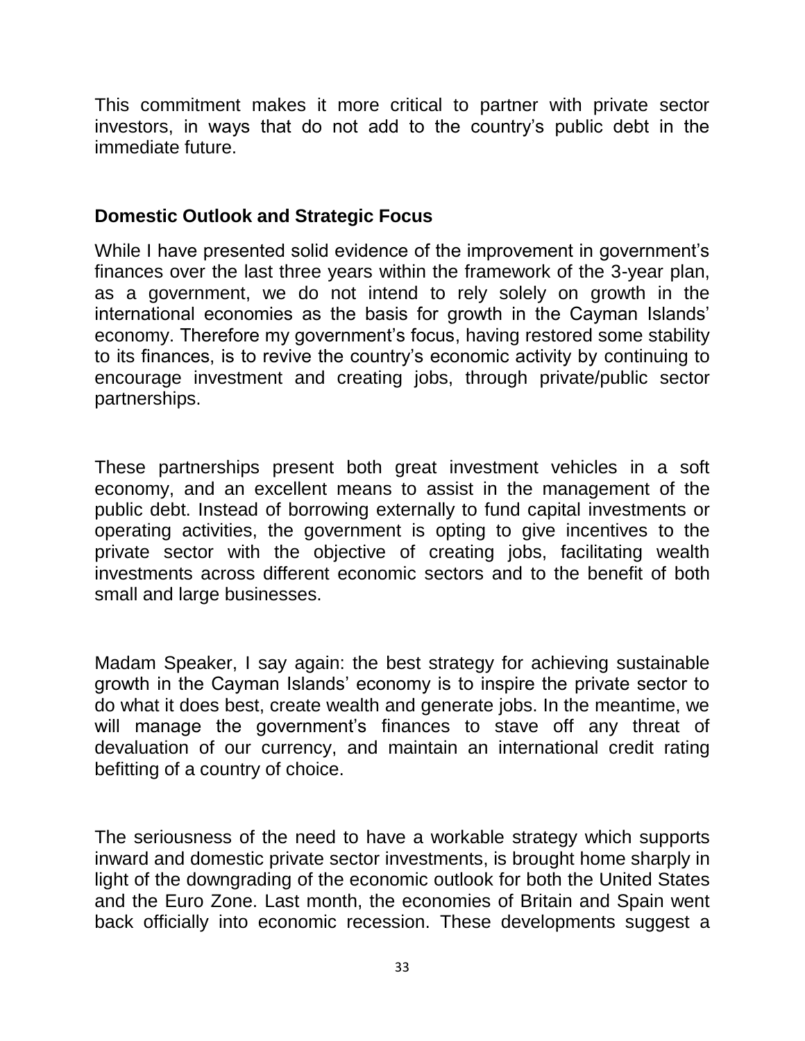This commitment makes it more critical to partner with private sector investors, in ways that do not add to the country's public debt in the immediate future.

## Domestic Outlook and Strategic Focus

While I have presented solid evidence of the improvement in government's finances over the last three years within the framework of the 3-year plan, as a government, we do not intend to rely solely on growth in the international economies as the basis for growth in the Cayman Islands' economy. Therefore my government's focus, having restored some stability to its finances, is to revive the country's economic activity by continuing to encourage investment and creating jobs, through private/public sector partnerships.

These partnerships present both great investment vehicles in a soft economy, and an excellent means to assist in the management of the public debt. Instead of borrowing externally to fund capital investments or operating activities, the government is opting to give incentives to the private sector with the objective of creating jobs, facilitating wealth investments across different economic sectors and to the benefit of both small and large businesses.

Madam Speaker, I say again: the best strategy for achieving sustainable growth in the Cayman Islands' economy is to inspire the private sector to do what it does best, create wealth and generate jobs. In the meantime, we will manage the government's finances to stave off any threat of devaluation of our currency, and maintain an international credit rating befitting of a country of choice.

The seriousness of the need to have a workable strategy which supports inward and domestic private sector investments, is brought home sharply in light of the downgrading of the economic outlook for both the United States and the Euro Zone. Last month, the economies of Britain and Spain went back officially into economic recession. These developments suggest a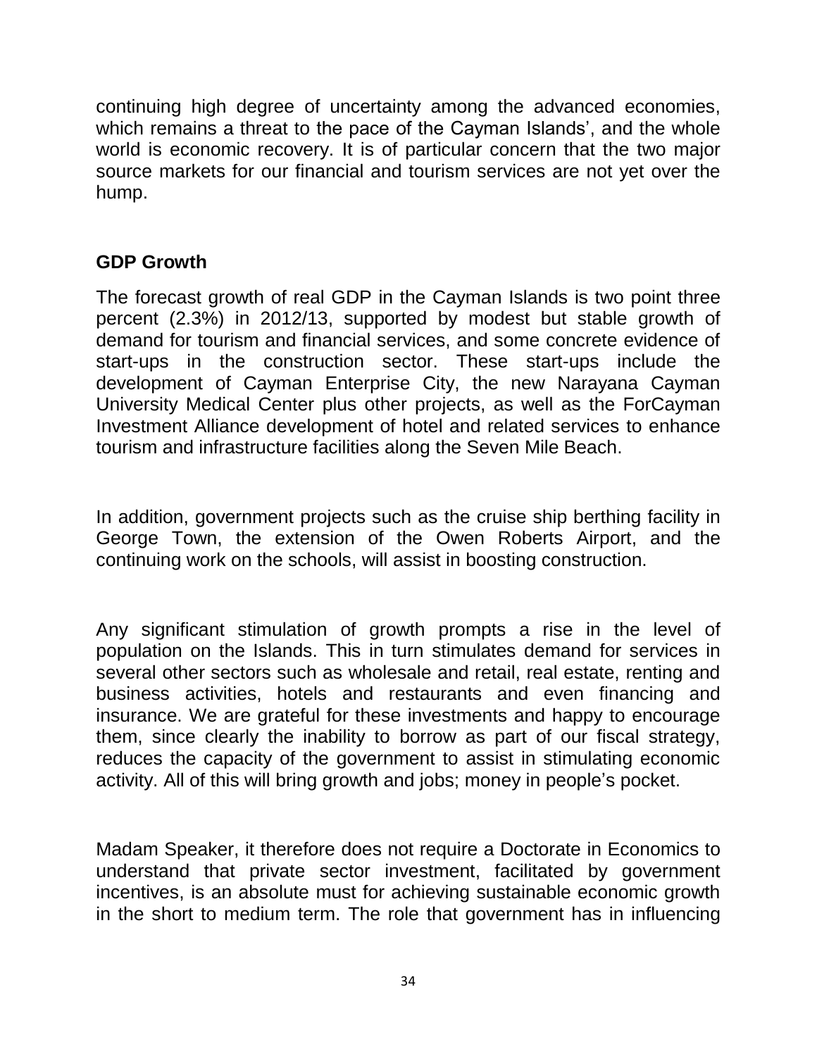continuing high degree of uncertainty among the advanced economies, which remains a threat to the pace of the Cayman Islands', and the whole world is economic recovery. It is of particular concern that the two major source markets for our financial and tourism services are not yet over the hump.

## GDP Growth

The forecast growth of real GDP in the Cayman Islands is two point three percent (2.3%) in 2012/13, supported by modest but stable growth of demand for tourism and financial services, and some concrete evidence of start-ups in the construction sector. These start-ups include the development of Cayman Enterprise City, the new Narayana Cayman University Medical Center plus other projects, as well as the ForCayman Investment Alliance development of hotel and related services to enhance tourism and infrastructure facilities along the Seven Mile Beach.

In addition, government projects such as the cruise ship berthing facility in George Town, the extension of the Owen Roberts Airport, and the continuing work on the schools, will assist in boosting construction.

Any significant stimulation of growth prompts a rise in the level of population on the Islands. This in turn stimulates demand for services in several other sectors such as wholesale and retail, real estate, renting and business activities, hotels and restaurants and even financing and insurance. We are grateful for these investments and happy to encourage them, since clearly the inability to borrow as part of our fiscal strategy, reduces the capacity of the government to assist in stimulating economic activity. All of this will bring growth and jobs; money in people's pocket.

Madam Speaker, it therefore does not require a Doctorate in Economics to understand that private sector investment, facilitated by government incentives, is an absolute must for achieving sustainable economic growth in the short to medium term. The role that government has in influencing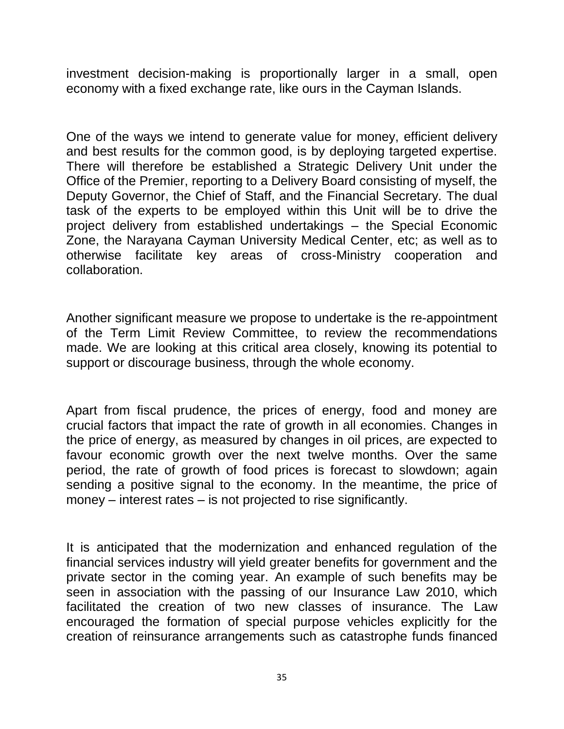investment decision-making is proportionally larger in a small, open economy with a fixed exchange rate, like ours in the Cayman Islands.

One of the ways we intend to generate value for money, efficient delivery and best results for the common good, is by deploying targeted expertise. There will therefore be established a Strategic Delivery Unit under the Office of the Premier, reporting to a Delivery Board consisting of myself, the Deputy Governor, the Chief of Staff, and the Financial Secretary. The dual task of the experts to be employed within this Unit will be to drive the project delivery from established undertakings – the Special Economic Zone, the Narayana Cayman University Medical Center, etc; as well as to otherwise facilitate key areas of cross-Ministry cooperation and collaboration.

Another significant measure we propose to undertake is the re-appointment of the Term Limit Review Committee, to review the recommendations made. We are looking at this critical area closely, knowing its potential to support or discourage business, through the whole economy.

Apart from fiscal prudence, the prices of energy, food and money are crucial factors that impact the rate of growth in all economies. Changes in the price of energy, as measured by changes in oil prices, are expected to favour economic growth over the next twelve months. Over the same period, the rate of growth of food prices is forecast to slowdown; again sending a positive signal to the economy. In the meantime, the price of money – interest rates – is not projected to rise significantly.

It is anticipated that the modernization and enhanced regulation of the financial services industry will yield greater benefits for government and the private sector in the coming year. An example of such benefits may be seen in association with the passing of our Insurance Law 2010, which facilitated the creation of two new classes of insurance. The Law encouraged the formation of special purpose vehicles explicitly for the creation of reinsurance arrangements such as catastrophe funds financed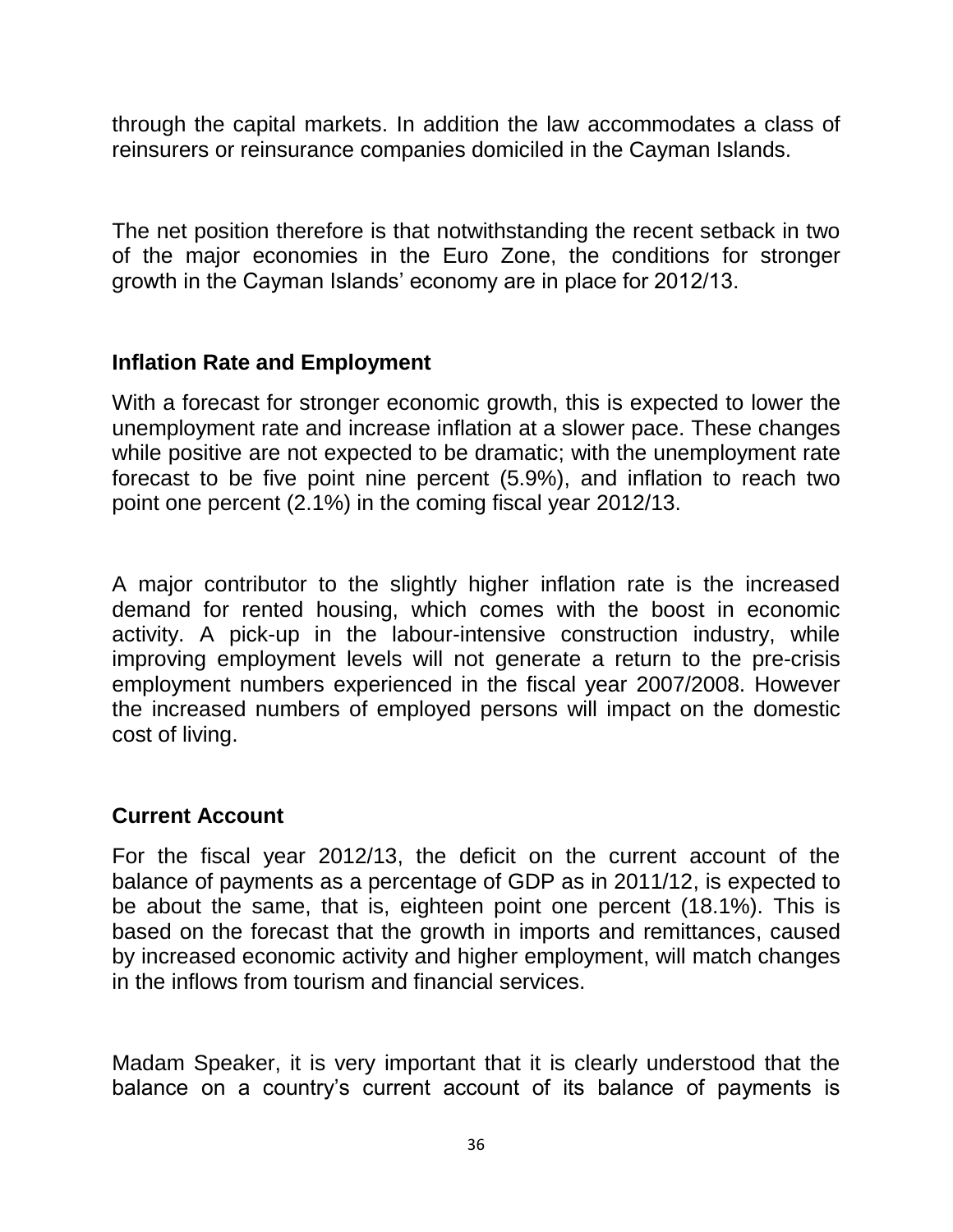through the capital markets. In addition the law accommodates a class of reinsurers or reinsurance companies domiciled in the Cayman Islands.

The net position therefore is that notwithstanding the recent setback in two of the major economies in the Euro Zone, the conditions for stronger growth in the Cayman Islands' economy are in place for 2012/13.

## Inflation Rate and Employment

With a forecast for stronger economic growth, this is expected to lower the unemployment rate and increase inflation at a slower pace. These changes while positive are not expected to be dramatic; with the unemployment rate forecast to be five point nine percent (5.9%), and inflation to reach two point one percent (2.1%) in the coming fiscal year 2012/13.

A major contributor to the slightly higher inflation rate is the increased demand for rented housing, which comes with the boost in economic activity. A pick-up in the labour-intensive construction industry, while improving employment levels will not generate a return to the pre-crisis employment numbers experienced in the fiscal year 2007/2008. However the increased numbers of employed persons will impact on the domestic cost of living.

## Current Account

For the fiscal year 2012/13, the deficit on the current account of the balance of payments as a percentage of GDP as in 2011/12, is expected to be about the same, that is, eighteen point one percent (18.1%). This is based on the forecast that the growth in imports and remittances, caused by increased economic activity and higher employment, will match changes in the inflows from tourism and financial services.

Madam Speaker, it is very important that it is clearly understood that the balance on a country's current account of its balance of payments is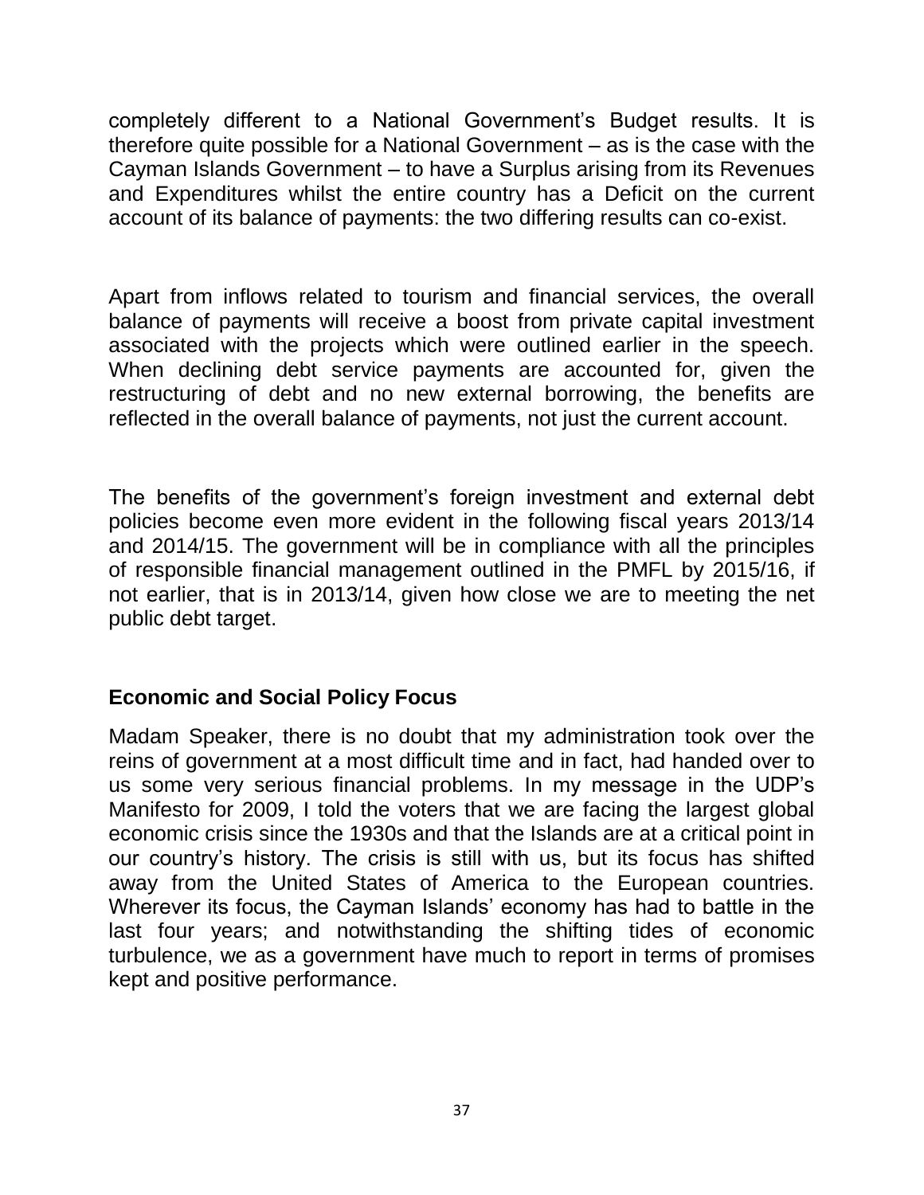completely different to a National Government's Budget results. It is therefore quite possible for a National Government – as is the case with the Cayman Islands Government – to have a Surplus arising from its Revenues and Expenditures whilst the entire country has a Deficit on the current account of its balance of payments: the two differing results can co-exist.

Apart from inflows related to tourism and financial services, the overall balance of payments will receive a boost from private capital investment associated with the projects which were outlined earlier in the speech. When declining debt service payments are accounted for, given the restructuring of debt and no new external borrowing, the benefits are reflected in the overall balance of payments, not just the current account.

The benefits of the government's foreign investment and external debt policies become even more evident in the following fiscal years 2013/14 and 2014/15. The government will be in compliance with all the principles of responsible financial management outlined in the PMFL by 2015/16, if not earlier, that is in 2013/14, given how close we are to meeting the net public debt target.

## Economic and Social Policy Focus

Madam Speaker, there is no doubt that my administration took over the reins of government at a most difficult time and in fact, had handed over to us some very serious financial problems. In my message in the UDP's Manifesto for 2009, I told the voters that we are facing the largest global economic crisis since the 1930s and that the Islands are at a critical point in our country's history. The crisis is still with us, but its focus has shifted away from the United States of America to the European countries. Wherever its focus, the Cayman Islands' economy has had to battle in the last four years; and notwithstanding the shifting tides of economic turbulence, we as a government have much to report in terms of promises kept and positive performance.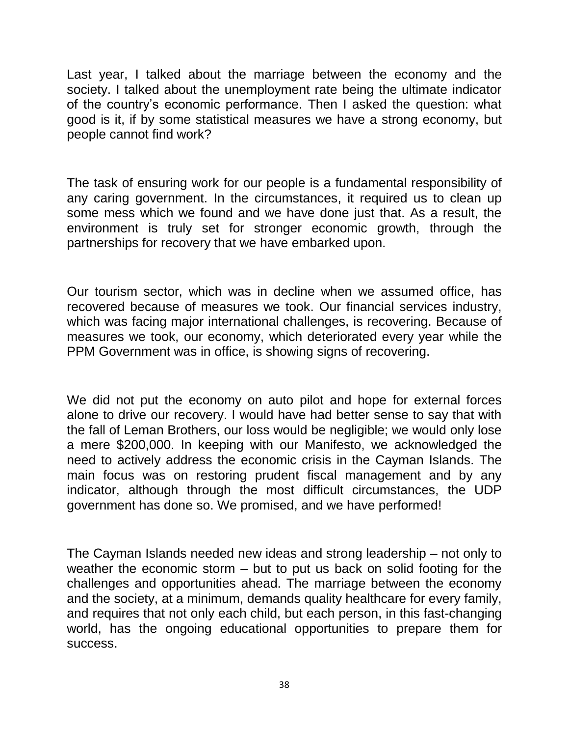Last year, I talked about the marriage between the economy and the society. I talked about the unemployment rate being the ultimate indicator of the country's economic performance. Then I asked the question: what good is it, if by some statistical measures we have a strong economy, but people cannot find work?

The task of ensuring work for our people is a fundamental responsibility of any caring government. In the circumstances, it required us to clean up some mess which we found and we have done just that. As a result, the environment is truly set for stronger economic growth, through the partnerships for recovery that we have embarked upon.

Our tourism sector, which was in decline when we assumed office, has recovered because of measures we took. Our financial services industry, which was facing major international challenges, is recovering. Because of measures we took, our economy, which deteriorated every year while the PPM Government was in office, is showing signs of recovering.

We did not put the economy on auto pilot and hope for external forces alone to drive our recovery. I would have had better sense to say that with the fall of Leman Brothers, our loss would be negligible; we would only lose a mere $200,000. In keeping with our Manifesto, we acknowledged the need to actively address the economic crisis in the Cayman Islands. The main focus was on restoring prudent fiscal management and by any indicator, although through the most difficult circumstances, the UDP government has done so. We promised, and we have performed!

The Cayman Islands needed new ideas and strong leadership – not only to weather the economic storm – but to put us back on solid footing for the challenges and opportunities ahead. The marriage between the economy and the society, at a minimum, demands quality healthcare for every family, and requires that not only each child, but each person, in this fast-changing world, has the ongoing educational opportunities to prepare them for success.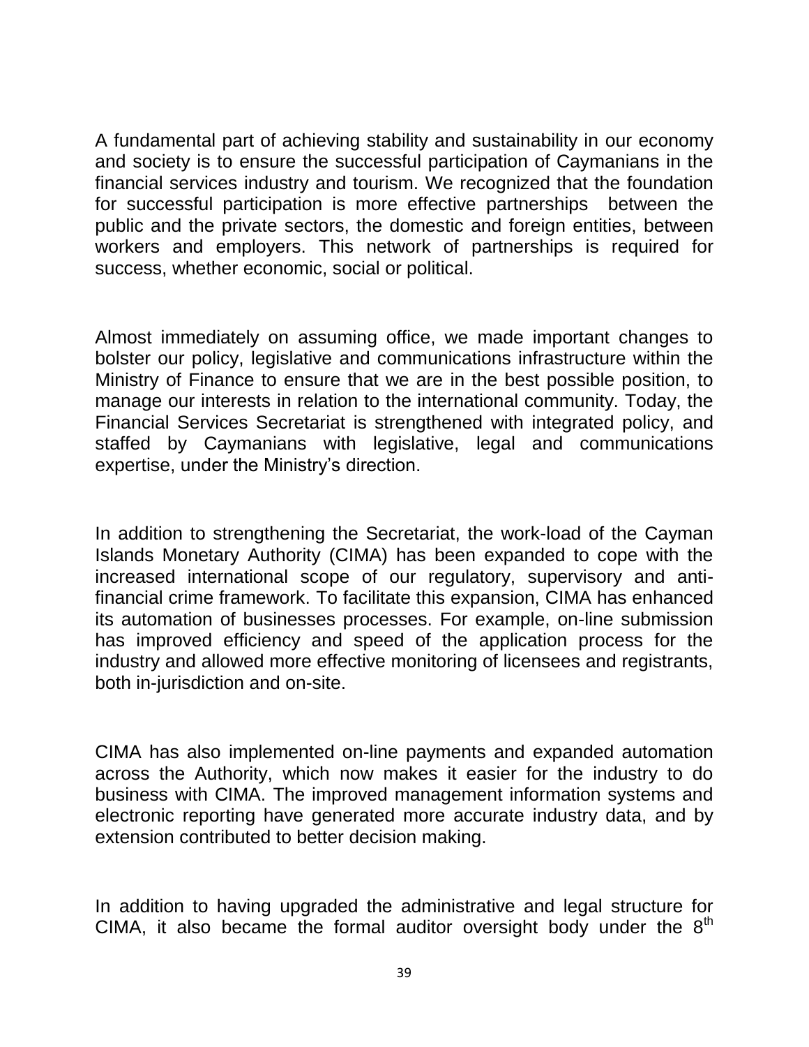A fundamental part of achieving stability and sustainability in our economy and society is to ensure the successful participation of Caymanians in the financial services industry and tourism. We recognized that the foundation for successful participation is more effective partnerships between the public and the private sectors, the domestic and foreign entities, between workers and employers. This network of partnerships is required for success, whether economic, social or political.

Almost immediately on assuming office, we made important changes to bolster our policy, legislative and communications infrastructure within the Ministry of Finance to ensure that we are in the best possible position, to manage our interests in relation to the international community. Today, the Financial Services Secretariat is strengthened with integrated policy, and staffed by Caymanians with legislative, legal and communications expertise, under the Ministry's direction.

In addition to strengthening the Secretariat, the work-load of the Cayman Islands Monetary Authority (CIMA) has been expanded to cope with the increased international scope of our regulatory, supervisory and anti-financial crime framework. To facilitate this expansion, CIMA has enhanced its automation of businesses processes. For example, on-line submission has improved efficiency and speed of the application process for the industry and allowed more effective monitoring of licensees and registrants, both in-jurisdiction and on-site.

CIMA has also implemented on-line payments and expanded automation across the Authority, which now makes it easier for the industry to do business with CIMA. The improved management information systems and electronic reporting have generated more accurate industry data, and by extension contributed to better decision making.

In addition to having upgraded the administrative and legal structure for CIMA, it also became the formal auditor oversight body under the 8th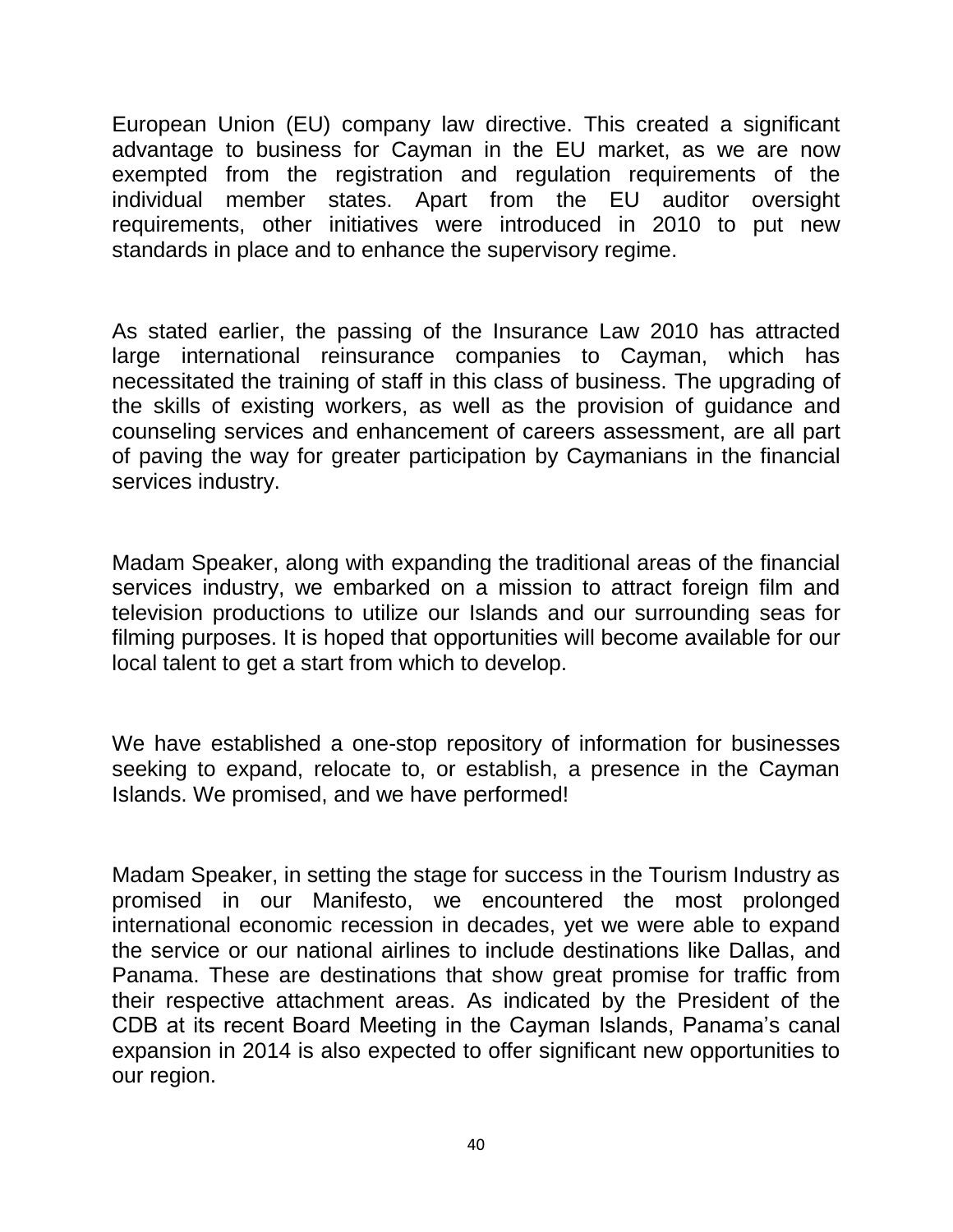European Union (EU) company law directive. This created a significant advantage to business for Cayman in the EU market, as we are now exempted from the registration and regulation requirements of the individual member states. Apart from the EU auditor oversight requirements, other initiatives were introduced in 2010 to put new standards in place and to enhance the supervisory regime.

As stated earlier, the passing of the Insurance Law 2010 has attracted large international reinsurance companies to Cayman, which has necessitated the training of staff in this class of business. The upgrading of the skills of existing workers, as well as the provision of guidance and counseling services and enhancement of careers assessment, are all part of paving the way for greater participation by Caymanians in the financial services industry.

Madam Speaker, along with expanding the traditional areas of the financial services industry, we embarked on a mission to attract foreign film and television productions to utilize our Islands and our surrounding seas for filming purposes. It is hoped that opportunities will become available for our local talent to get a start from which to develop.

We have established a one-stop repository of information for businesses seeking to expand, relocate to, or establish, a presence in the Cayman Islands. We promised, and we have performed!

Madam Speaker, in setting the stage for success in the Tourism Industry as promised in our Manifesto, we encountered the most prolonged international economic recession in decades, yet we were able to expand the service or our national airlines to include destinations like Dallas, and Panama. These are destinations that show great promise for traffic from their respective attachment areas. As indicated by the President of the CDB at its recent Board Meeting in the Cayman Islands, Panama's canal expansion in 2014 is also expected to offer significant new opportunities to our region.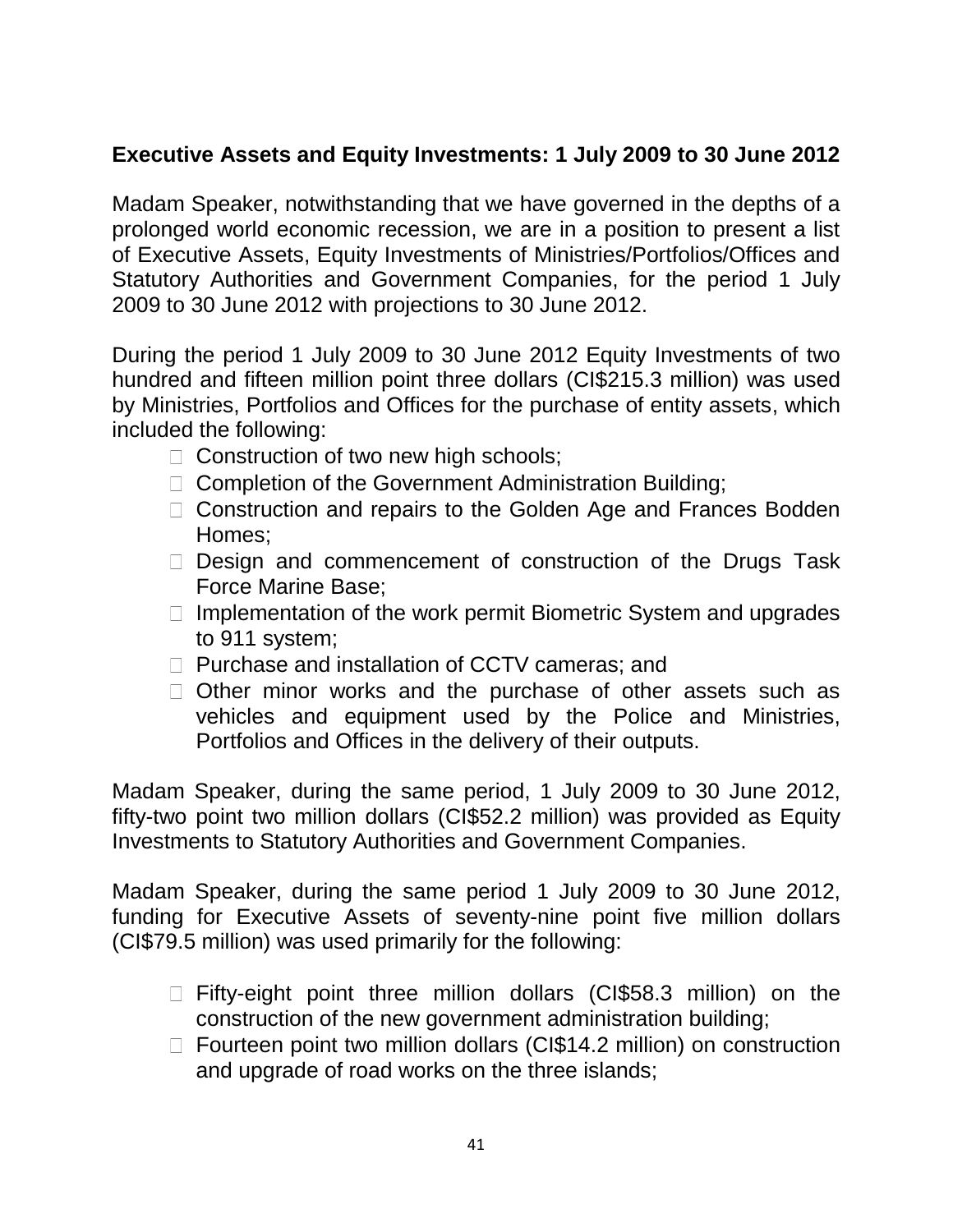**Executive Assets and Equity Investments: 1 July 2009 to 30 June 2012**

Madam Speaker, notwithstanding that we have governed in the depths of a prolonged world economic recession, we are in a position to present a list of Executive Assets, Equity Investments of Ministries/Portfolios/Offices and Statutory Authorities and Government Companies, for the period 1 July 2009 to 30 June 2012 with projections to 30 June 2012.

During the period 1 July 2009 to 30 June 2012 Equity Investments of two hundred and fifteen million point three dollars (CI$215.3 million) was used by Ministries, Portfolios and Offices for the purchase of entity assets, which included the following:

- Construction of two new high schools;
- Completion of the Government Administration Building;
- Construction and repairs to the Golden Age and Frances Bodden Homes;
- Design and commencement of construction of the Drugs Task Force Marine Base;
- Implementation of the work permit Biometric System and upgrades to 911 system;
- Purchase and installation of CCTV cameras; and
- Other minor works and the purchase of other assets such as vehicles and equipment used by the Police and Ministries, Portfolios and Offices in the delivery of their outputs.

Madam Speaker, during the same period, 1 July 2009 to 30 June 2012, fifty-two point two million dollars (CI$52.2 million) was provided as Equity Investments to Statutory Authorities and Government Companies.

Madam Speaker, during the same period 1 July 2009 to 30 June 2012, funding for Executive Assets of seventy-nine point five million dollars (CI$79.5 million) was used primarily for the following:

- Fifty-eight point three million dollars (CI$58.3 million) on the construction of the new government administration building;
- Fourteen point two million dollars (CI$14.2 million) on construction and upgrade of road works on the three islands;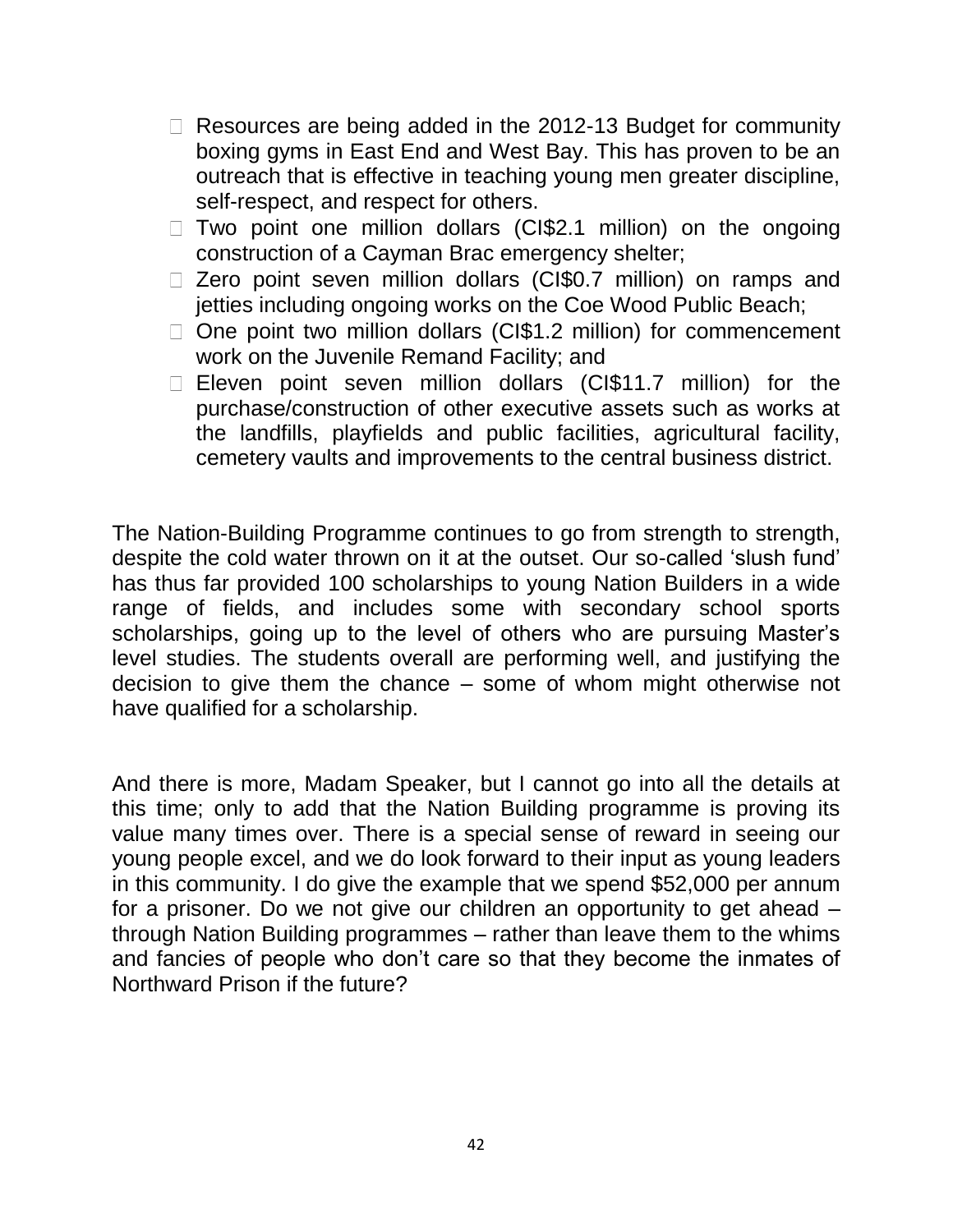- Resources are being added in the 2012-13 Budget for community boxing gyms in East End and West Bay. This has proven to be an outreach that is effective in teaching young men greater discipline, self-respect, and respect for others.
- Two point one million dollars (CI$2.1 million) on the ongoing construction of a Cayman Brac emergency shelter;
- Zero point seven million dollars (CI$0.7 million) on ramps and jetties including ongoing works on the Coe Wood Public Beach;
- One point two million dollars (CI$1.2 million) for commencement work on the Juvenile Remand Facility; and
- Eleven point seven million dollars (CI$11.7 million) for the purchase/construction of other executive assets such as works at the landfills, playfields and public facilities, agricultural facility, cemetery vaults and improvements to the central business district.

The Nation-Building Programme continues to go from strength to strength, despite the cold water thrown on it at the outset. Our so-called 'slush fund' has thus far provided 100 scholarships to young Nation Builders in a wide range of fields, and includes some with secondary school sports scholarships, going up to the level of others who are pursuing Master's level studies. The students overall are performing well, and justifying the decision to give them the chance – some of whom might otherwise not have qualified for a scholarship.

And there is more, Madam Speaker, but I cannot go into all the details at this time; only to add that the Nation Building programme is proving its value many times over. There is a special sense of reward in seeing our young people excel, and we do look forward to their input as young leaders in this community. I do give the example that we spend $52,000 per annum for a prisoner. Do we not give our children an opportunity to get ahead – through Nation Building programmes – rather than leave them to the whims and fancies of people who don't care so that they become the inmates of Northward Prison if the future?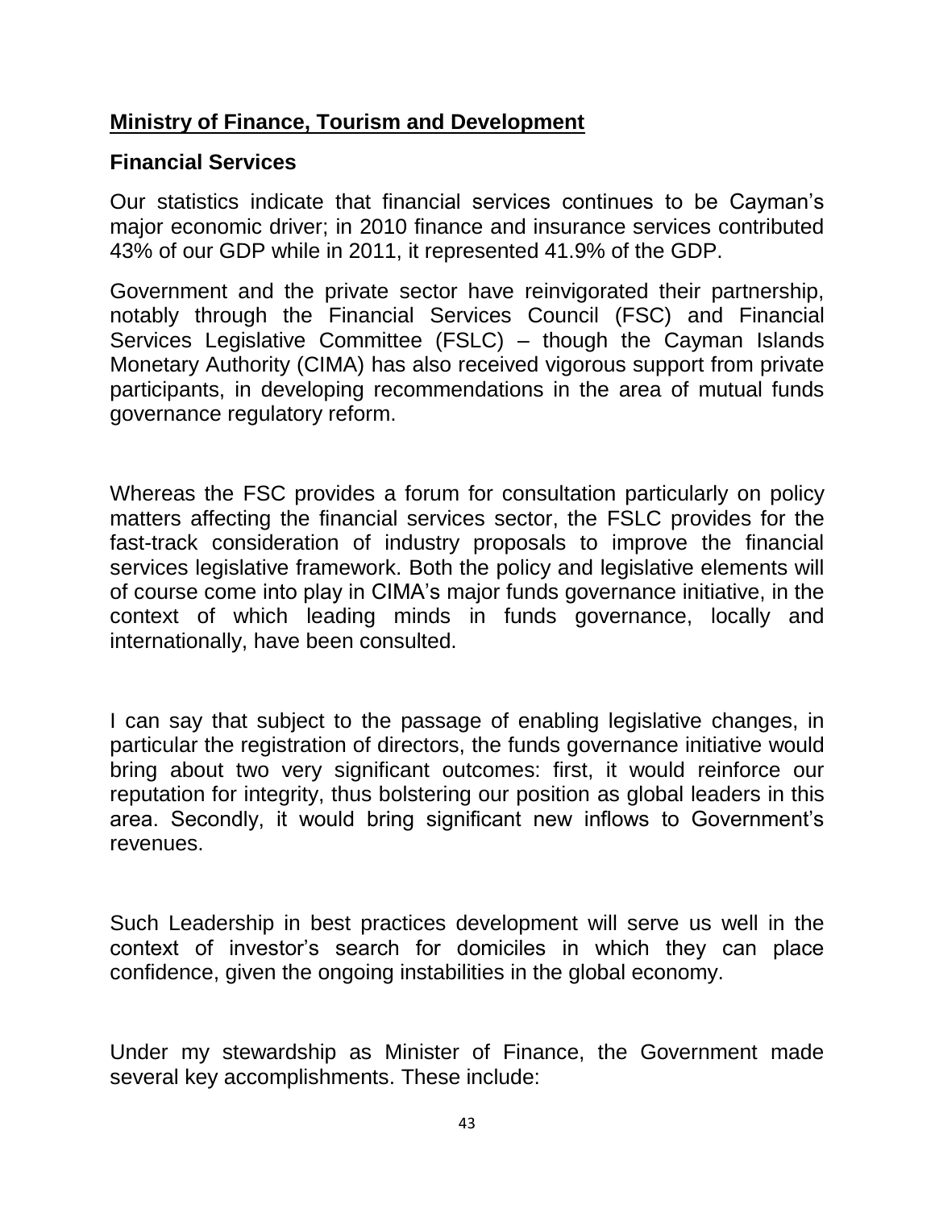## Ministry of Finance, Tourism and Development

### Financial Services

Our statistics indicate that financial services continues to be Cayman's major economic driver; in 2010 finance and insurance services contributed 43% of our GDP while in 2011, it represented 41.9% of the GDP.

Government and the private sector have reinvigorated their partnership, notably through the Financial Services Council (FSC) and Financial Services Legislative Committee (FSLC) – though the Cayman Islands Monetary Authority (CIMA) has also received vigorous support from private participants, in developing recommendations in the area of mutual funds governance regulatory reform.

Whereas the FSC provides a forum for consultation particularly on policy matters affecting the financial services sector, the FSLC provides for the fast-track consideration of industry proposals to improve the financial services legislative framework. Both the policy and legislative elements will of course come into play in CIMA's major funds governance initiative, in the context of which leading minds in funds governance, locally and internationally, have been consulted.

I can say that subject to the passage of enabling legislative changes, in particular the registration of directors, the funds governance initiative would bring about two very significant outcomes: first, it would reinforce our reputation for integrity, thus bolstering our position as global leaders in this area. Secondly, it would bring significant new inflows to Government's revenues.

Such Leadership in best practices development will serve us well in the context of investor's search for domiciles in which they can place confidence, given the ongoing instabilities in the global economy.

Under my stewardship as Minister of Finance, the Government made several key accomplishments. These include: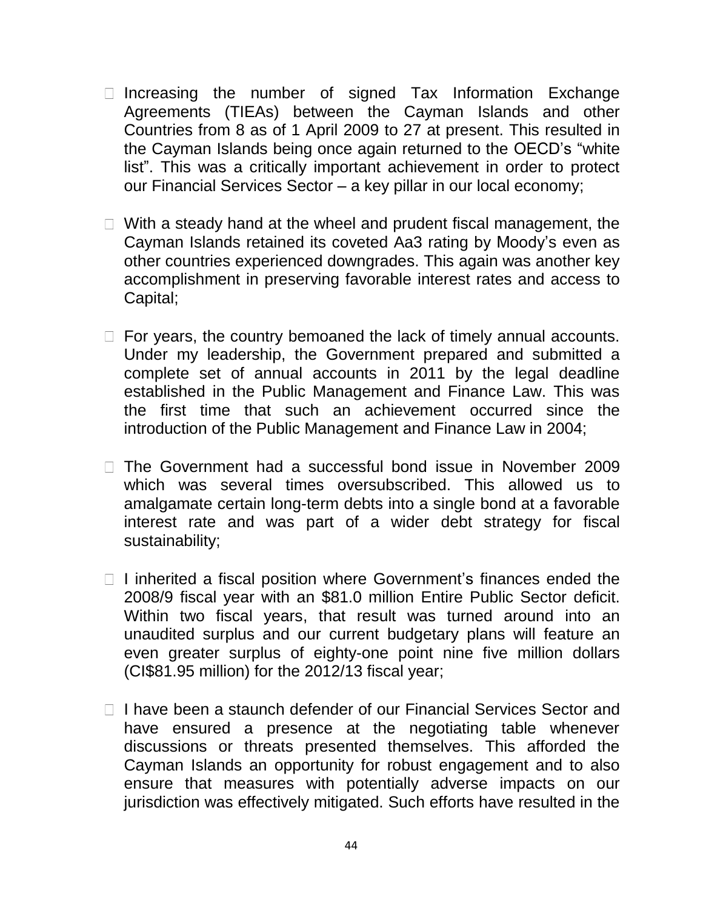- Increasing the number of signed Tax Information Exchange Agreements (TIEAs) between the Cayman Islands and other Countries from 8 as of 1 April 2009 to 27 at present. This resulted in the Cayman Islands being once again returned to the OECD's "white list". This was a critically important achievement in order to protect our Financial Services Sector – a key pillar in our local economy;

- With a steady hand at the wheel and prudent fiscal management, the Cayman Islands retained its coveted Aa3 rating by Moody's even as other countries experienced downgrades. This again was another key accomplishment in preserving favorable interest rates and access to Capital;

- For years, the country bemoaned the lack of timely annual accounts. Under my leadership, the Government prepared and submitted a complete set of annual accounts in 2011 by the legal deadline established in the Public Management and Finance Law. This was the first time that such an achievement occurred since the introduction of the Public Management and Finance Law in 2004;

- The Government had a successful bond issue in November 2009 which was several times oversubscribed. This allowed us to amalgamate certain long-term debts into a single bond at a favorable interest rate and was part of a wider debt strategy for fiscal sustainability;

- I inherited a fiscal position where Government's finances ended the 2008/9 fiscal year with an $81.0 million Entire Public Sector deficit. Within two fiscal years, that result was turned around into an unaudited surplus and our current budgetary plans will feature an even greater surplus of eighty-one point nine five million dollars (CI$81.95 million) for the 2012/13 fiscal year;

- I have been a staunch defender of our Financial Services Sector and have ensured a presence at the negotiating table whenever discussions or threats presented themselves. This afforded the Cayman Islands an opportunity for robust engagement and to also ensure that measures with potentially adverse impacts on our jurisdiction was effectively mitigated. Such efforts have resulted in the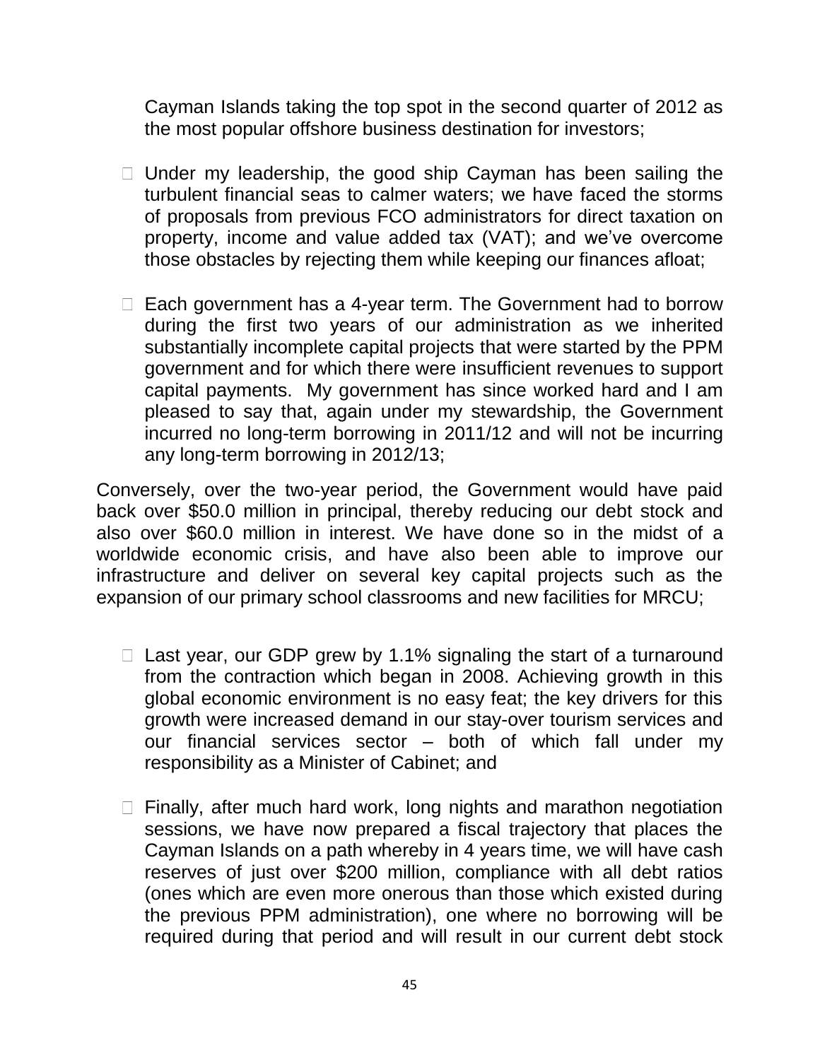Cayman Islands taking the top spot in the second quarter of 2012 as the most popular offshore business destination for investors;

- Under my leadership, the good ship Cayman has been sailing the turbulent financial seas to calmer waters; we have faced the storms of proposals from previous FCO administrators for direct taxation on property, income and value added tax (VAT); and we've overcome those obstacles by rejecting them while keeping our finances afloat;

- Each government has a 4-year term. The Government had to borrow during the first two years of our administration as we inherited substantially incomplete capital projects that were started by the PPM government and for which there were insufficient revenues to support capital payments. My government has since worked hard and I am pleased to say that, again under my stewardship, the Government incurred no long-term borrowing in 2011/12 and will not be incurring any long-term borrowing in 2012/13;

Conversely, over the two-year period, the Government would have paid back over $50.0 million in principal, thereby reducing our debt stock and also over $60.0 million in interest. We have done so in the midst of a worldwide economic crisis, and have also been able to improve our infrastructure and deliver on several key capital projects such as the expansion of our primary school classrooms and new facilities for MRCU;

- Last year, our GDP grew by 1.1% signaling the start of a turnaround from the contraction which began in 2008. Achieving growth in this global economic environment is no easy feat; the key drivers for this growth were increased demand in our stay-over tourism services and our financial services sector – both of which fall under my responsibility as a Minister of Cabinet; and

- Finally, after much hard work, long nights and marathon negotiation sessions, we have now prepared a fiscal trajectory that places the Cayman Islands on a path whereby in 4 years time, we will have cash reserves of just over $200 million, compliance with all debt ratios (ones which are even more onerous than those which existed during the previous PPM administration), one where no borrowing will be required during that period and will result in our current debt stock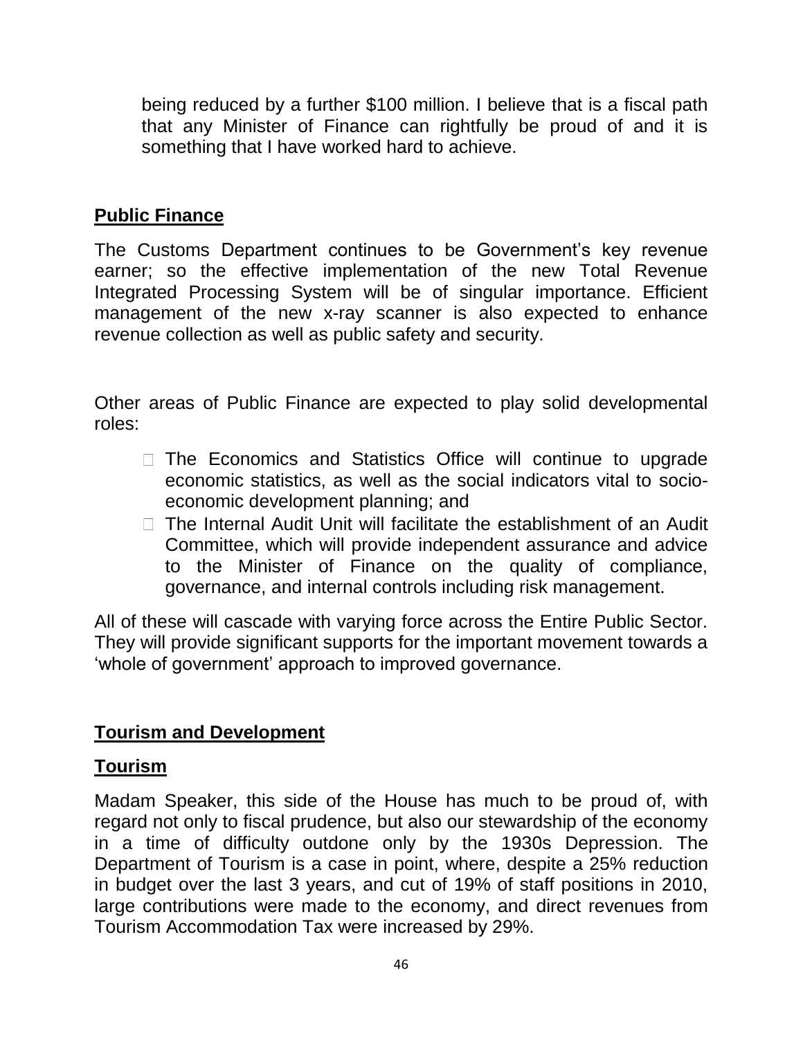being reduced by a further $100 million. I believe that is a fiscal path that any Minister of Finance can rightfully be proud of and it is something that I have worked hard to achieve.

## **Public Finance**

The Customs Department continues to be Government's key revenue earner; so the effective implementation of the new Total Revenue Integrated Processing System will be of singular importance. Efficient management of the new x-ray scanner is also expected to enhance revenue collection as well as public safety and security.

Other areas of Public Finance are expected to play solid developmental roles:

- The Economics and Statistics Office will continue to upgrade economic statistics, as well as the social indicators vital to socio-economic development planning; and
- The Internal Audit Unit will facilitate the establishment of an Audit Committee, which will provide independent assurance and advice to the Minister of Finance on the quality of compliance, governance, and internal controls including risk management.

All of these will cascade with varying force across the Entire Public Sector. They will provide significant supports for the important movement towards a 'whole of government' approach to improved governance.

## **Tourism and Development**

### **Tourism**

Madam Speaker, this side of the House has much to be proud of, with regard not only to fiscal prudence, but also our stewardship of the economy in a time of difficulty outdone only by the 1930s Depression. The Department of Tourism is a case in point, where, despite a 25% reduction in budget over the last 3 years, and cut of 19% of staff positions in 2010, large contributions were made to the economy, and direct revenues from Tourism Accommodation Tax were increased by 29%.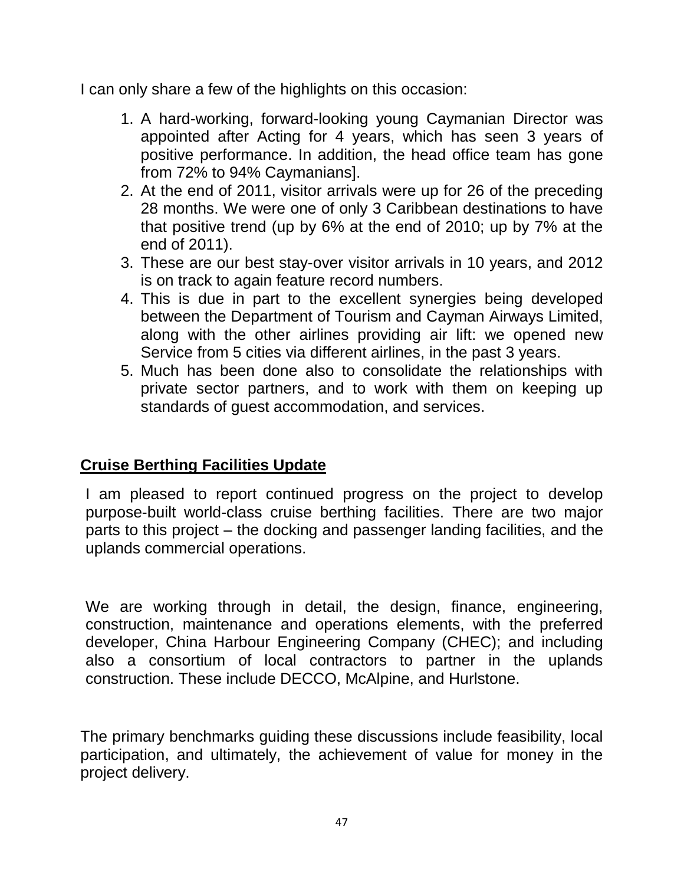I can only share a few of the highlights on this occasion:

1. A hard-working, forward-looking young Caymanian Director was appointed after Acting for 4 years, which has seen 3 years of positive performance. In addition, the head office team has gone from 72% to 94% Caymanians].
2. At the end of 2011, visitor arrivals were up for 26 of the preceding 28 months. We were one of only 3 Caribbean destinations to have that positive trend (up by 6% at the end of 2010; up by 7% at the end of 2011).
3. These are our best stay-over visitor arrivals in 10 years, and 2012 is on track to again feature record numbers.
4. This is due in part to the excellent synergies being developed between the Department of Tourism and Cayman Airways Limited, along with the other airlines providing air lift: we opened new Service from 5 cities via different airlines, in the past 3 years.
5. Much has been done also to consolidate the relationships with private sector partners, and to work with them on keeping up standards of guest accommodation, and services.

## Cruise Berthing Facilities Update

I am pleased to report continued progress on the project to develop purpose-built world-class cruise berthing facilities. There are two major parts to this project – the docking and passenger landing facilities, and the uplands commercial operations.

We are working through in detail, the design, finance, engineering, construction, maintenance and operations elements, with the preferred developer, China Harbour Engineering Company (CHEC); and including also a consortium of local contractors to partner in the uplands construction. These include DECCO, McAlpine, and Hurlstone.

The primary benchmarks guiding these discussions include feasibility, local participation, and ultimately, the achievement of value for money in the project delivery.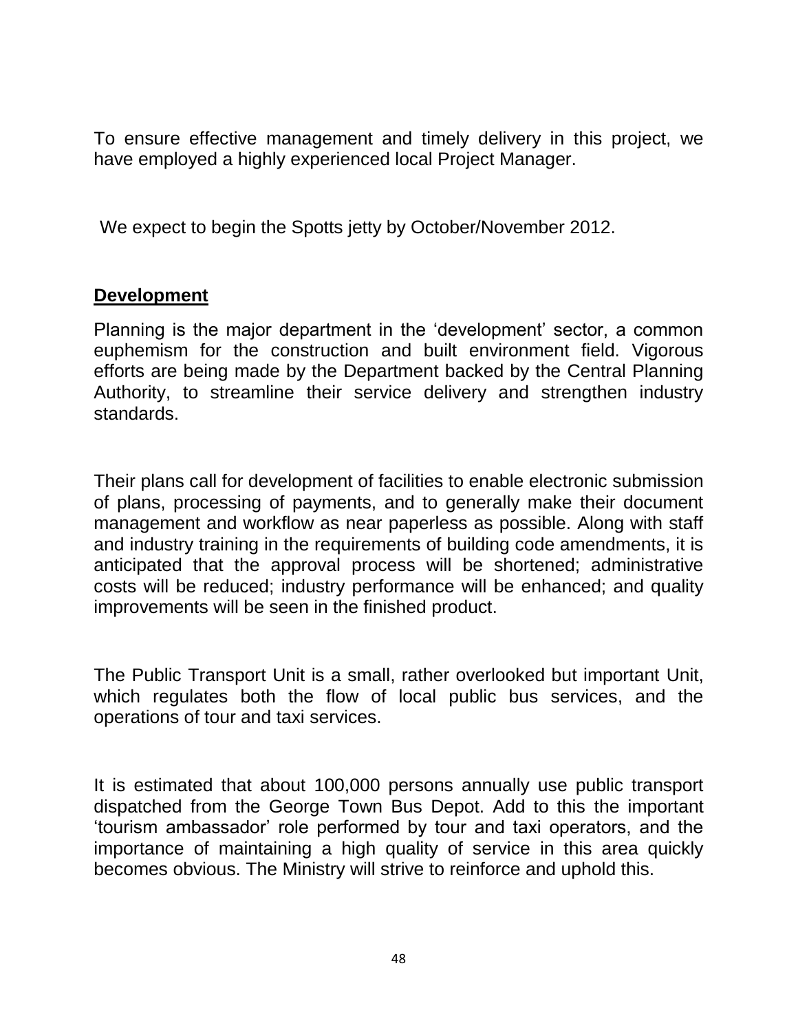To ensure effective management and timely delivery in this project, we have employed a highly experienced local Project Manager.

We expect to begin the Spotts jetty by October/November 2012.

## Development

Planning is the major department in the 'development' sector, a common euphemism for the construction and built environment field. Vigorous efforts are being made by the Department backed by the Central Planning Authority, to streamline their service delivery and strengthen industry standards.

Their plans call for development of facilities to enable electronic submission of plans, processing of payments, and to generally make their document management and workflow as near paperless as possible. Along with staff and industry training in the requirements of building code amendments, it is anticipated that the approval process will be shortened; administrative costs will be reduced; industry performance will be enhanced; and quality improvements will be seen in the finished product.

The Public Transport Unit is a small, rather overlooked but important Unit, which regulates both the flow of local public bus services, and the operations of tour and taxi services.

It is estimated that about 100,000 persons annually use public transport dispatched from the George Town Bus Depot. Add to this the important 'tourism ambassador' role performed by tour and taxi operators, and the importance of maintaining a high quality of service in this area quickly becomes obvious. The Ministry will strive to reinforce and uphold this.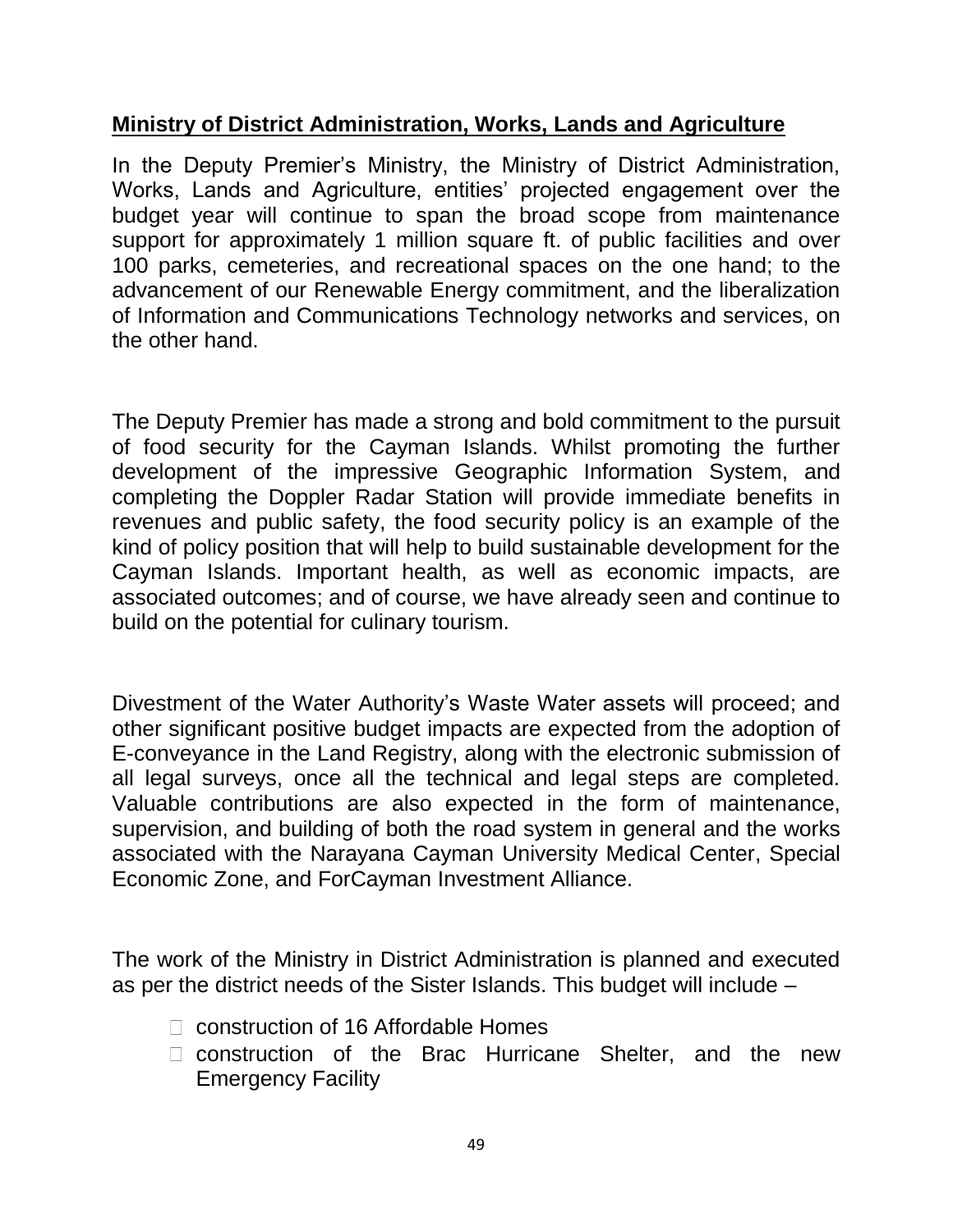## Ministry of District Administration, Works, Lands and Agriculture

In the Deputy Premier's Ministry, the Ministry of District Administration, Works, Lands and Agriculture, entities' projected engagement over the budget year will continue to span the broad scope from maintenance support for approximately 1 million square ft. of public facilities and over 100 parks, cemeteries, and recreational spaces on the one hand; to the advancement of our Renewable Energy commitment, and the liberalization of Information and Communications Technology networks and services, on the other hand.

The Deputy Premier has made a strong and bold commitment to the pursuit of food security for the Cayman Islands. Whilst promoting the further development of the impressive Geographic Information System, and completing the Doppler Radar Station will provide immediate benefits in revenues and public safety, the food security policy is an example of the kind of policy position that will help to build sustainable development for the Cayman Islands. Important health, as well as economic impacts, are associated outcomes; and of course, we have already seen and continue to build on the potential for culinary tourism.

Divestment of the Water Authority's Waste Water assets will proceed; and other significant positive budget impacts are expected from the adoption of E-conveyance in the Land Registry, along with the electronic submission of all legal surveys, once all the technical and legal steps are completed. Valuable contributions are also expected in the form of maintenance, supervision, and building of both the road system in general and the works associated with the Narayana Cayman University Medical Center, Special Economic Zone, and ForCayman Investment Alliance.

The work of the Ministry in District Administration is planned and executed as per the district needs of the Sister Islands. This budget will include –

- construction of 16 Affordable Homes
- construction of the Brac Hurricane Shelter, and the new Emergency Facility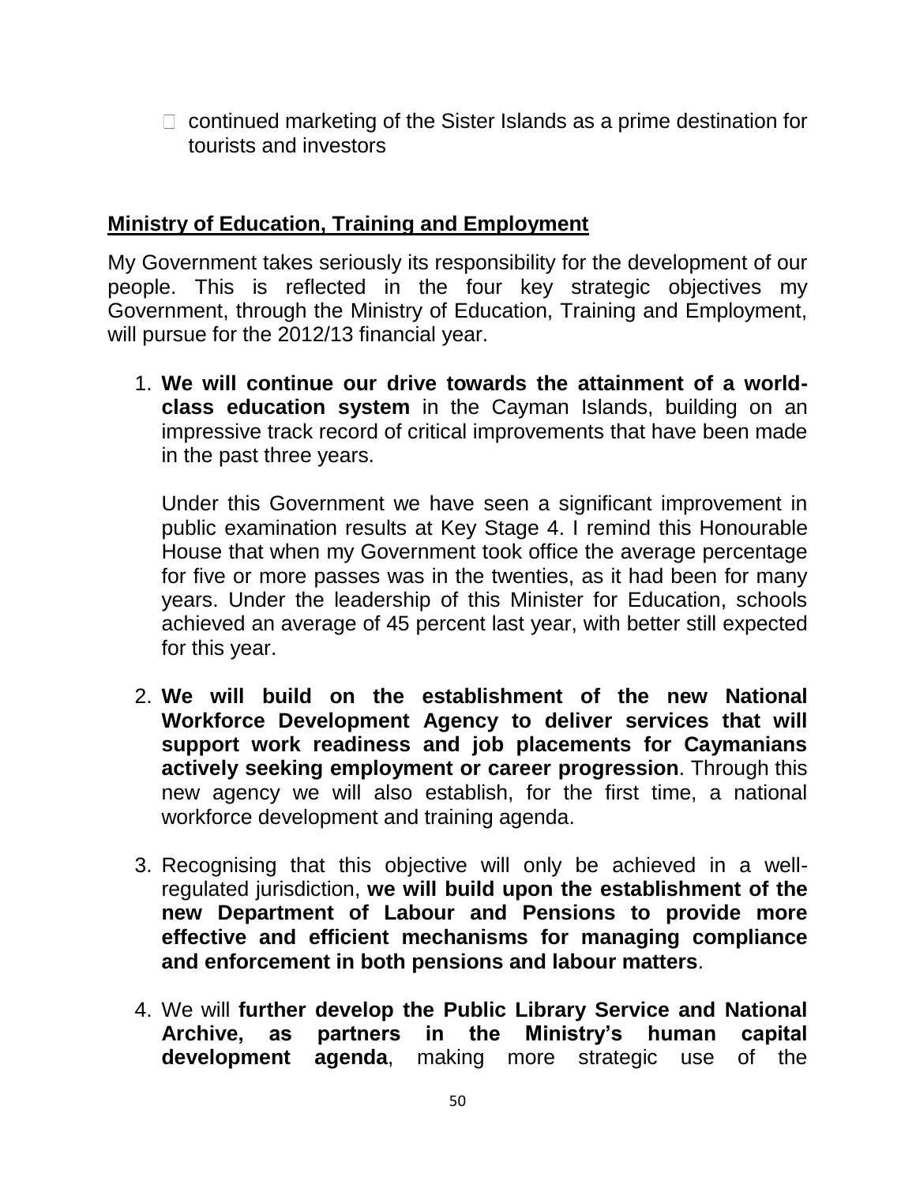- continued marketing of the Sister Islands as a prime destination for tourists and investors

**Ministry of Education, Training and Employment**

My Government takes seriously its responsibility for the development of our people. This is reflected in the four key strategic objectives my Government, through the Ministry of Education, Training and Employment, will pursue for the 2012/13 financial year.

1. **We will continue our drive towards the attainment of a world-class education system** in the Cayman Islands, building on an impressive track record of critical improvements that have been made in the past three years.

   Under this Government we have seen a significant improvement in public examination results at Key Stage 4. I remind this Honourable House that when my Government took office the average percentage for five or more passes was in the twenties, as it had been for many years. Under the leadership of this Minister for Education, schools achieved an average of 45 percent last year, with better still expected for this year.

2. **We will build on the establishment of the new National Workforce Development Agency to deliver services that will support work readiness and job placements for Caymanians actively seeking employment or career progression**. Through this new agency we will also establish, for the first time, a national workforce development and training agenda.

3. Recognising that this objective will only be achieved in a well-regulated jurisdiction, **we will build upon the establishment of the new Department of Labour and Pensions to provide more effective and efficient mechanisms for managing compliance and enforcement in both pensions and labour matters**.

4. We will **further develop the Public Library Service and National Archive, as partners in the Ministry's human capital development agenda**, making more strategic use of the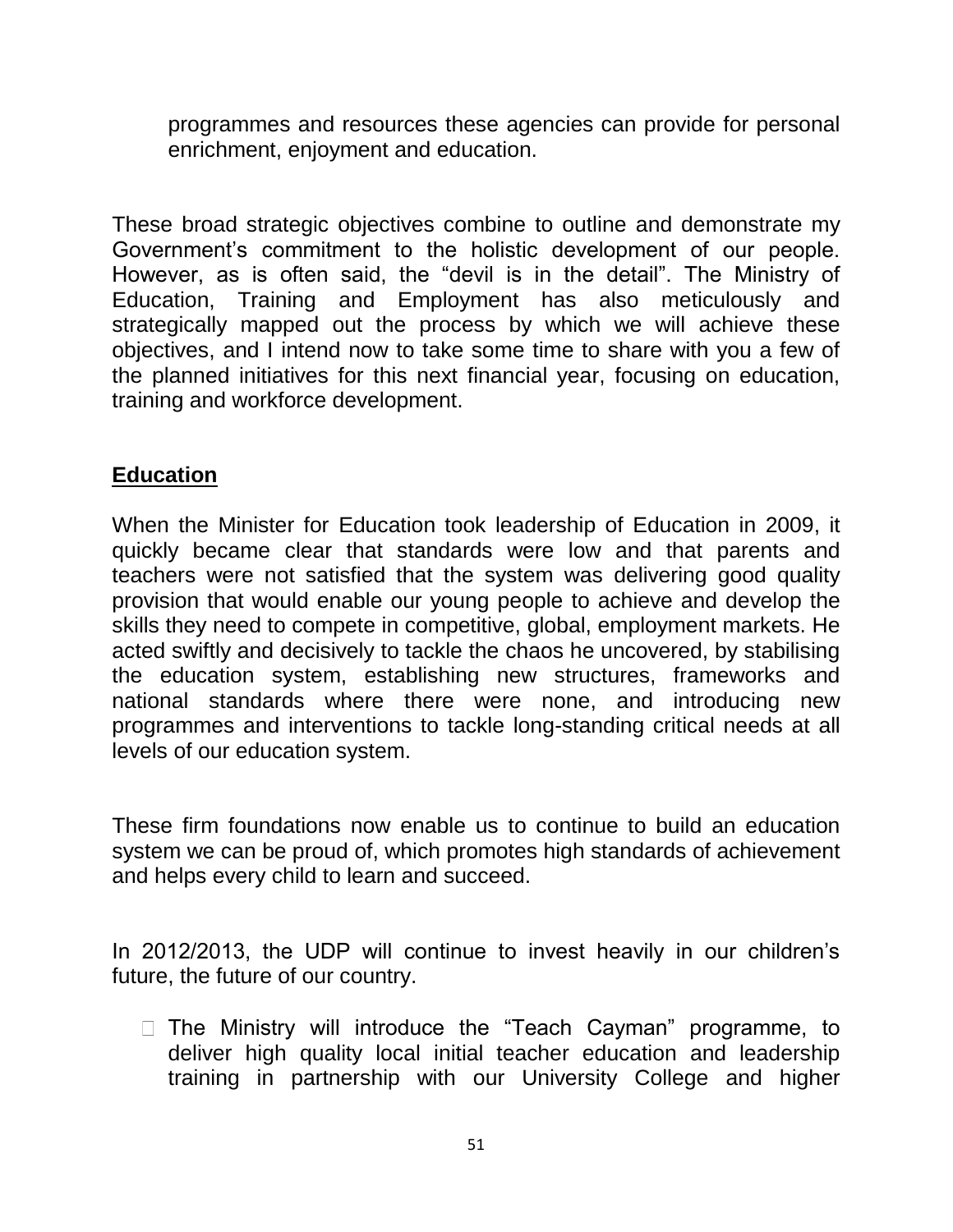programmes and resources these agencies can provide for personal enrichment, enjoyment and education.

These broad strategic objectives combine to outline and demonstrate my Government's commitment to the holistic development of our people. However, as is often said, the "devil is in the detail". The Ministry of Education, Training and Employment has also meticulously and strategically mapped out the process by which we will achieve these objectives, and I intend now to take some time to share with you a few of the planned initiatives for this next financial year, focusing on education, training and workforce development.

## Education

When the Minister for Education took leadership of Education in 2009, it quickly became clear that standards were low and that parents and teachers were not satisfied that the system was delivering good quality provision that would enable our young people to achieve and develop the skills they need to compete in competitive, global, employment markets. He acted swiftly and decisively to tackle the chaos he uncovered, by stabilising the education system, establishing new structures, frameworks and national standards where there were none, and introducing new programmes and interventions to tackle long-standing critical needs at all levels of our education system.

These firm foundations now enable us to continue to build an education system we can be proud of, which promotes high standards of achievement and helps every child to learn and succeed.

In 2012/2013, the UDP will continue to invest heavily in our children's future, the future of our country.

- The Ministry will introduce the "Teach Cayman" programme, to deliver high quality local initial teacher education and leadership training in partnership with our University College and higher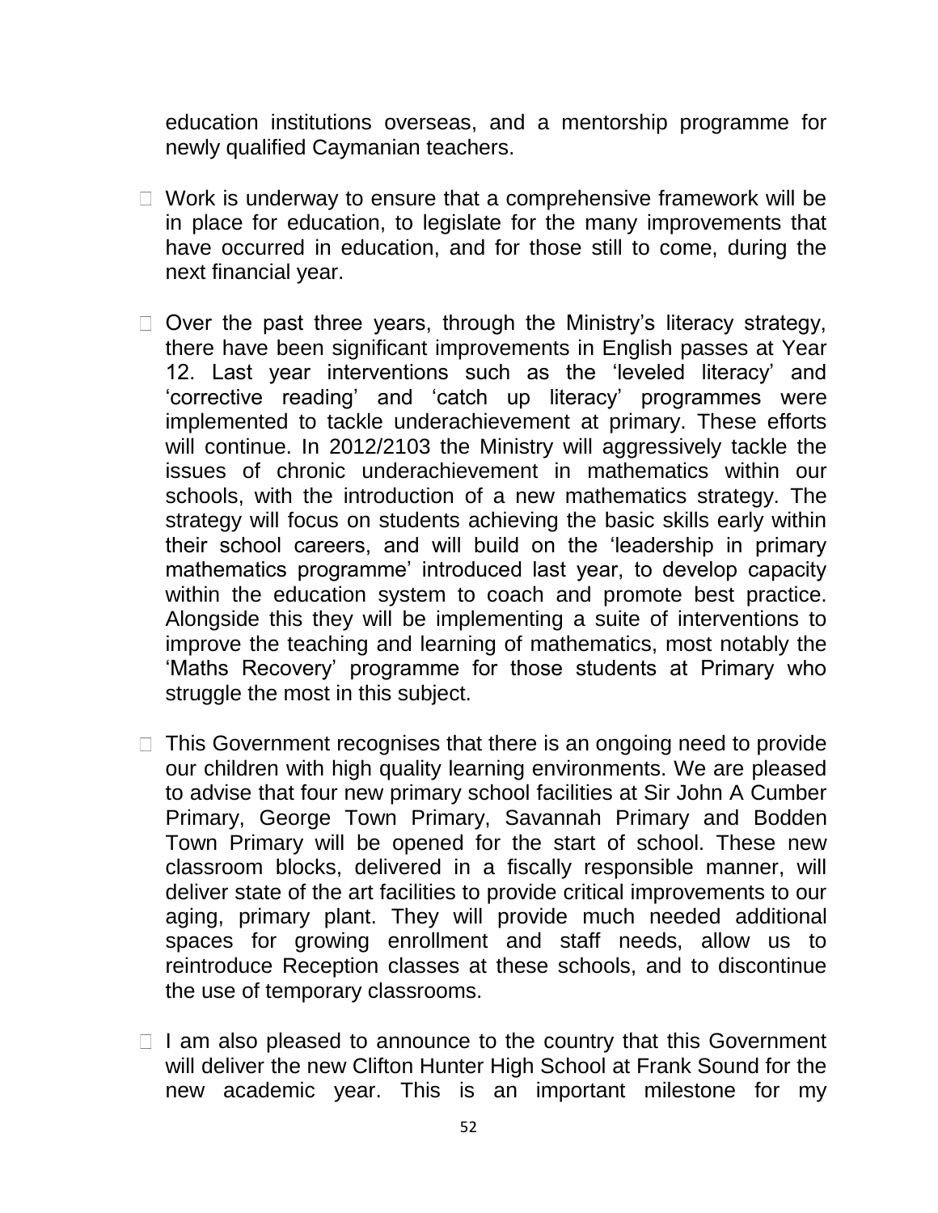education institutions overseas, and a mentorship programme for newly qualified Caymanian teachers.

- Work is underway to ensure that a comprehensive framework will be in place for education, to legislate for the many improvements that have occurred in education, and for those still to come, during the next financial year.

- Over the past three years, through the Ministry's literacy strategy, there have been significant improvements in English passes at Year 12. Last year interventions such as the 'leveled literacy' and 'corrective reading' and 'catch up literacy' programmes were implemented to tackle underachievement at primary. These efforts will continue. In 2012/2103 the Ministry will aggressively tackle the issues of chronic underachievement in mathematics within our schools, with the introduction of a new mathematics strategy. The strategy will focus on students achieving the basic skills early within their school careers, and will build on the 'leadership in primary mathematics programme' introduced last year, to develop capacity within the education system to coach and promote best practice. Alongside this they will be implementing a suite of interventions to improve the teaching and learning of mathematics, most notably the 'Maths Recovery' programme for those students at Primary who struggle the most in this subject.

- This Government recognises that there is an ongoing need to provide our children with high quality learning environments. We are pleased to advise that four new primary school facilities at Sir John A Cumber Primary, George Town Primary, Savannah Primary and Bodden Town Primary will be opened for the start of school. These new classroom blocks, delivered in a fiscally responsible manner, will deliver state of the art facilities to provide critical improvements to our aging, primary plant. They will provide much needed additional spaces for growing enrollment and staff needs, allow us to reintroduce Reception classes at these schools, and to discontinue the use of temporary classrooms.

- I am also pleased to announce to the country that this Government will deliver the new Clifton Hunter High School at Frank Sound for the new academic year. This is an important milestone for my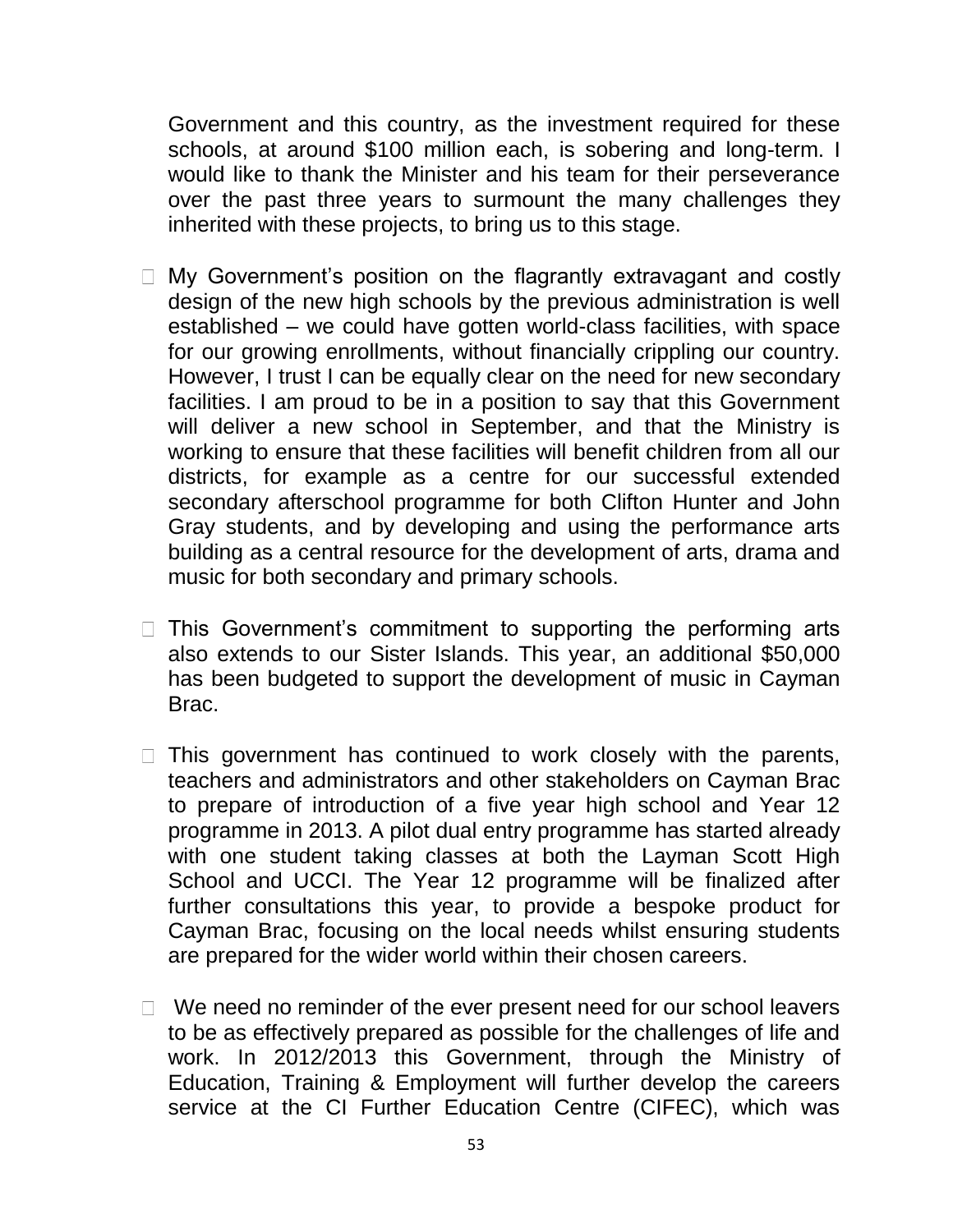Government and this country, as the investment required for these schools, at around $100 million each, is sobering and long-term. I would like to thank the Minister and his team for their perseverance over the past three years to surmount the many challenges they inherited with these projects, to bring us to this stage.

- My Government's position on the flagrantly extravagant and costly design of the new high schools by the previous administration is well established – we could have gotten world-class facilities, with space for our growing enrollments, without financially crippling our country. However, I trust I can be equally clear on the need for new secondary facilities. I am proud to be in a position to say that this Government will deliver a new school in September, and that the Ministry is working to ensure that these facilities will benefit children from all our districts, for example as a centre for our successful extended secondary afterschool programme for both Clifton Hunter and John Gray students, and by developing and using the performance arts building as a central resource for the development of arts, drama and music for both secondary and primary schools.

- This Government's commitment to supporting the performing arts also extends to our Sister Islands. This year, an additional $50,000 has been budgeted to support the development of music in Cayman Brac.

- This government has continued to work closely with the parents, teachers and administrators and other stakeholders on Cayman Brac to prepare of introduction of a five year high school and Year 12 programme in 2013. A pilot dual entry programme has started already with one student taking classes at both the Layman Scott High School and UCCI. The Year 12 programme will be finalized after further consultations this year, to provide a bespoke product for Cayman Brac, focusing on the local needs whilst ensuring students are prepared for the wider world within their chosen careers.

- We need no reminder of the ever present need for our school leavers to be as effectively prepared as possible for the challenges of life and work. In 2012/2013 this Government, through the Ministry of Education, Training & Employment will further develop the careers service at the CI Further Education Centre (CIFEC), which was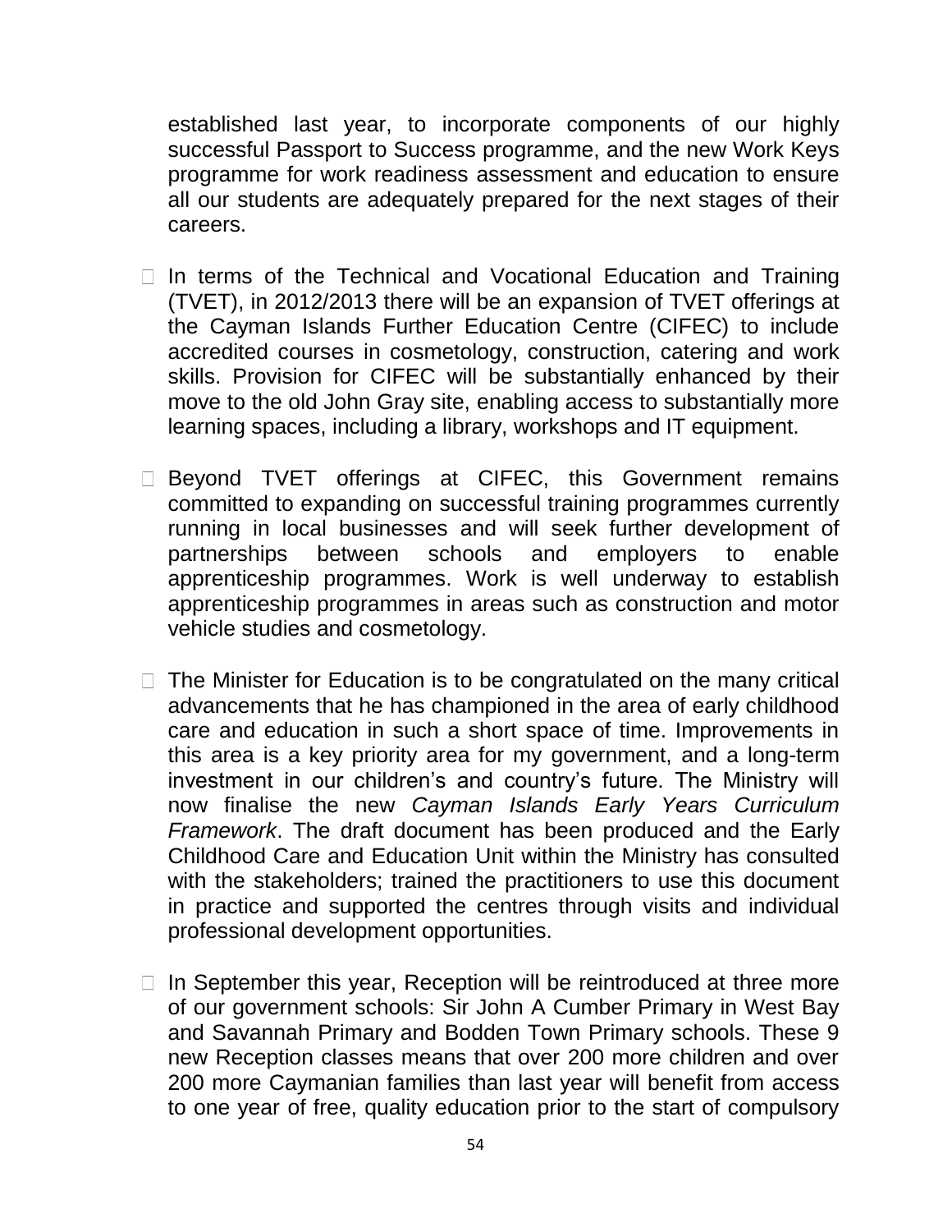established last year, to incorporate components of our highly successful Passport to Success programme, and the new Work Keys programme for work readiness assessment and education to ensure all our students are adequately prepared for the next stages of their careers.

- In terms of the Technical and Vocational Education and Training (TVET), in 2012/2013 there will be an expansion of TVET offerings at the Cayman Islands Further Education Centre (CIFEC) to include accredited courses in cosmetology, construction, catering and work skills. Provision for CIFEC will be substantially enhanced by their move to the old John Gray site, enabling access to substantially more learning spaces, including a library, workshops and IT equipment.

- Beyond TVET offerings at CIFEC, this Government remains committed to expanding on successful training programmes currently running in local businesses and will seek further development of partnerships between schools and employers to enable apprenticeship programmes. Work is well underway to establish apprenticeship programmes in areas such as construction and motor vehicle studies and cosmetology.

- The Minister for Education is to be congratulated on the many critical advancements that he has championed in the area of early childhood care and education in such a short space of time. Improvements in this area is a key priority area for my government, and a long-term investment in our children's and country's future. The Ministry will now finalise the new *Cayman Islands Early Years Curriculum Framework*. The draft document has been produced and the Early Childhood Care and Education Unit within the Ministry has consulted with the stakeholders; trained the practitioners to use this document in practice and supported the centres through visits and individual professional development opportunities.

- In September this year, Reception will be reintroduced at three more of our government schools: Sir John A Cumber Primary in West Bay and Savannah Primary and Bodden Town Primary schools. These 9 new Reception classes means that over 200 more children and over 200 more Caymanian families than last year will benefit from access to one year of free, quality education prior to the start of compulsory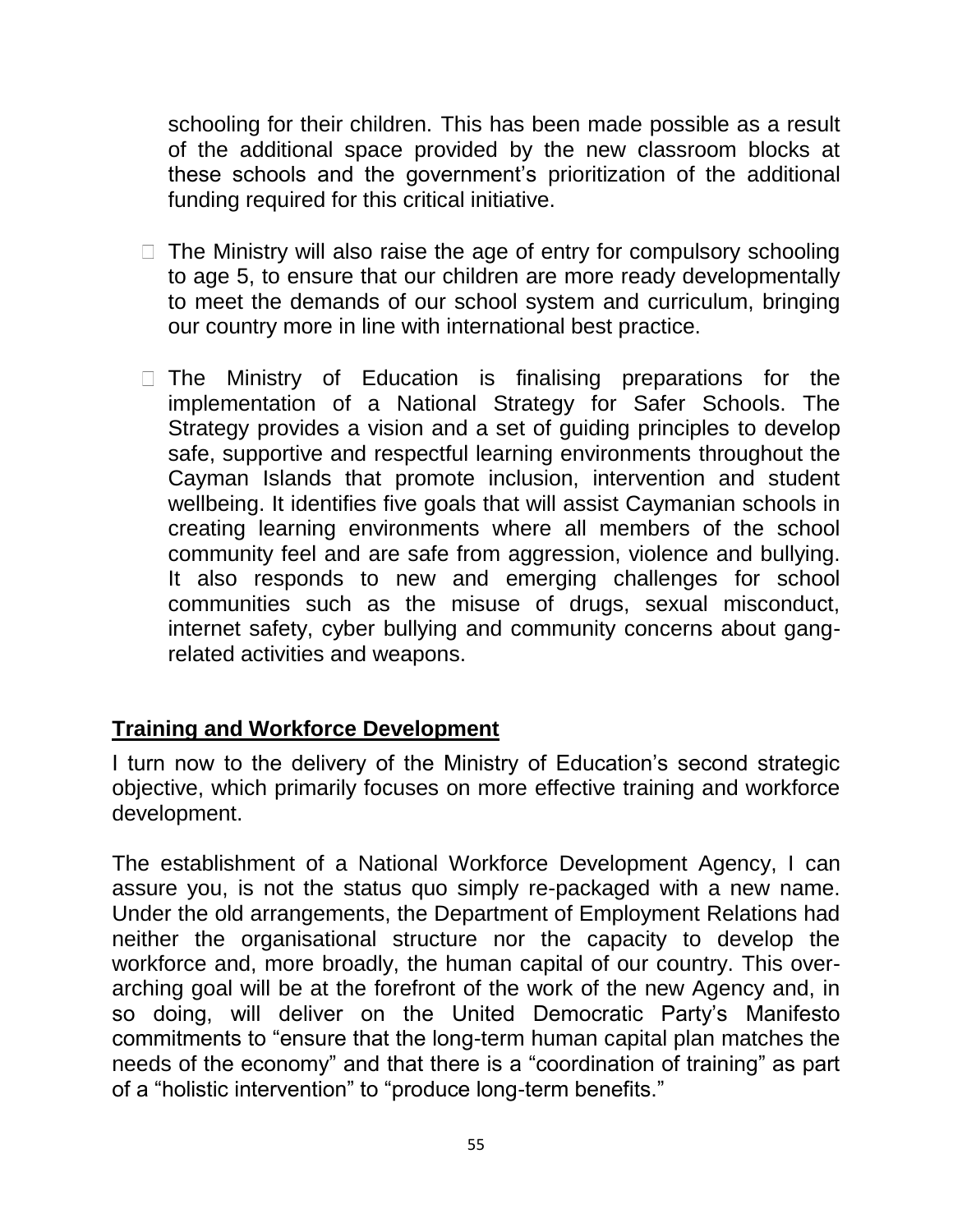schooling for their children. This has been made possible as a result of the additional space provided by the new classroom blocks at these schools and the government's prioritization of the additional funding required for this critical initiative.

- The Ministry will also raise the age of entry for compulsory schooling to age 5, to ensure that our children are more ready developmentally to meet the demands of our school system and curriculum, bringing our country more in line with international best practice.

- The Ministry of Education is finalising preparations for the implementation of a National Strategy for Safer Schools. The Strategy provides a vision and a set of guiding principles to develop safe, supportive and respectful learning environments throughout the Cayman Islands that promote inclusion, intervention and student wellbeing. It identifies five goals that will assist Caymanian schools in creating learning environments where all members of the school community feel and are safe from aggression, violence and bullying. It also responds to new and emerging challenges for school communities such as the misuse of drugs, sexual misconduct, internet safety, cyber bullying and community concerns about gang-related activities and weapons.

## Training and Workforce Development

I turn now to the delivery of the Ministry of Education's second strategic objective, which primarily focuses on more effective training and workforce development.

The establishment of a National Workforce Development Agency, I can assure you, is not the status quo simply re-packaged with a new name. Under the old arrangements, the Department of Employment Relations had neither the organisational structure nor the capacity to develop the workforce and, more broadly, the human capital of our country. This over-arching goal will be at the forefront of the work of the new Agency and, in so doing, will deliver on the United Democratic Party's Manifesto commitments to "ensure that the long-term human capital plan matches the needs of the economy" and that there is a "coordination of training" as part of a "holistic intervention" to "produce long-term benefits."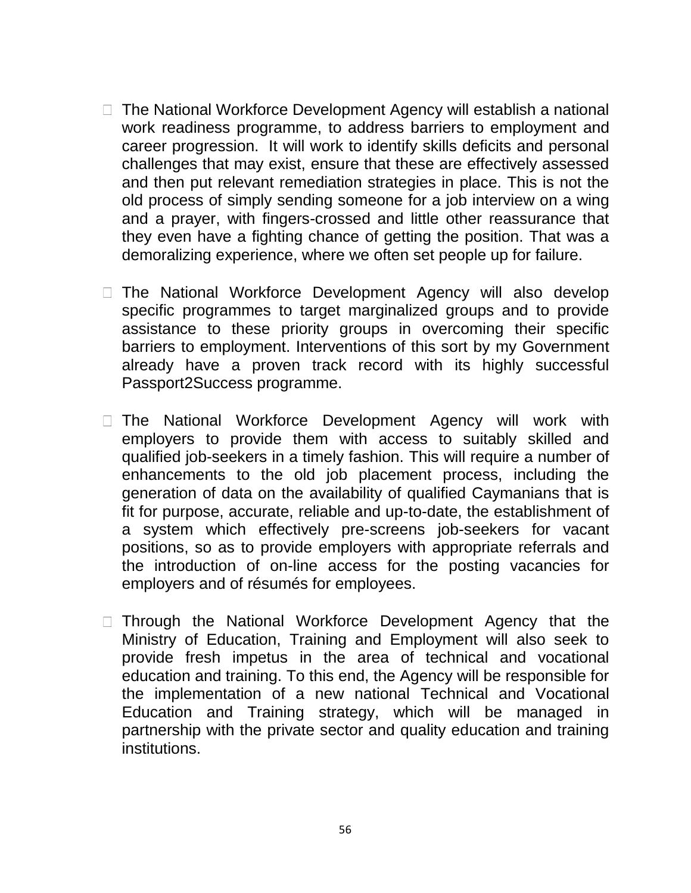- The National Workforce Development Agency will establish a national work readiness programme, to address barriers to employment and career progression. It will work to identify skills deficits and personal challenges that may exist, ensure that these are effectively assessed and then put relevant remediation strategies in place. This is not the old process of simply sending someone for a job interview on a wing and a prayer, with fingers-crossed and little other reassurance that they even have a fighting chance of getting the position. That was a demoralizing experience, where we often set people up for failure.

- The National Workforce Development Agency will also develop specific programmes to target marginalized groups and to provide assistance to these priority groups in overcoming their specific barriers to employment. Interventions of this sort by my Government already have a proven track record with its highly successful Passport2Success programme.

- The National Workforce Development Agency will work with employers to provide them with access to suitably skilled and qualified job-seekers in a timely fashion. This will require a number of enhancements to the old job placement process, including the generation of data on the availability of qualified Caymanians that is fit for purpose, accurate, reliable and up-to-date, the establishment of a system which effectively pre-screens job-seekers for vacant positions, so as to provide employers with appropriate referrals and the introduction of on-line access for the posting vacancies for employers and of résumés for employees.

- Through the National Workforce Development Agency that the Ministry of Education, Training and Employment will also seek to provide fresh impetus in the area of technical and vocational education and training. To this end, the Agency will be responsible for the implementation of a new national Technical and Vocational Education and Training strategy, which will be managed in partnership with the private sector and quality education and training institutions.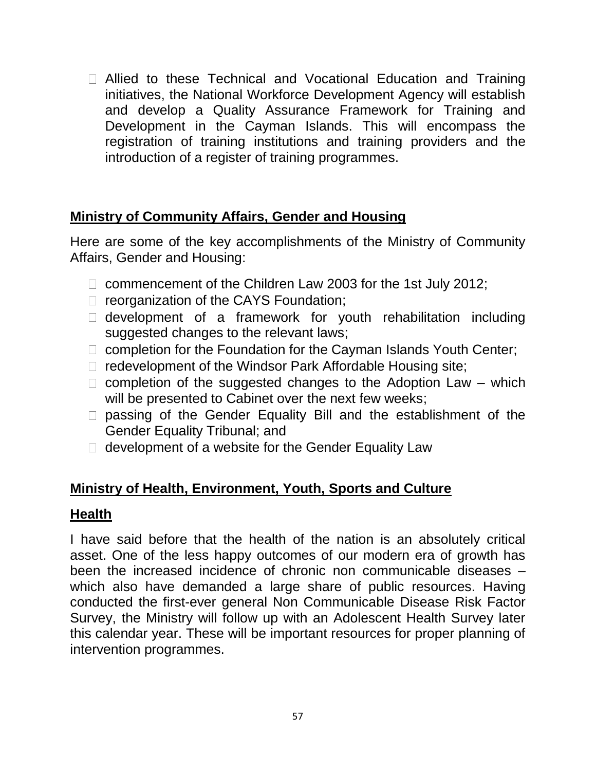- Allied to these Technical and Vocational Education and Training initiatives, the National Workforce Development Agency will establish and develop a Quality Assurance Framework for Training and Development in the Cayman Islands. This will encompass the registration of training institutions and training providers and the introduction of a register of training programmes.

## Ministry of Community Affairs, Gender and Housing

Here are some of the key accomplishments of the Ministry of Community Affairs, Gender and Housing:

- commencement of the Children Law 2003 for the 1st July 2012;
- reorganization of the CAYS Foundation;
- development of a framework for youth rehabilitation including suggested changes to the relevant laws;
- completion for the Foundation for the Cayman Islands Youth Center;
- redevelopment of the Windsor Park Affordable Housing site;
- completion of the suggested changes to the Adoption Law – which will be presented to Cabinet over the next few weeks;
- passing of the Gender Equality Bill and the establishment of the Gender Equality Tribunal; and
- development of a website for the Gender Equality Law

## Ministry of Health, Environment, Youth, Sports and Culture

### Health

I have said before that the health of the nation is an absolutely critical asset. One of the less happy outcomes of our modern era of growth has been the increased incidence of chronic non communicable diseases – which also have demanded a large share of public resources. Having conducted the first-ever general Non Communicable Disease Risk Factor Survey, the Ministry will follow up with an Adolescent Health Survey later this calendar year. These will be important resources for proper planning of intervention programmes.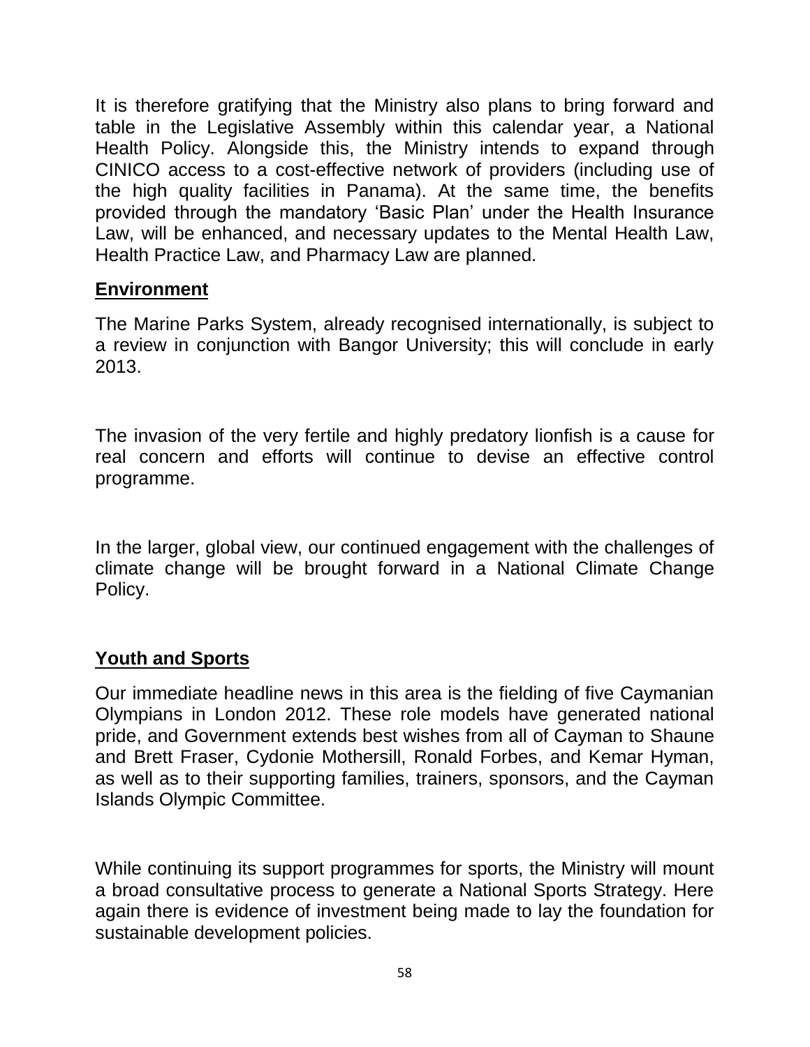It is therefore gratifying that the Ministry also plans to bring forward and table in the Legislative Assembly within this calendar year, a National Health Policy. Alongside this, the Ministry intends to expand through CINICO access to a cost-effective network of providers (including use of the high quality facilities in Panama). At the same time, the benefits provided through the mandatory 'Basic Plan' under the Health Insurance Law, will be enhanced, and necessary updates to the Mental Health Law, Health Practice Law, and Pharmacy Law are planned.

## Environment

The Marine Parks System, already recognised internationally, is subject to a review in conjunction with Bangor University; this will conclude in early 2013.

The invasion of the very fertile and highly predatory lionfish is a cause for real concern and efforts will continue to devise an effective control programme.

In the larger, global view, our continued engagement with the challenges of climate change will be brought forward in a National Climate Change Policy.

## Youth and Sports

Our immediate headline news in this area is the fielding of five Caymanian Olympians in London 2012. These role models have generated national pride, and Government extends best wishes from all of Cayman to Shaune and Brett Fraser, Cydonie Mothersill, Ronald Forbes, and Kemar Hyman, as well as to their supporting families, trainers, sponsors, and the Cayman Islands Olympic Committee.

While continuing its support programmes for sports, the Ministry will mount a broad consultative process to generate a National Sports Strategy. Here again there is evidence of investment being made to lay the foundation for sustainable development policies.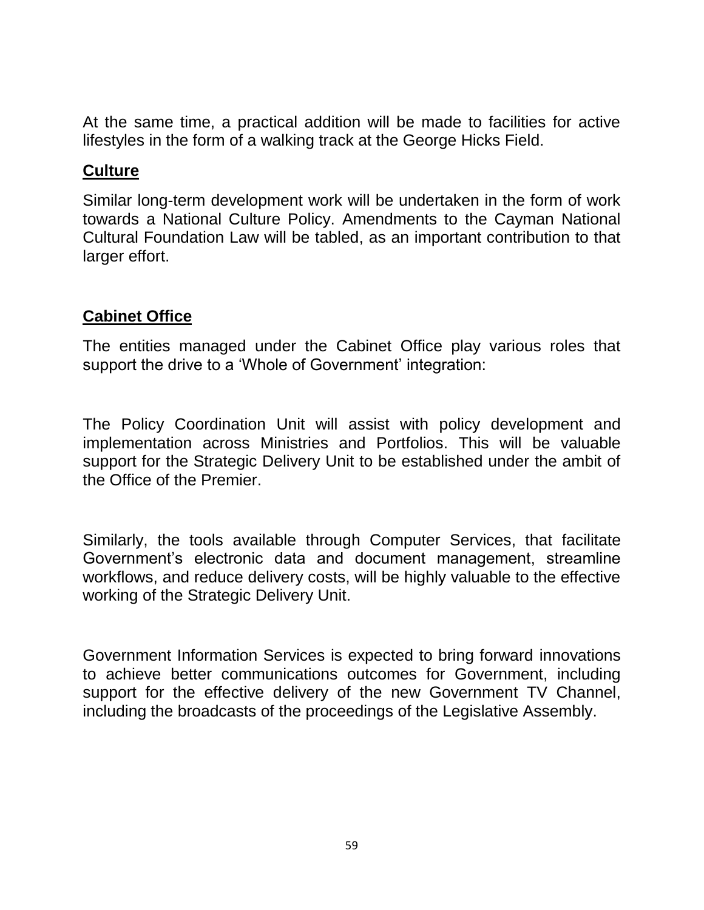At the same time, a practical addition will be made to facilities for active lifestyles in the form of a walking track at the George Hicks Field.

**Culture**

Similar long-term development work will be undertaken in the form of work towards a National Culture Policy. Amendments to the Cayman National Cultural Foundation Law will be tabled, as an important contribution to that larger effort.

**Cabinet Office**

The entities managed under the Cabinet Office play various roles that support the drive to a 'Whole of Government' integration:

The Policy Coordination Unit will assist with policy development and implementation across Ministries and Portfolios. This will be valuable support for the Strategic Delivery Unit to be established under the ambit of the Office of the Premier.

Similarly, the tools available through Computer Services, that facilitate Government's electronic data and document management, streamline workflows, and reduce delivery costs, will be highly valuable to the effective working of the Strategic Delivery Unit.

Government Information Services is expected to bring forward innovations to achieve better communications outcomes for Government, including support for the effective delivery of the new Government TV Channel, including the broadcasts of the proceedings of the Legislative Assembly.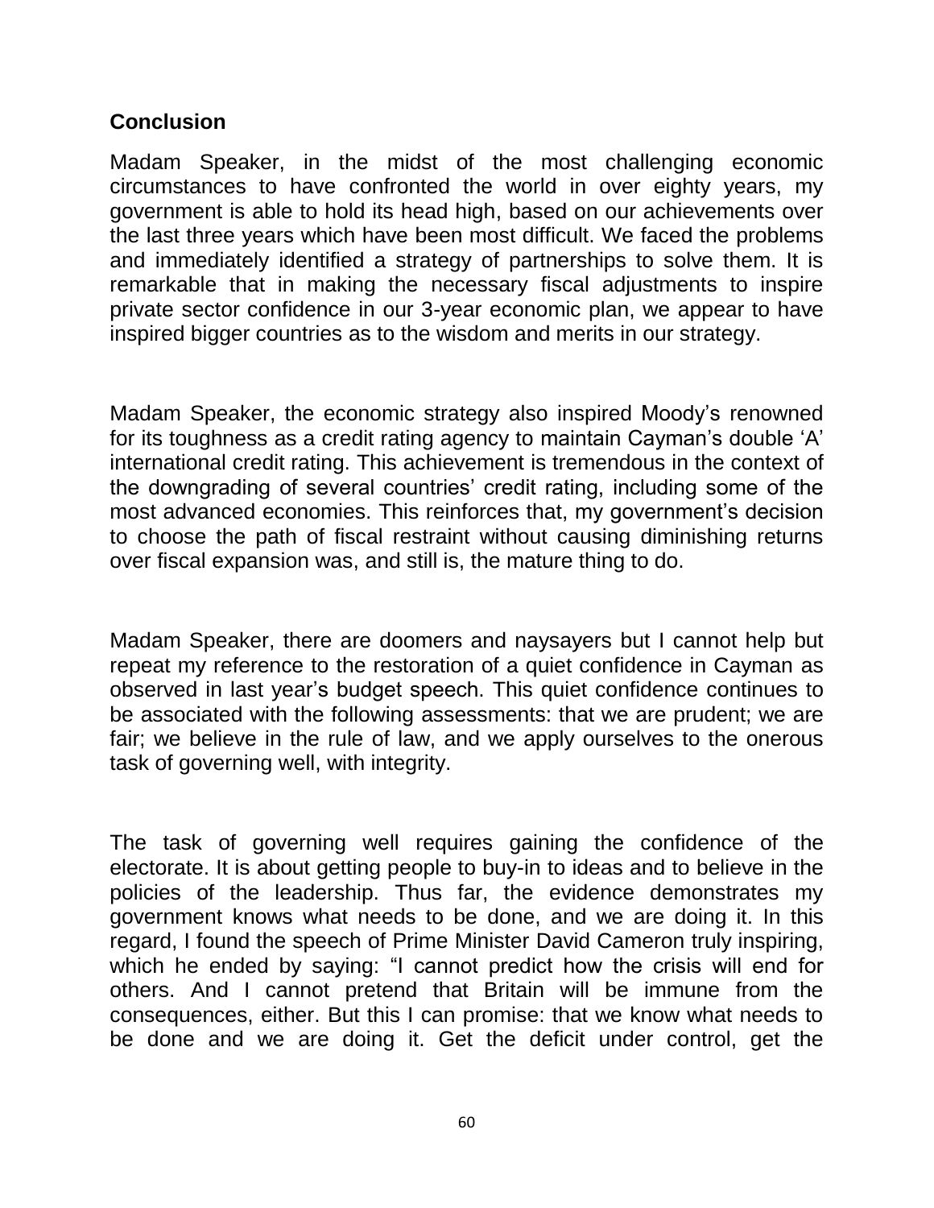## Conclusion

Madam Speaker, in the midst of the most challenging economic circumstances to have confronted the world in over eighty years, my government is able to hold its head high, based on our achievements over the last three years which have been most difficult. We faced the problems and immediately identified a strategy of partnerships to solve them. It is remarkable that in making the necessary fiscal adjustments to inspire private sector confidence in our 3-year economic plan, we appear to have inspired bigger countries as to the wisdom and merits in our strategy.

Madam Speaker, the economic strategy also inspired Moody's renowned for its toughness as a credit rating agency to maintain Cayman's double 'A' international credit rating. This achievement is tremendous in the context of the downgrading of several countries' credit rating, including some of the most advanced economies. This reinforces that, my government's decision to choose the path of fiscal restraint without causing diminishing returns over fiscal expansion was, and still is, the mature thing to do.

Madam Speaker, there are doomers and naysayers but I cannot help but repeat my reference to the restoration of a quiet confidence in Cayman as observed in last year's budget speech. This quiet confidence continues to be associated with the following assessments: that we are prudent; we are fair; we believe in the rule of law, and we apply ourselves to the onerous task of governing well, with integrity.

The task of governing well requires gaining the confidence of the electorate. It is about getting people to buy-in to ideas and to believe in the policies of the leadership. Thus far, the evidence demonstrates my government knows what needs to be done, and we are doing it. In this regard, I found the speech of Prime Minister David Cameron truly inspiring, which he ended by saying: "I cannot predict how the crisis will end for others. And I cannot pretend that Britain will be immune from the consequences, either. But this I can promise: that we know what needs to be done and we are doing it. Get the deficit under control, get the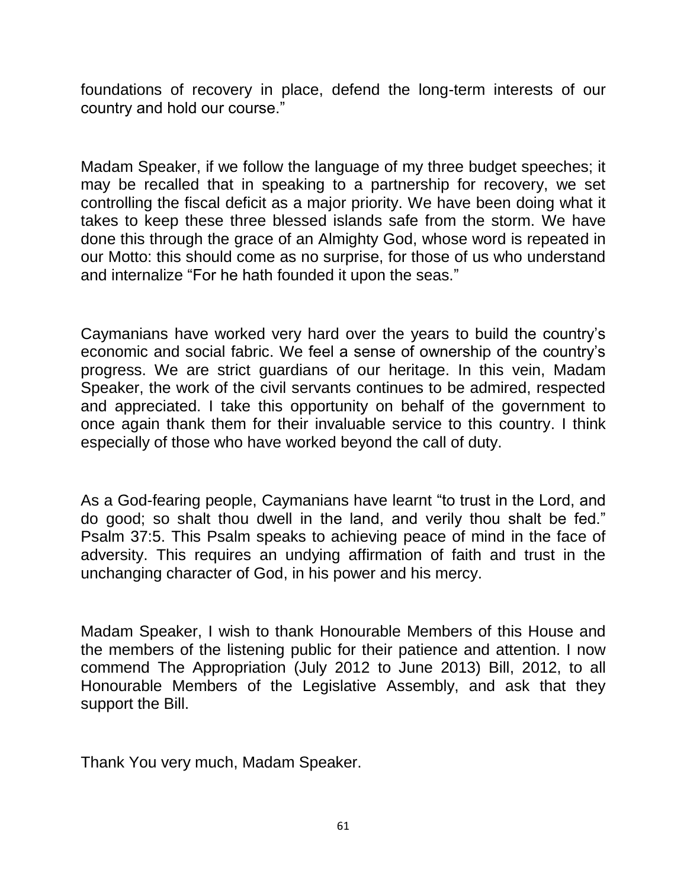foundations of recovery in place, defend the long-term interests of our country and hold our course."

Madam Speaker, if we follow the language of my three budget speeches; it may be recalled that in speaking to a partnership for recovery, we set controlling the fiscal deficit as a major priority. We have been doing what it takes to keep these three blessed islands safe from the storm. We have done this through the grace of an Almighty God, whose word is repeated in our Motto: this should come as no surprise, for those of us who understand and internalize "For he hath founded it upon the seas."

Caymanians have worked very hard over the years to build the country's economic and social fabric. We feel a sense of ownership of the country's progress. We are strict guardians of our heritage. In this vein, Madam Speaker, the work of the civil servants continues to be admired, respected and appreciated. I take this opportunity on behalf of the government to once again thank them for their invaluable service to this country. I think especially of those who have worked beyond the call of duty.

As a God-fearing people, Caymanians have learnt "to trust in the Lord, and do good; so shalt thou dwell in the land, and verily thou shalt be fed." Psalm 37:5. This Psalm speaks to achieving peace of mind in the face of adversity. This requires an undying affirmation of faith and trust in the unchanging character of God, in his power and his mercy.

Madam Speaker, I wish to thank Honourable Members of this House and the members of the listening public for their patience and attention. I now commend The Appropriation (July 2012 to June 2013) Bill, 2012, to all Honourable Members of the Legislative Assembly, and ask that they support the Bill.

Thank You very much, Madam Speaker.